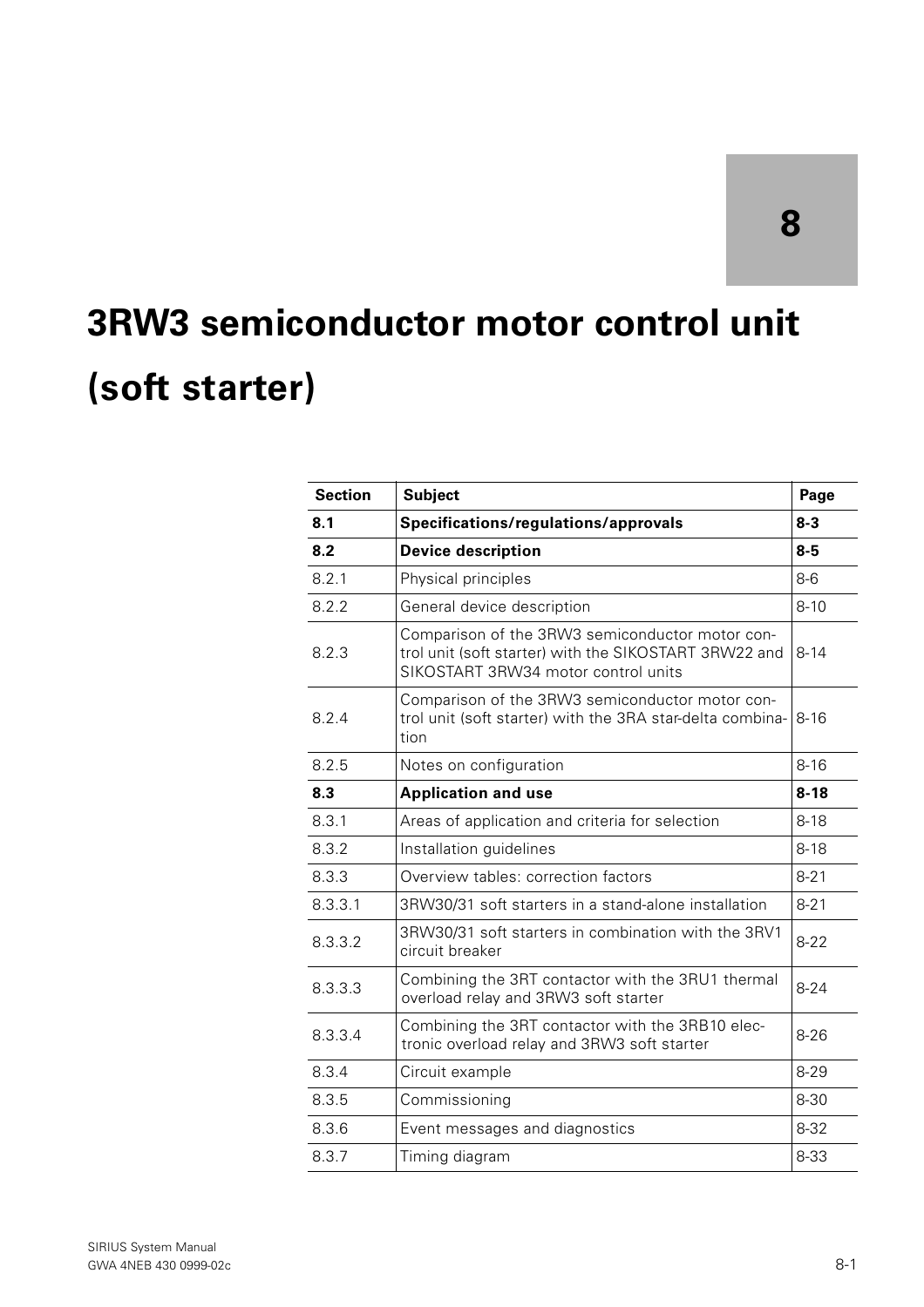# 8

# 3RW3 semiconductor motor control unit (soft starter)

| Section | Subject | Page |
|---|---|---|
| **8.1** | **Specifications/regulations/approvals** | **8-3** |
| **8.2** | **Device description** | **8-5** |
| 8.2.1 | Physical principles | 8-6 |
| 8.2.2 | General device description | 8-10 |
| 8.2.3 | Comparison of the 3RW3 semiconductor motor control unit (soft starter) with the SIKOSTART 3RW22 and SIKOSTART 3RW34 motor control units | 8-14 |
| 8.2.4 | Comparison of the 3RW3 semiconductor motor control unit (soft starter) with the 3RA star-delta combination | 8-16 |
| 8.2.5 | Notes on configuration | 8-16 |
| **8.3** | **Application and use** | **8-18** |
| 8.3.1 | Areas of application and criteria for selection | 8-18 |
| 8.3.2 | Installation guidelines | 8-18 |
| 8.3.3 | Overview tables: correction factors | 8-21 |
| 8.3.3.1 | 3RW30/31 soft starters in a stand-alone installation | 8-21 |
| 8.3.3.2 | 3RW30/31 soft starters in combination with the 3RV1 circuit breaker | 8-22 |
| 8.3.3.3 | Combining the 3RT contactor with the 3RU1 thermal overload relay and 3RW3 soft starter | 8-24 |
| 8.3.3.4 | Combining the 3RT contactor with the 3RB10 electronic overload relay and 3RW3 soft starter | 8-26 |
| 8.3.4 | Circuit example | 8-29 |
| 8.3.5 | Commissioning | 8-30 |
| 8.3.6 | Event messages and diagnostics | 8-32 |
| 8.3.7 | Timing diagram | 8-33 |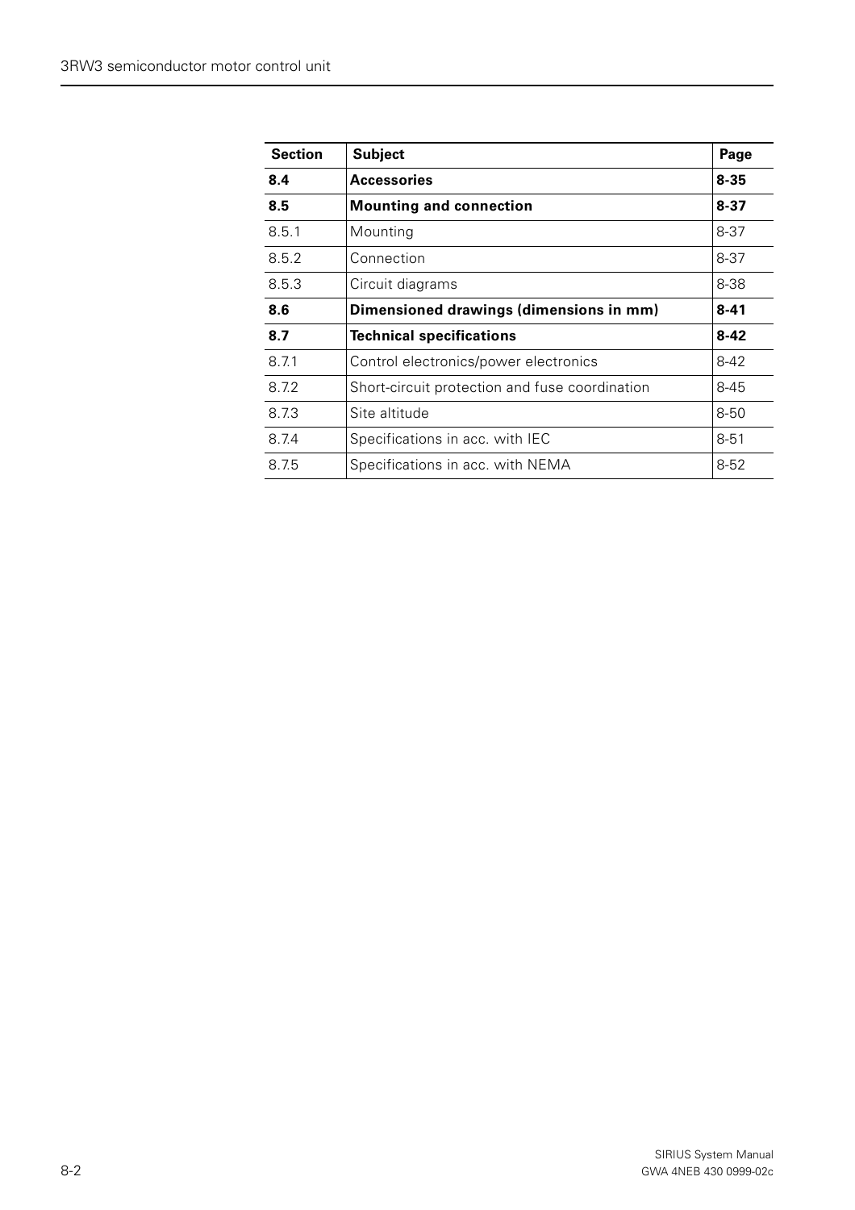| Section | Subject | Page |
|---|---|---|
| **8.4** | **Accessories** | **8-35** |
| **8.5** | **Mounting and connection** | **8-37** |
| 8.5.1 | Mounting | 8-37 |
| 8.5.2 | Connection | 8-37 |
| 8.5.3 | Circuit diagrams | 8-38 |
| **8.6** | **Dimensioned drawings (dimensions in mm)** | **8-41** |
| **8.7** | **Technical specifications** | **8-42** |
| 8.7.1 | Control electronics/power electronics | 8-42 |
| 8.7.2 | Short-circuit protection and fuse coordination | 8-45 |
| 8.7.3 | Site altitude | 8-50 |
| 8.7.4 | Specifications in acc. with IEC | 8-51 |
| 8.7.5 | Specifications in acc. with NEMA | 8-52 |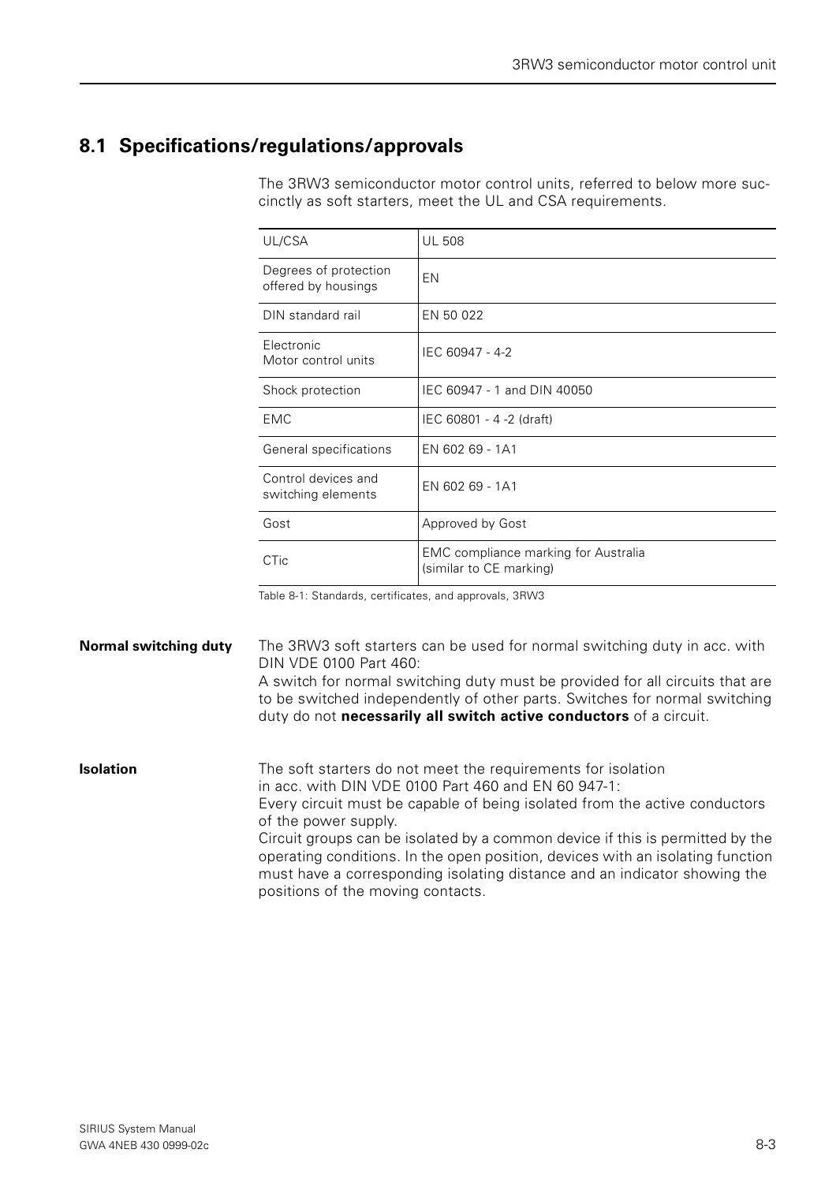## 8.1 Specifications/regulations/approvals

The 3RW3 semiconductor motor control units, referred to below more succinctly as soft starters, meet the UL and CSA requirements.

| UL/CSA | UL 508 |
|---|---|
| Degrees of protection offered by housings | EN |
| DIN standard rail | EN 50 022 |
| Electronic Motor control units | IEC 60947 - 4-2 |
| Shock protection | IEC 60947 - 1 and DIN 40050 |
| EMC | IEC 60801 - 4 -2 (draft) |
| General specifications | EN 602 69 - 1A1 |
| Control devices and switching elements | EN 602 69 - 1A1 |
| Gost | Approved by Gost |
| CTic | EMC compliance marking for Australia (similar to CE marking) |

Table 8-1: Standards, certificates, and approvals, 3RW3

**Normal switching duty**

The 3RW3 soft starters can be used for normal switching duty in acc. with DIN VDE 0100 Part 460:
A switch for normal switching duty must be provided for all circuits that are to be switched independently of other parts. Switches for normal switching duty do not **necessarily all switch active conductors** of a circuit.

**Isolation**

The soft starters do not meet the requirements for isolation in acc. with DIN VDE 0100 Part 460 and EN 60 947-1:
Every circuit must be capable of being isolated from the active conductors of the power supply.
Circuit groups can be isolated by a common device if this is permitted by the operating conditions. In the open position, devices with an isolating function must have a corresponding isolating distance and an indicator showing the positions of the moving contacts.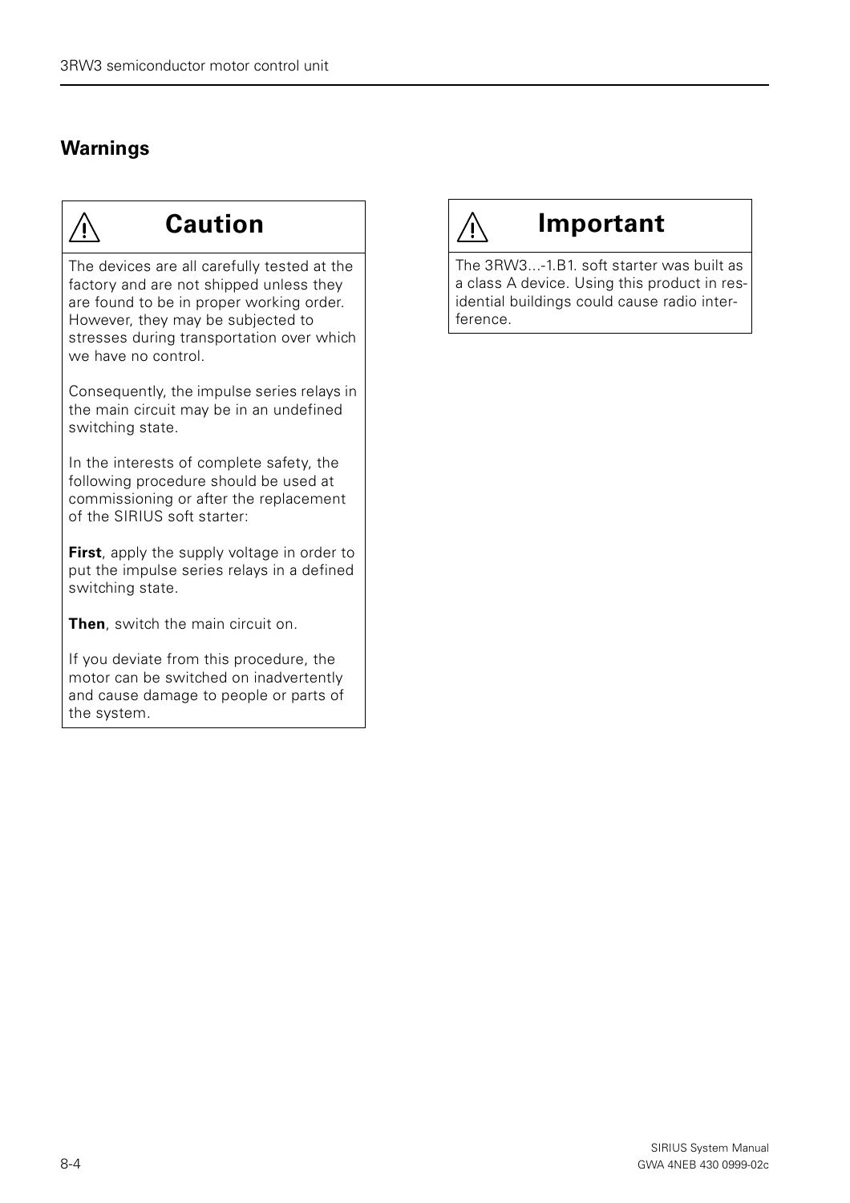## Warnings

### ⚠ Caution

The devices are all carefully tested at the factory and are not shipped unless they are found to be in proper working order. However, they may be subjected to stresses during transportation over which we have no control.

Consequently, the impulse series relays in the main circuit may be in an undefined switching state.

In the interests of complete safety, the following procedure should be used at commissioning or after the replacement of the SIRIUS soft starter:

**First**, apply the supply voltage in order to put the impulse series relays in a defined switching state.

**Then**, switch the main circuit on.

If you deviate from this procedure, the motor can be switched on inadvertently and cause damage to people or parts of the system.

### ⚠ Important

The 3RW3...-1.B1. soft starter was built as a class A device. Using this product in residential buildings could cause radio interference.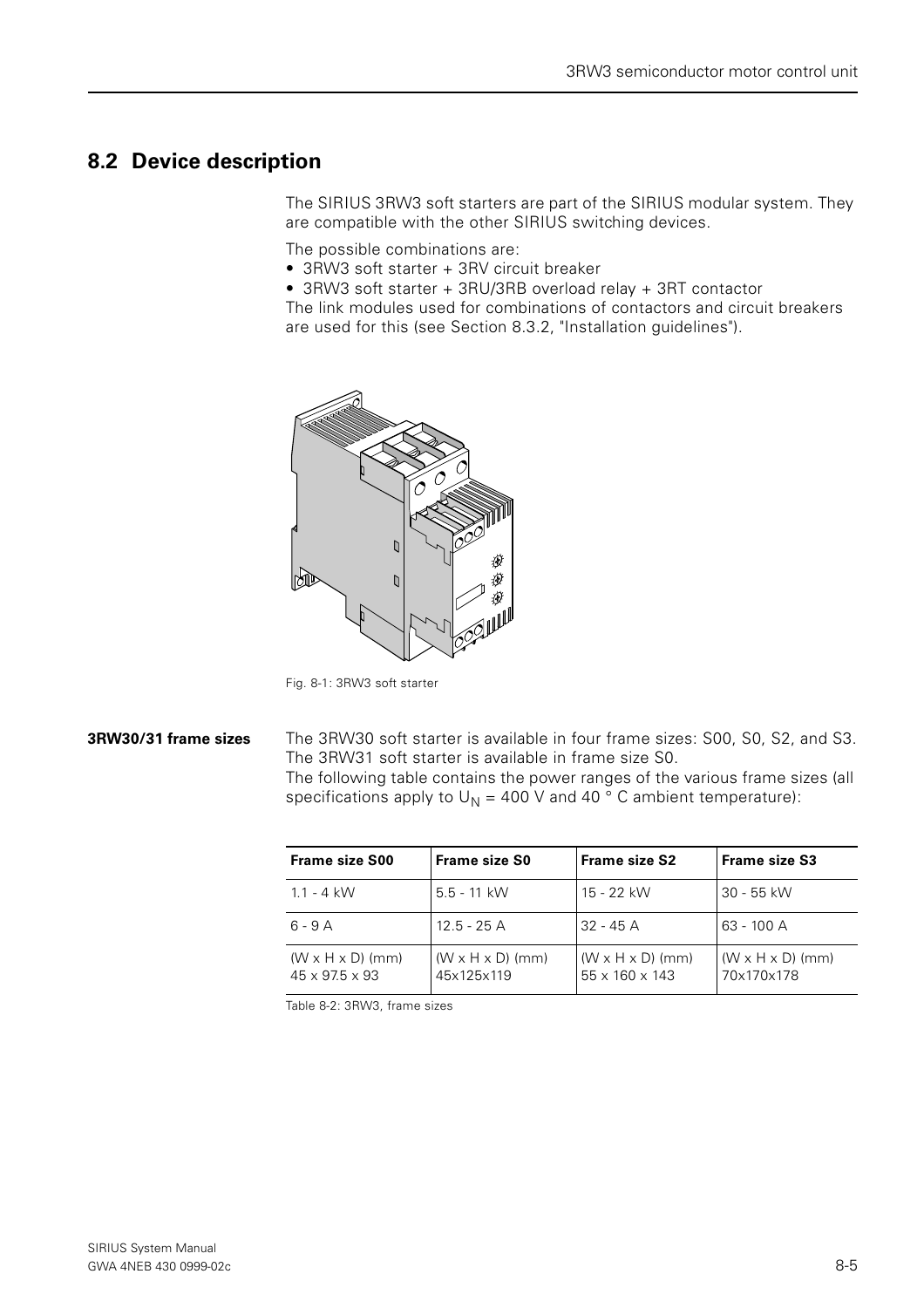## 8.2 Device description

The SIRIUS 3RW3 soft starters are part of the SIRIUS modular system. They are compatible with the other SIRIUS switching devices.

The possible combinations are:

- 3RW3 soft starter + 3RV circuit breaker
- 3RW3 soft starter + 3RU/3RB overload relay + 3RT contactor

The link modules used for combinations of contactors and circuit breakers are used for this (see Section 8.3.2, "Installation guidelines").

Fig. 8-1: 3RW3 soft starter

**3RW30/31 frame sizes**

The 3RW30 soft starter is available in four frame sizes: S00, S0, S2, and S3. The 3RW31 soft starter is available in frame size S0.
The following table contains the power ranges of the various frame sizes (all specifications apply to $U_N$ = 400 V and 40 ° C ambient temperature):

| Frame size S00 | Frame size S0 | Frame size S2 | Frame size S3 |
|---|---|---|---|
| 1.1 - 4 kW | 5.5 - 11 kW | 15 - 22 kW | 30 - 55 kW |
| 6 - 9 A | 12.5 - 25 A | 32 - 45 A | 63 - 100 A |
| (W x H x D) (mm) 45 x 97.5 x 93 | (W x H x D) (mm) 45x125x119 | (W x H x D) (mm) 55 x 160 x 143 | (W x H x D) (mm) 70x170x178 |

Table 8-2: 3RW3, frame sizes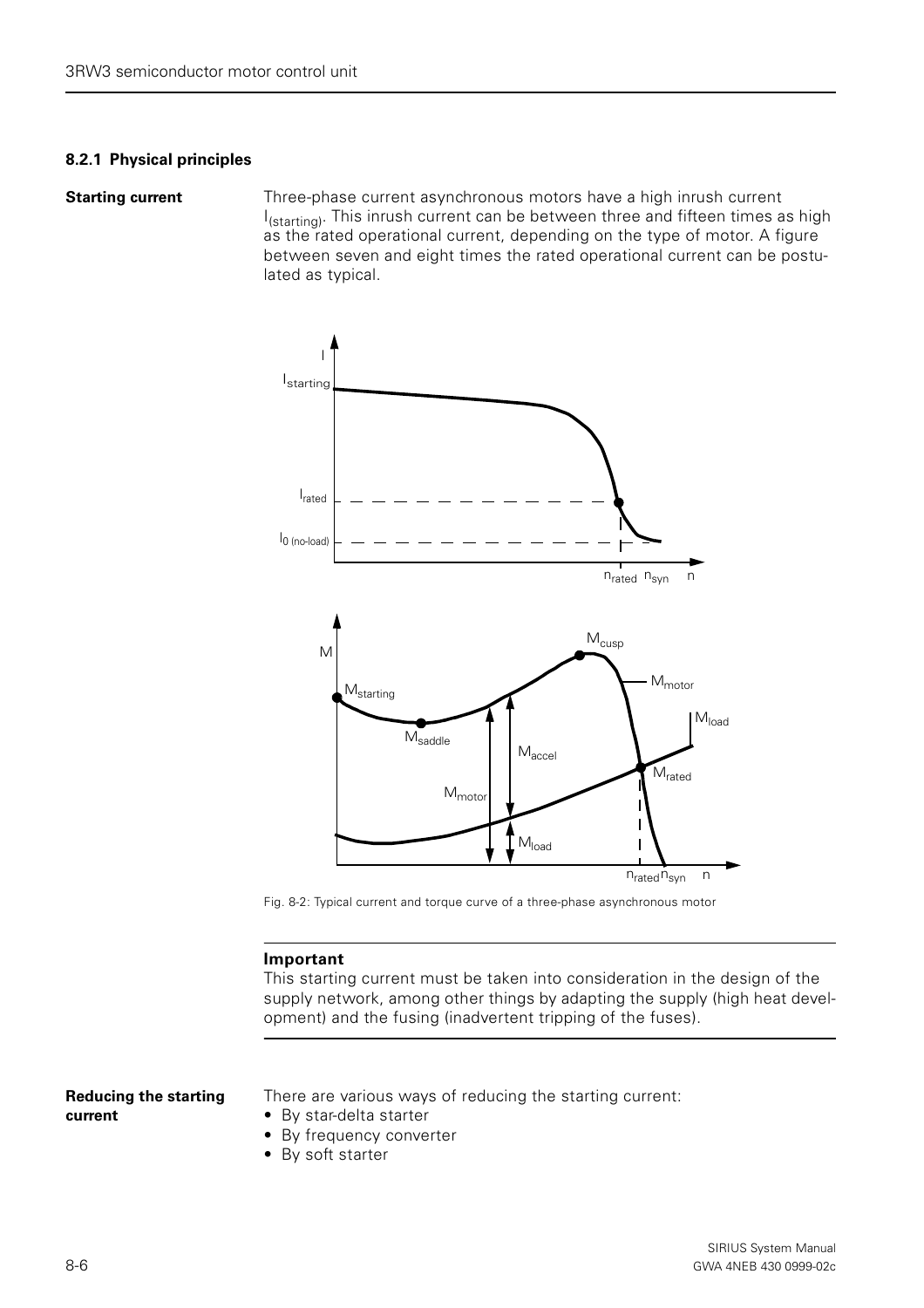### 8.2.1 Physical principles

**Starting current**

Three-phase current asynchronous motors have a high inrush current $I_{(starting)}$. This inrush current can be between three and fifteen times as high as the rated operational current, depending on the type of motor. A figure between seven and eight times the rated operational current can be postulated as typical.

Fig. 8-2: Typical current and torque curve of a three-phase asynchronous motor

**Important**

This starting current must be taken into consideration in the design of the supply network, among other things by adapting the supply (high heat development) and the fusing (inadvertent tripping of the fuses).

**Reducing the starting current**

There are various ways of reducing the starting current:

- By star-delta starter
- By frequency converter
- By soft starter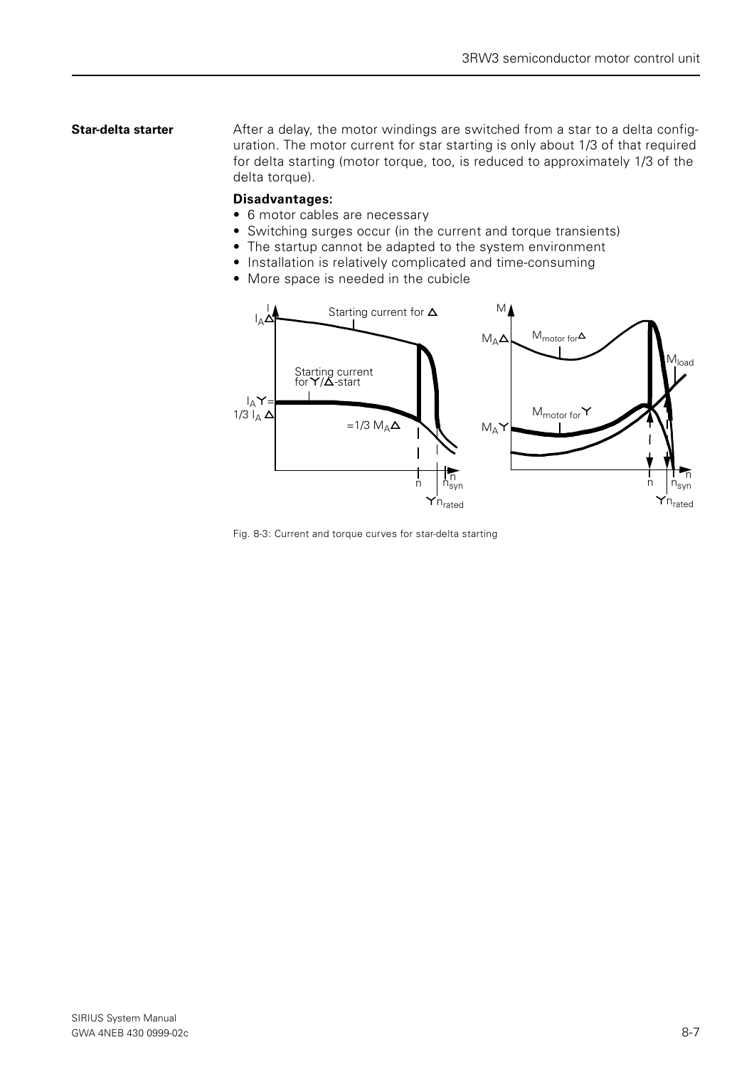## Star-delta starter

After a delay, the motor windings are switched from a star to a delta configuration. The motor current for star starting is only about 1/3 of that required for delta starting (motor torque, too, is reduced to approximately 1/3 of the delta torque).

**Disadvantages:**

- 6 motor cables are necessary
- Switching surges occur (in the current and torque transients)
- The startup cannot be adapted to the system environment
- Installation is relatively complicated and time-consuming
- More space is needed in the cubicle

Fig. 8-3: Current and torque curves for star-delta starting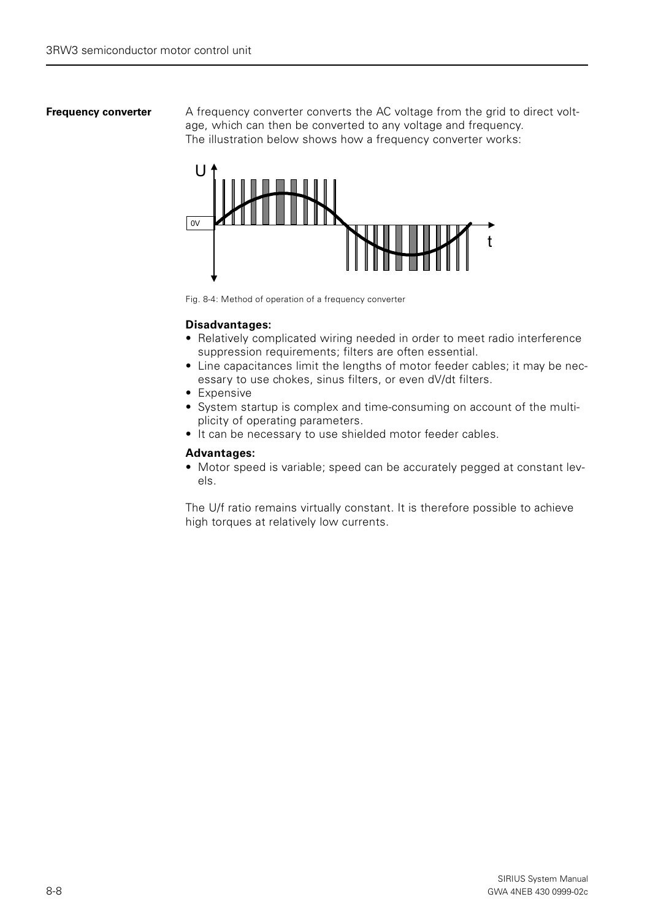## Frequency converter

A frequency converter converts the AC voltage from the grid to direct voltage, which can then be converted to any voltage and frequency.
The illustration below shows how a frequency converter works:

Fig. 8-4: Method of operation of a frequency converter

**Disadvantages:**

- Relatively complicated wiring needed in order to meet radio interference suppression requirements; filters are often essential.
- Line capacitances limit the lengths of motor feeder cables; it may be necessary to use chokes, sinus filters, or even dV/dt filters.
- Expensive
- System startup is complex and time-consuming on account of the multiplicity of operating parameters.
- It can be necessary to use shielded motor feeder cables.

**Advantages:**

- Motor speed is variable; speed can be accurately pegged at constant levels.

The U/f ratio remains virtually constant. It is therefore possible to achieve high torques at relatively low currents.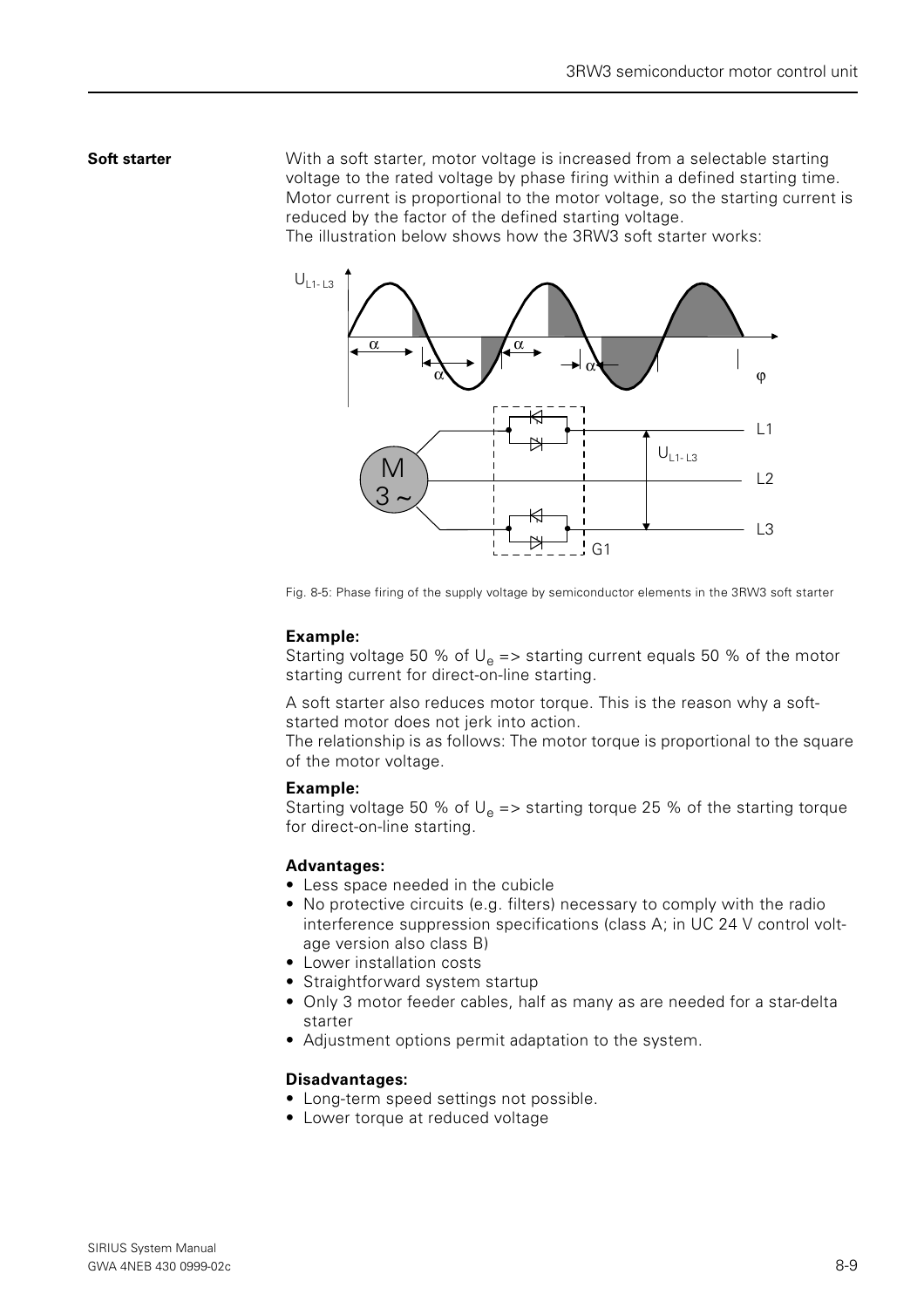## Soft starter

With a soft starter, motor voltage is increased from a selectable starting voltage to the rated voltage by phase firing within a defined starting time. Motor current is proportional to the motor voltage, so the starting current is reduced by the factor of the defined starting voltage.
The illustration below shows how the 3RW3 soft starter works:

Fig. 8-5: Phase firing of the supply voltage by semiconductor elements in the 3RW3 soft starter

**Example:**
Starting voltage 50 % of $U_e$ => starting current equals 50 % of the motor starting current for direct-on-line starting.

A soft starter also reduces motor torque. This is the reason why a soft-started motor does not jerk into action.
The relationship is as follows: The motor torque is proportional to the square of the motor voltage.

**Example:**
Starting voltage 50 % of $U_e$ => starting torque 25 % of the starting torque for direct-on-line starting.

**Advantages:**

- Less space needed in the cubicle
- No protective circuits (e.g. filters) necessary to comply with the radio interference suppression specifications (class A; in UC 24 V control voltage version also class B)
- Lower installation costs
- Straightforward system startup
- Only 3 motor feeder cables, half as many as are needed for a star-delta starter
- Adjustment options permit adaptation to the system.

**Disadvantages:**

- Long-term speed settings not possible.
- Lower torque at reduced voltage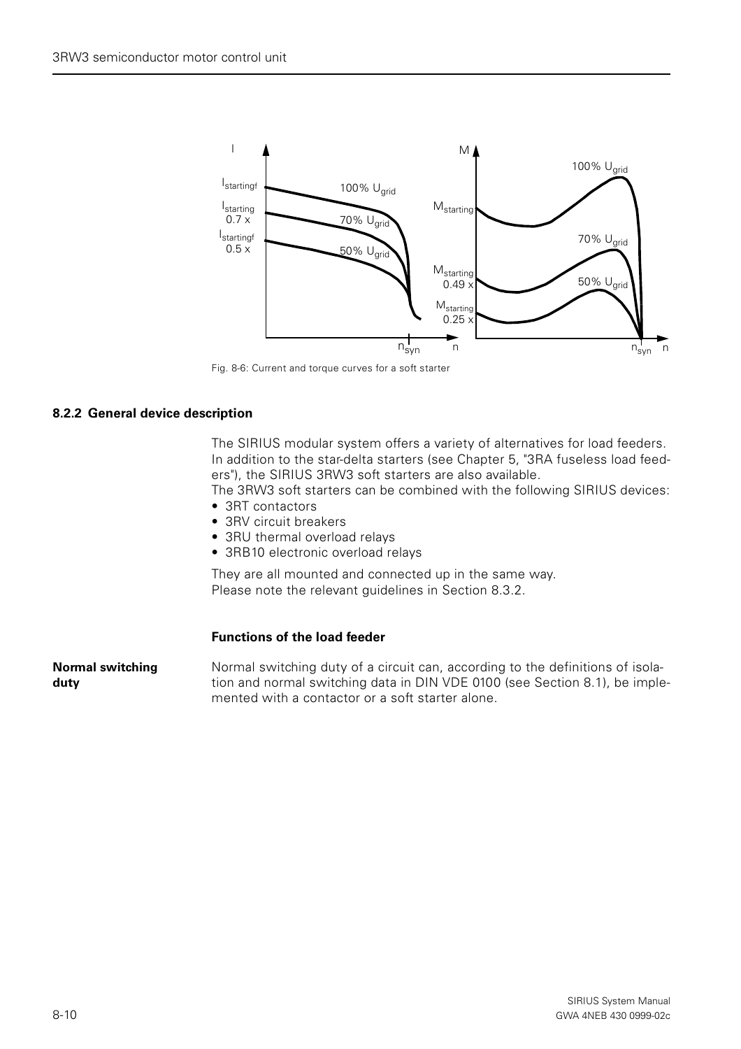Fig. 8-6: Current and torque curves for a soft starter

### 8.2.2 General device description

The SIRIUS modular system offers a variety of alternatives for load feeders. In addition to the star-delta starters (see Chapter 5, "3RA fuseless load feeders"), the SIRIUS 3RW3 soft starters are also available.
The 3RW3 soft starters can be combined with the following SIRIUS devices:

- 3RT contactors
- 3RV circuit breakers
- 3RU thermal overload relays
- 3RB10 electronic overload relays

They are all mounted and connected up in the same way.
Please note the relevant guidelines in Section 8.3.2.

#### Functions of the load feeder

**Normal switching duty**

Normal switching duty of a circuit can, according to the definitions of isolation and normal switching data in DIN VDE 0100 (see Section 8.1), be implemented with a contactor or a soft starter alone.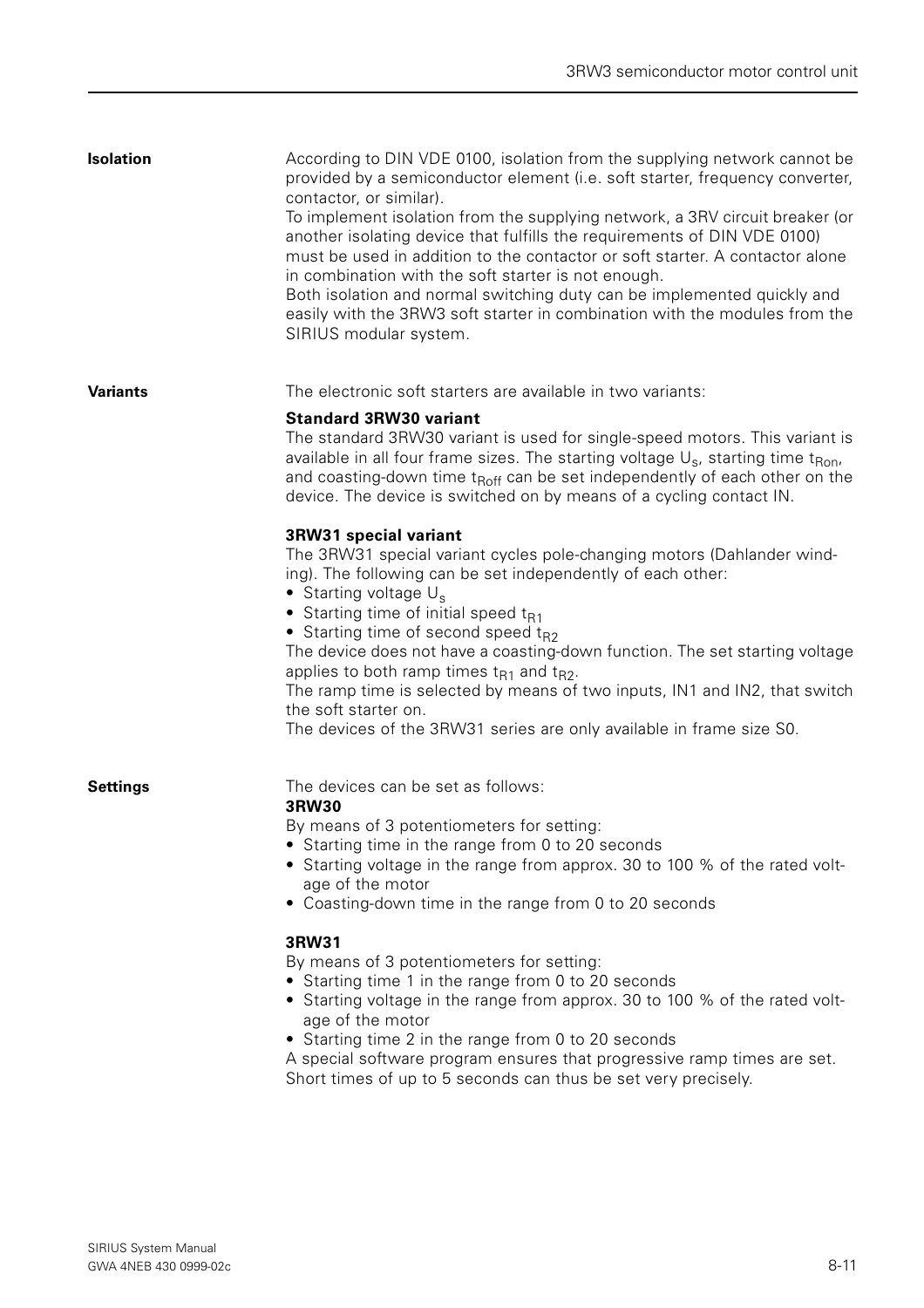## Isolation

According to DIN VDE 0100, isolation from the supplying network cannot be provided by a semiconductor element (i.e. soft starter, frequency converter, contactor, or similar).
To implement isolation from the supplying network, a 3RV circuit breaker (or another isolating device that fulfills the requirements of DIN VDE 0100) must be used in addition to the contactor or soft starter. A contactor alone in combination with the soft starter is not enough.
Both isolation and normal switching duty can be implemented quickly and easily with the 3RW3 soft starter in combination with the modules from the SIRIUS modular system.

## Variants

The electronic soft starters are available in two variants:

**Standard 3RW30 variant**
The standard 3RW30 variant is used for single-speed motors. This variant is available in all four frame sizes. The starting voltage $U_s$, starting time $t_{Ron}$, and coasting-down time $t_{Roff}$ can be set independently of each other on the device. The device is switched on by means of a cycling contact IN.

**3RW31 special variant**
The 3RW31 special variant cycles pole-changing motors (Dahlander winding). The following can be set independently of each other:

- Starting voltage $U_s$
- Starting time of initial speed $t_{R1}$
- Starting time of second speed $t_{R2}$

The device does not have a coasting-down function. The set starting voltage applies to both ramp times $t_{R1}$ and $t_{R2}$.
The ramp time is selected by means of two inputs, IN1 and IN2, that switch the soft starter on.
The devices of the 3RW31 series are only available in frame size S0.

## Settings

The devices can be set as follows:

**3RW30**
By means of 3 potentiometers for setting:

- Starting time in the range from 0 to 20 seconds
- Starting voltage in the range from approx. 30 to 100 % of the rated voltage of the motor
- Coasting-down time in the range from 0 to 20 seconds

**3RW31**
By means of 3 potentiometers for setting:

- Starting time 1 in the range from 0 to 20 seconds
- Starting voltage in the range from approx. 30 to 100 % of the rated voltage of the motor
- Starting time 2 in the range from 0 to 20 seconds

A special software program ensures that progressive ramp times are set. Short times of up to 5 seconds can thus be set very precisely.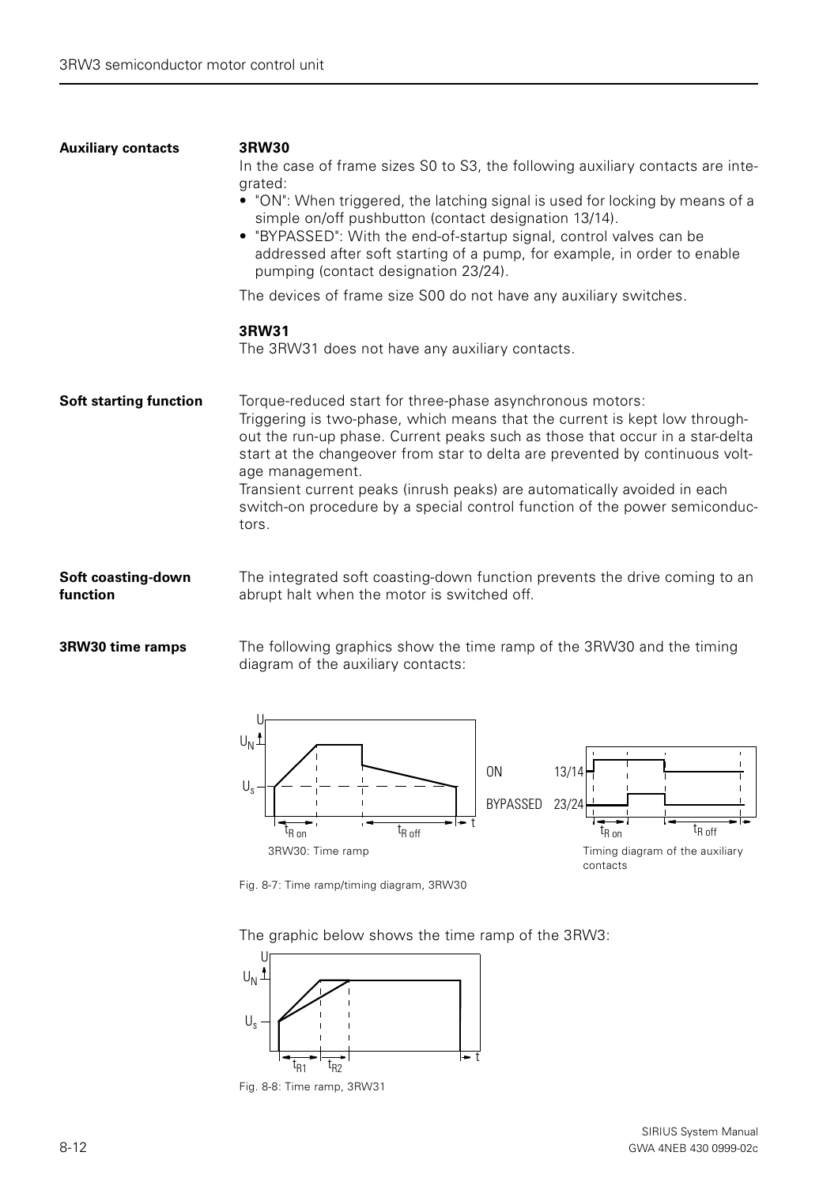**Auxiliary contacts**

**3RW30**

In the case of frame sizes S0 to S3, the following auxiliary contacts are integrated:

- "ON": When triggered, the latching signal is used for locking by means of a simple on/off pushbutton (contact designation 13/14).
- "BYPASSED": With the end-of-startup signal, control valves can be addressed after soft starting of a pump, for example, in order to enable pumping (contact designation 23/24).

The devices of frame size S00 do not have any auxiliary switches.

**3RW31**

The 3RW31 does not have any auxiliary contacts.

**Soft starting function**

Torque-reduced start for three-phase asynchronous motors:
Triggering is two-phase, which means that the current is kept low throughout the run-up phase. Current peaks such as those that occur in a star-delta start at the changeover from star to delta are prevented by continuous voltage management.
Transient current peaks (inrush peaks) are automatically avoided in each switch-on procedure by a special control function of the power semiconductors.

**Soft coasting-down function**

The integrated soft coasting-down function prevents the drive coming to an abrupt halt when the motor is switched off.

**3RW30 time ramps**

The following graphics show the time ramp of the 3RW30 and the timing diagram of the auxiliary contacts:

3RW30: Time ramp

Timing diagram of the auxiliary contacts

Fig. 8-7: Time ramp/timing diagram, 3RW30

The graphic below shows the time ramp of the 3RW3:

Fig. 8-8: Time ramp, 3RW31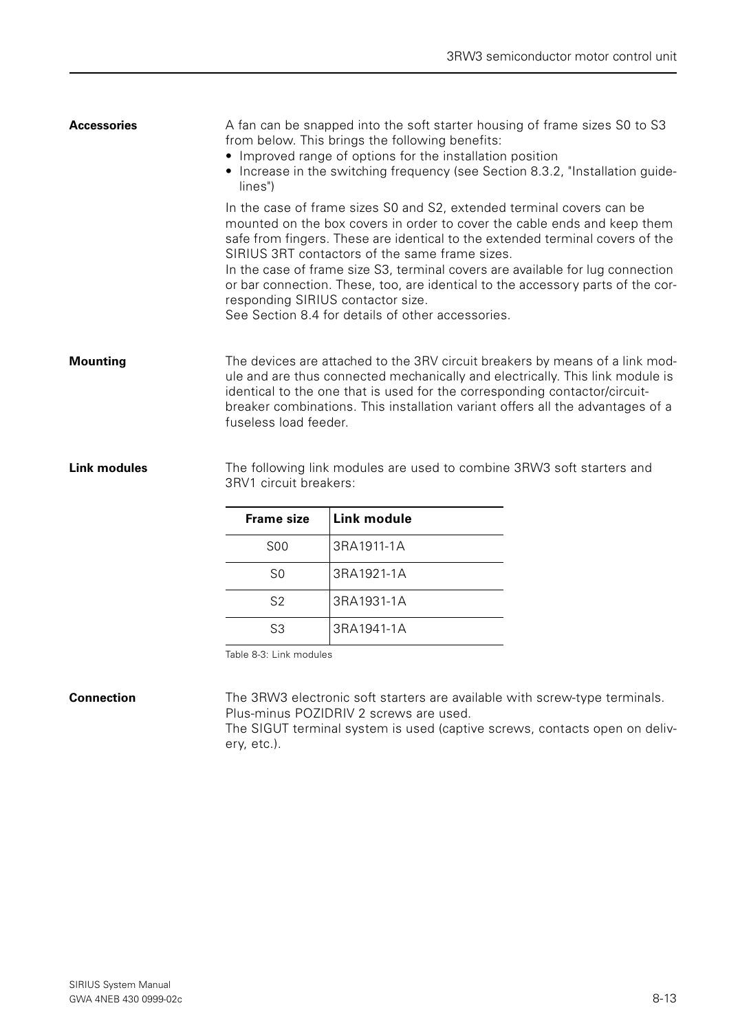#### Accessories

A fan can be snapped into the soft starter housing of frame sizes S0 to S3 from below. This brings the following benefits:

- Improved range of options for the installation position
- Increase in the switching frequency (see Section 8.3.2, "Installation guidelines")

In the case of frame sizes S0 and S2, extended terminal covers can be mounted on the box covers in order to cover the cable ends and keep them safe from fingers. These are identical to the extended terminal covers of the SIRIUS 3RT contactors of the same frame sizes.
In the case of frame size S3, terminal covers are available for lug connection or bar connection. These, too, are identical to the accessory parts of the corresponding SIRIUS contactor size.
See Section 8.4 for details of other accessories.

#### Mounting

The devices are attached to the 3RV circuit breakers by means of a link module and are thus connected mechanically and electrically. This link module is identical to the one that is used for the corresponding contactor/circuit-breaker combinations. This installation variant offers all the advantages of a fuseless load feeder.

#### Link modules

The following link modules are used to combine 3RW3 soft starters and 3RV1 circuit breakers:

| Frame size | Link module |
|---|---|
| S00 | 3RA1911-1A |
| S0 | 3RA1921-1A |
| S2 | 3RA1931-1A |
| S3 | 3RA1941-1A |

Table 8-3: Link modules

#### Connection

The 3RW3 electronic soft starters are available with screw-type terminals. Plus-minus POZIDRIV 2 screws are used.
The SIGUT terminal system is used (captive screws, contacts open on delivery, etc.).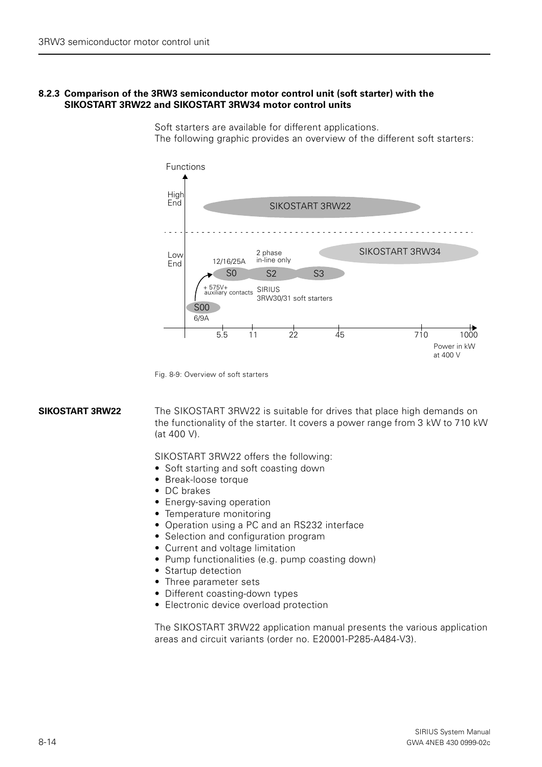### 8.2.3 Comparison of the 3RW3 semiconductor motor control unit (soft starter) with the SIKOSTART 3RW22 and SIKOSTART 3RW34 motor control units

Soft starters are available for different applications.
The following graphic provides an overview of the different soft starters:

Fig. 8-9: Overview of soft starters

**SIKOSTART 3RW22**

The SIKOSTART 3RW22 is suitable for drives that place high demands on the functionality of the starter. It covers a power range from 3 kW to 710 kW (at 400 V).

SIKOSTART 3RW22 offers the following:

- Soft starting and soft coasting down
- Break-loose torque
- DC brakes
- Energy-saving operation
- Temperature monitoring
- Operation using a PC and an RS232 interface
- Selection and configuration program
- Current and voltage limitation
- Pump functionalities (e.g. pump coasting down)
- Startup detection
- Three parameter sets
- Different coasting-down types
- Electronic device overload protection

The SIKOSTART 3RW22 application manual presents the various application areas and circuit variants (order no. E20001-P285-A484-V3).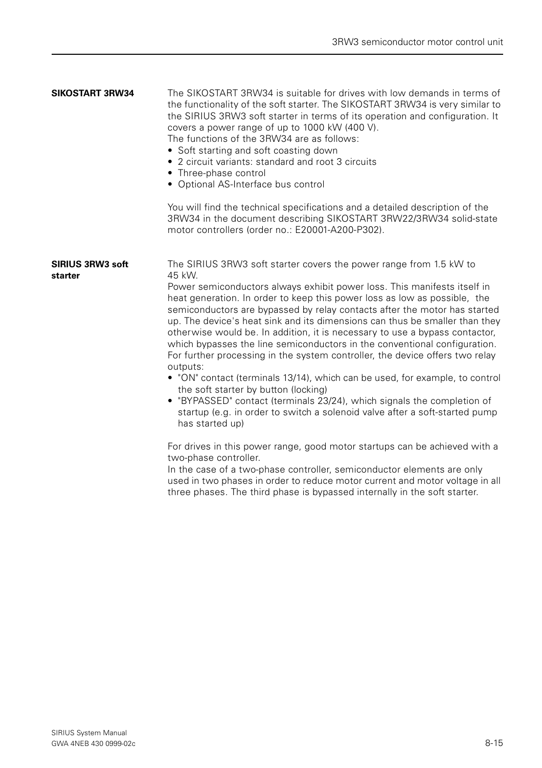## SIKOSTART 3RW34

The SIKOSTART 3RW34 is suitable for drives with low demands in terms of the functionality of the soft starter. The SIKOSTART 3RW34 is very similar to the SIRIUS 3RW3 soft starter in terms of its operation and configuration. It covers a power range of up to 1000 kW (400 V).
The functions of the 3RW34 are as follows:

- Soft starting and soft coasting down
- 2 circuit variants: standard and root 3 circuits
- Three-phase control
- Optional AS-Interface bus control

You will find the technical specifications and a detailed description of the 3RW34 in the document describing SIKOSTART 3RW22/3RW34 solid-state motor controllers (order no.: E20001-A200-P302).

## SIRIUS 3RW3 soft starter

The SIRIUS 3RW3 soft starter covers the power range from 1.5 kW to 45 kW.
Power semiconductors always exhibit power loss. This manifests itself in heat generation. In order to keep this power loss as low as possible, the semiconductors are bypassed by relay contacts after the motor has started up. The device's heat sink and its dimensions can thus be smaller than they otherwise would be. In addition, it is necessary to use a bypass contactor, which bypasses the line semiconductors in the conventional configuration.
For further processing in the system controller, the device offers two relay outputs:

- "ON" contact (terminals 13/14), which can be used, for example, to control the soft starter by button (locking)
- "BYPASSED" contact (terminals 23/24), which signals the completion of startup (e.g. in order to switch a solenoid valve after a soft-started pump has started up)

For drives in this power range, good motor startups can be achieved with a two-phase controller.
In the case of a two-phase controller, semiconductor elements are only used in two phases in order to reduce motor current and motor voltage in all three phases. The third phase is bypassed internally in the soft starter.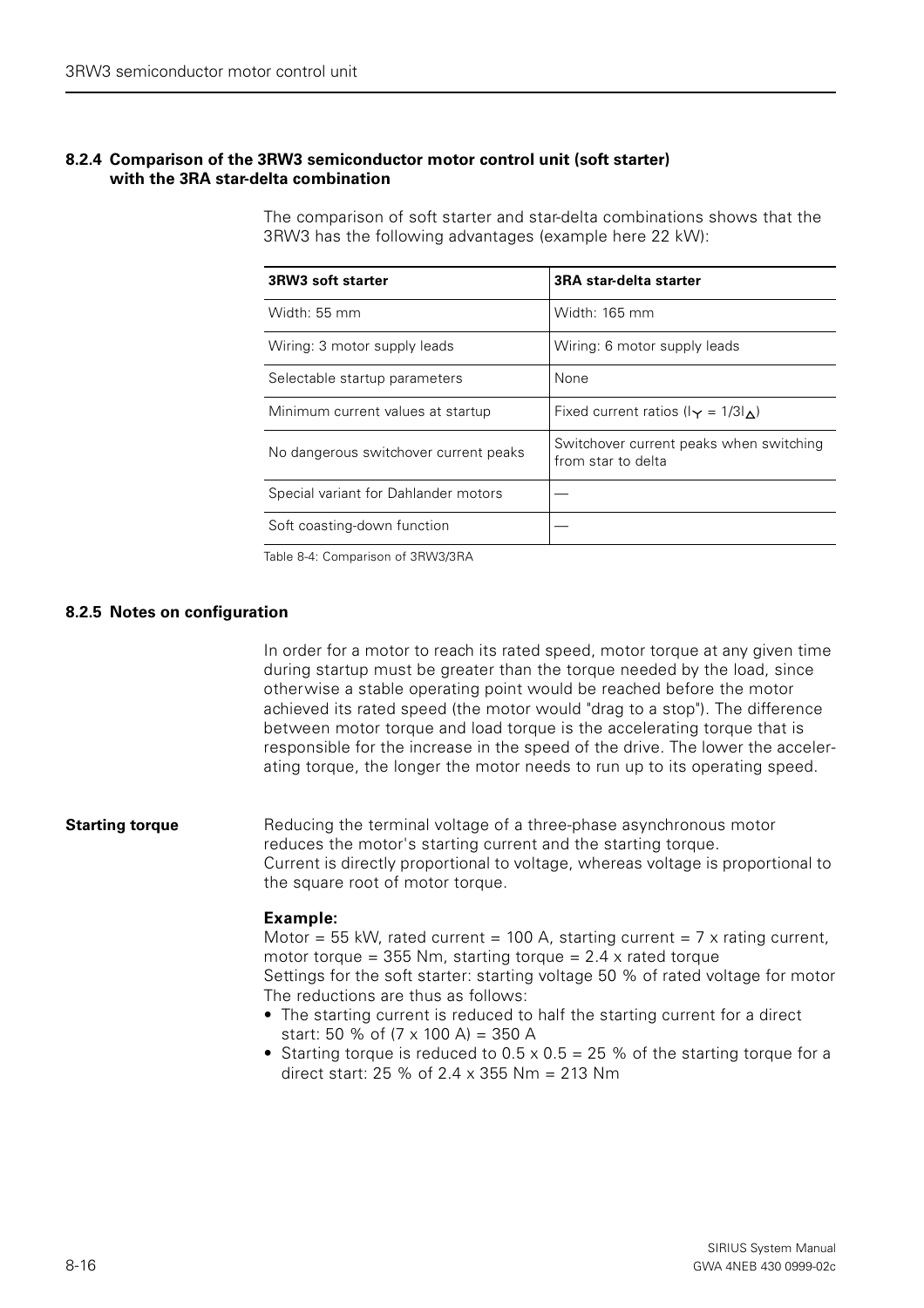### 8.2.4 Comparison of the 3RW3 semiconductor motor control unit (soft starter) with the 3RA star-delta combination

The comparison of soft starter and star-delta combinations shows that the 3RW3 has the following advantages (example here 22 kW):

| 3RW3 soft starter | 3RA star-delta starter |
|---|---|
| Width: 55 mm | Width: 165 mm |
| Wiring: 3 motor supply leads | Wiring: 6 motor supply leads |
| Selectable startup parameters | None |
| Minimum current values at startup | Fixed current ratios ($I_{\curlyvee} = 1/3I_{\Delta}$) |
| No dangerous switchover current peaks | Switchover current peaks when switching from star to delta |
| Special variant for Dahlander motors | — |
| Soft coasting-down function | — |

Table 8-4: Comparison of 3RW3/3RA

### 8.2.5 Notes on configuration

In order for a motor to reach its rated speed, motor torque at any given time during startup must be greater than the torque needed by the load, since otherwise a stable operating point would be reached before the motor achieved its rated speed (the motor would "drag to a stop"). The difference between motor torque and load torque is the accelerating torque that is responsible for the increase in the speed of the drive. The lower the accelerating torque, the longer the motor needs to run up to its operating speed.

**Starting torque**

Reducing the terminal voltage of a three-phase asynchronous motor reduces the motor's starting current and the starting torque.
Current is directly proportional to voltage, whereas voltage is proportional to the square root of motor torque.

**Example:**
Motor = 55 kW, rated current = 100 A, starting current = 7 x rating current, motor torque = 355 Nm, starting torque = 2.4 x rated torque
Settings for the soft starter: starting voltage 50 % of rated voltage for motor
The reductions are thus as follows:

- The starting current is reduced to half the starting current for a direct start: 50 % of (7 x 100 A) = 350 A
- Starting torque is reduced to 0.5 x 0.5 = 25 % of the starting torque for a direct start: 25 % of 2.4 x 355 Nm = 213 Nm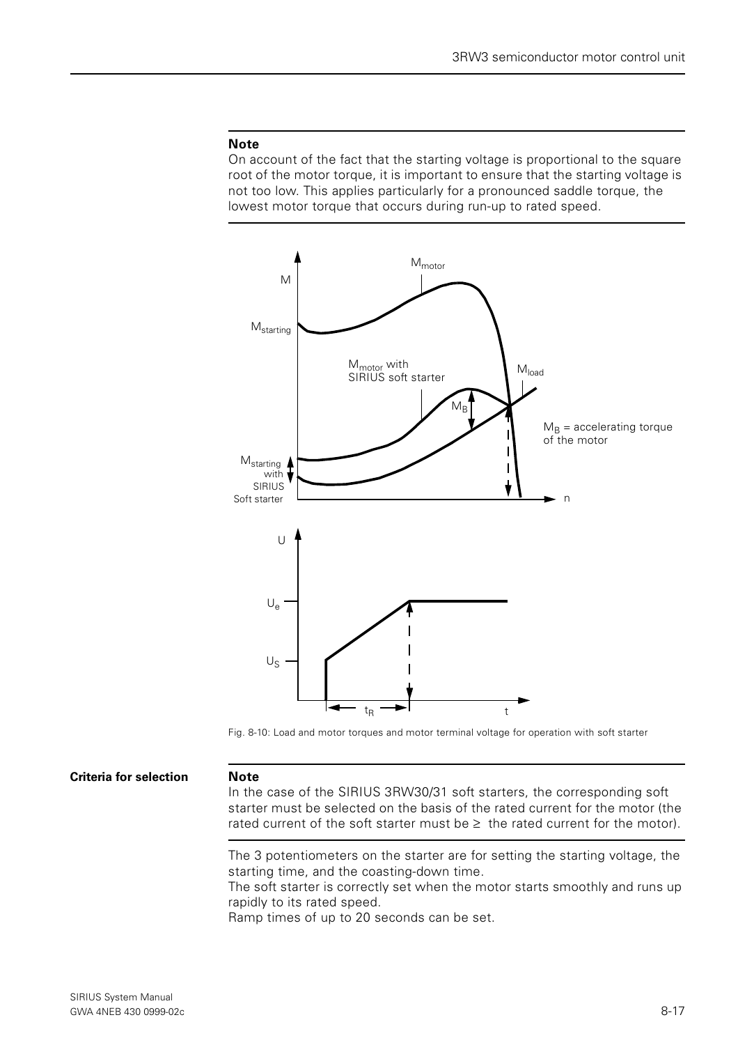**Note**

On account of the fact that the starting voltage is proportional to the square root of the motor torque, it is important to ensure that the starting voltage is not too low. This applies particularly for a pronounced saddle torque, the lowest motor torque that occurs during run-up to rated speed.

Fig. 8-10: Load and motor torques and motor terminal voltage for operation with soft starter

**Criteria for selection**

**Note**

In the case of the SIRIUS 3RW30/31 soft starters, the corresponding soft starter must be selected on the basis of the rated current for the motor (the rated current of the soft starter must be ≥ the rated current for the motor).

The 3 potentiometers on the starter are for setting the starting voltage, the starting time, and the coasting-down time.

The soft starter is correctly set when the motor starts smoothly and runs up rapidly to its rated speed.

Ramp times of up to 20 seconds can be set.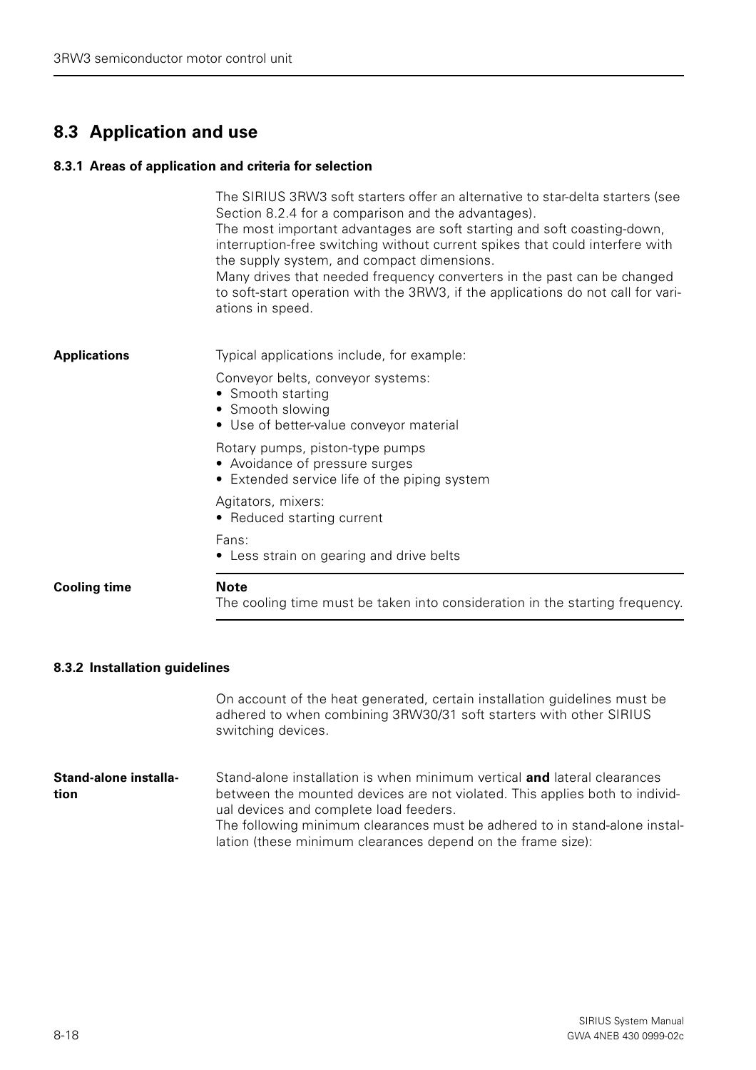## 8.3 Application and use

### 8.3.1 Areas of application and criteria for selection

The SIRIUS 3RW3 soft starters offer an alternative to star-delta starters (see Section 8.2.4 for a comparison and the advantages).
The most important advantages are soft starting and soft coasting-down, interruption-free switching without current spikes that could interfere with the supply system, and compact dimensions.
Many drives that needed frequency converters in the past can be changed to soft-start operation with the 3RW3, if the applications do not call for variations in speed.

**Applications**

Typical applications include, for example:

Conveyor belts, conveyor systems:
- Smooth starting
- Smooth slowing
- Use of better-value conveyor material

Rotary pumps, piston-type pumps
- Avoidance of pressure surges
- Extended service life of the piping system

Agitators, mixers:
- Reduced starting current

Fans:
- Less strain on gearing and drive belts

**Cooling time**

**Note**
The cooling time must be taken into consideration in the starting frequency.

### 8.3.2 Installation guidelines

On account of the heat generated, certain installation guidelines must be adhered to when combining 3RW30/31 soft starters with other SIRIUS switching devices.

**Stand-alone installation**

Stand-alone installation is when minimum vertical **and** lateral clearances between the mounted devices are not violated. This applies both to individual devices and complete load feeders.
The following minimum clearances must be adhered to in stand-alone installation (these minimum clearances depend on the frame size):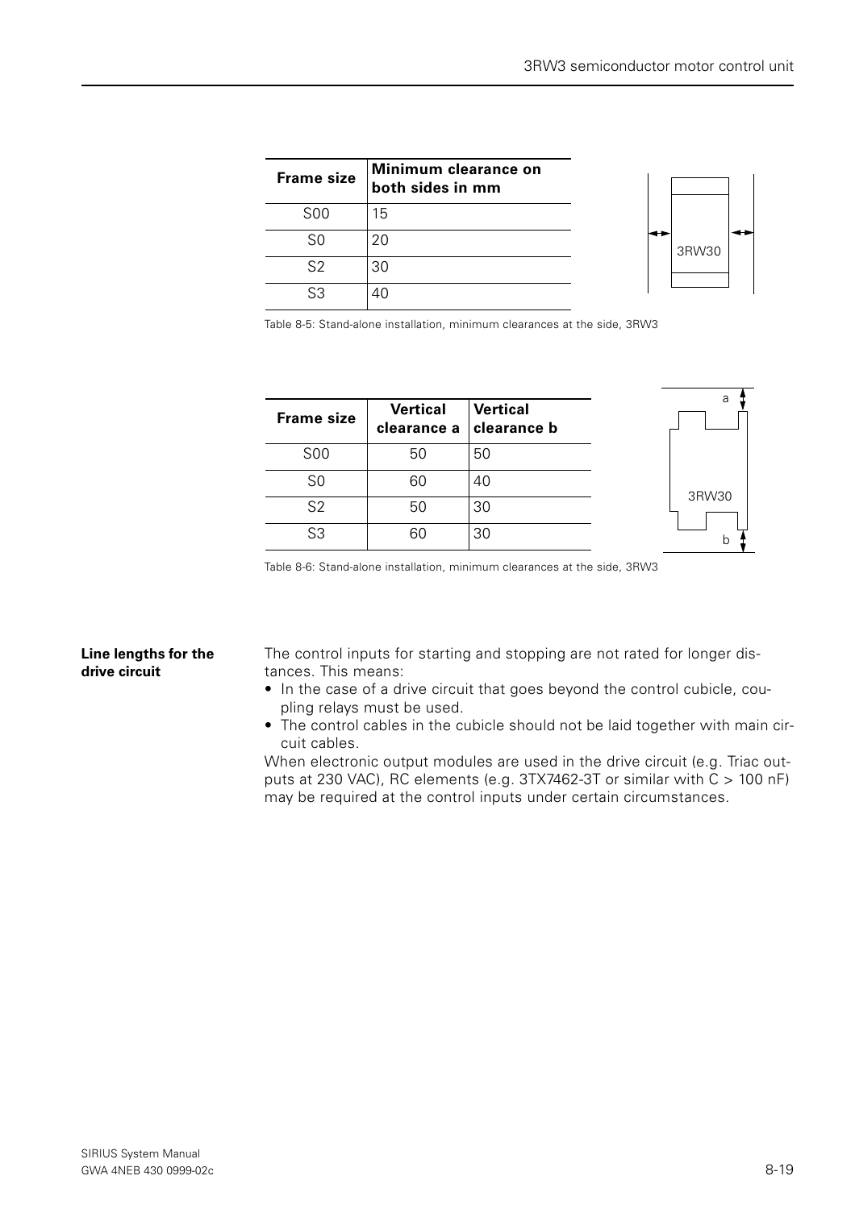| Frame size | Minimum clearance on both sides in mm |
| --- | --- |
| S00 | 15 |
| S0 | 20 |
| S2 | 30 |
| S3 | 40 |

Table 8-5: Stand-alone installation, minimum clearances at the side, 3RW3

| Frame size | Vertical clearance a | Vertical clearance b |
| --- | --- | --- |
| S00 | 50 | 50 |
| S0 | 60 | 40 |
| S2 | 50 | 30 |
| S3 | 60 | 30 |

Table 8-6: Stand-alone installation, minimum clearances at the side, 3RW3

**Line lengths for the drive circuit**

The control inputs for starting and stopping are not rated for longer distances. This means:

- In the case of a drive circuit that goes beyond the control cubicle, coupling relays must be used.
- The control cables in the cubicle should not be laid together with main circuit cables.

When electronic output modules are used in the drive circuit (e.g. Triac outputs at 230 VAC), RC elements (e.g. 3TX7462-3T or similar with C > 100 nF) may be required at the control inputs under certain circumstances.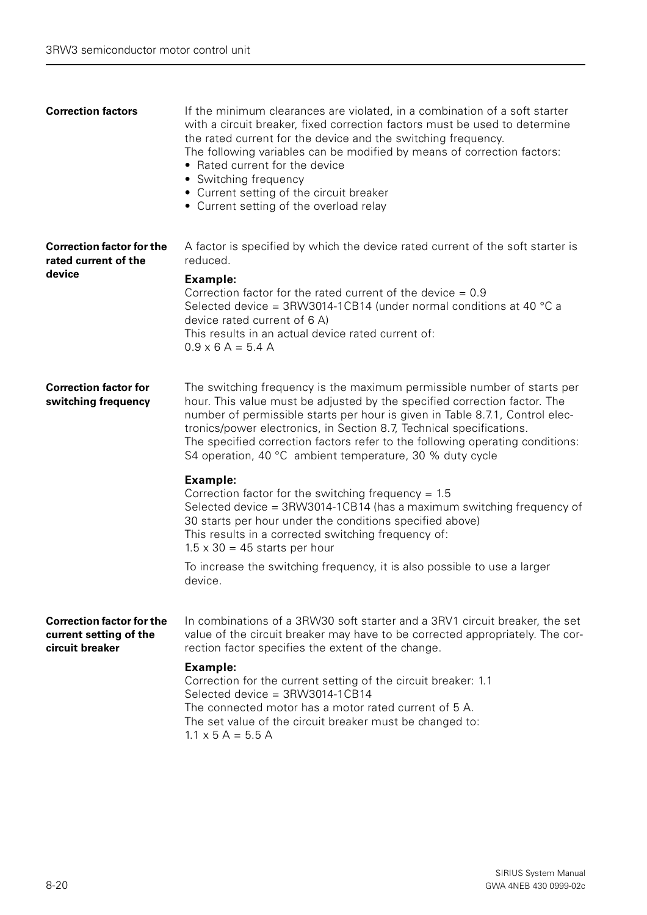### Correction factors

If the minimum clearances are violated, in a combination of a soft starter with a circuit breaker, fixed correction factors must be used to determine the rated current for the device and the switching frequency.
The following variables can be modified by means of correction factors:

- Rated current for the device
- Switching frequency
- Current setting of the circuit breaker
- Current setting of the overload relay

### Correction factor for the rated current of the device

A factor is specified by which the device rated current of the soft starter is reduced.

**Example:**
Correction factor for the rated current of the device = 0.9
Selected device = 3RW3014-1CB14 (under normal conditions at 40 °C a device rated current of 6 A)
This results in an actual device rated current of:
0.9 x 6 A = 5.4 A

### Correction factor for switching frequency

The switching frequency is the maximum permissible number of starts per hour. This value must be adjusted by the specified correction factor. The number of permissible starts per hour is given in Table 8.7.1, Control electronics/power electronics, in Section 8.7, Technical specifications.
The specified correction factors refer to the following operating conditions: S4 operation, 40 °C ambient temperature, 30 % duty cycle

**Example:**
Correction factor for the switching frequency = 1.5
Selected device = 3RW3014-1CB14 (has a maximum switching frequency of 30 starts per hour under the conditions specified above)
This results in a corrected switching frequency of:
1.5 x 30 = 45 starts per hour

To increase the switching frequency, it is also possible to use a larger device.

### Correction factor for the current setting of the circuit breaker

In combinations of a 3RW30 soft starter and a 3RV1 circuit breaker, the set value of the circuit breaker may have to be corrected appropriately. The correction factor specifies the extent of the change.

**Example:**
Correction for the current setting of the circuit breaker: 1.1
Selected device = 3RW3014-1CB14
The connected motor has a motor rated current of 5 A.
The set value of the circuit breaker must be changed to:
1.1 x 5 A = 5.5 A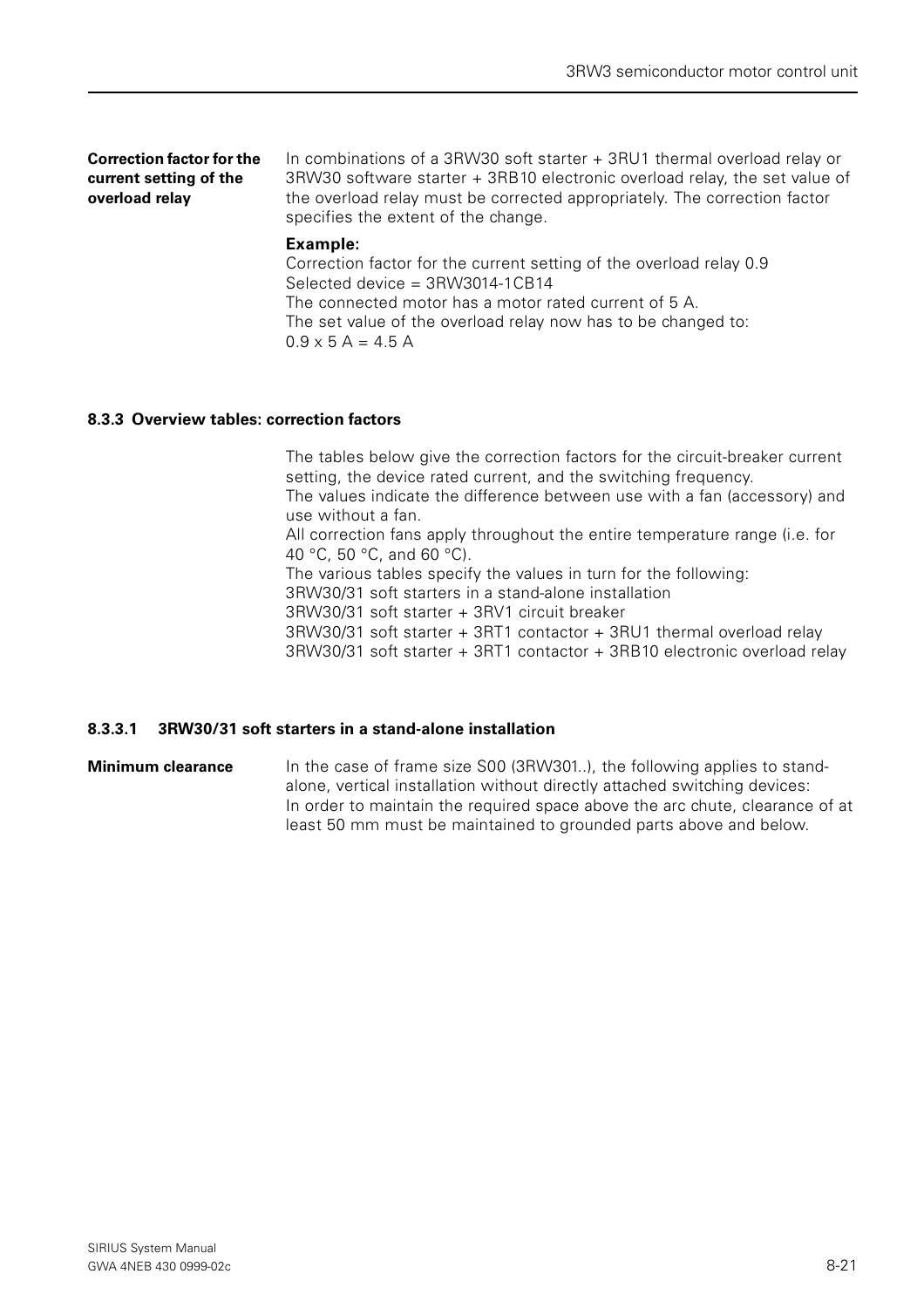**Correction factor for the current setting of the overload relay**

In combinations of a 3RW30 soft starter + 3RU1 thermal overload relay or 3RW30 software starter + 3RB10 electronic overload relay, the set value of the overload relay must be corrected appropriately. The correction factor specifies the extent of the change.

**Example:**
Correction factor for the current setting of the overload relay 0.9
Selected device = 3RW3014-1CB14
The connected motor has a motor rated current of 5 A.
The set value of the overload relay now has to be changed to:
0.9 x 5 A = 4.5 A

### 8.3.3 Overview tables: correction factors

The tables below give the correction factors for the circuit-breaker current setting, the device rated current, and the switching frequency.
The values indicate the difference between use with a fan (accessory) and use without a fan.
All correction fans apply throughout the entire temperature range (i.e. for 40 °C, 50 °C, and 60 °C).
The various tables specify the values in turn for the following:
3RW30/31 soft starters in a stand-alone installation
3RW30/31 soft starter + 3RV1 circuit breaker
3RW30/31 soft starter + 3RT1 contactor + 3RU1 thermal overload relay
3RW30/31 soft starter + 3RT1 contactor + 3RB10 electronic overload relay

#### 8.3.3.1 3RW30/31 soft starters in a stand-alone installation

**Minimum clearance**

In the case of frame size S00 (3RW301..), the following applies to stand-alone, vertical installation without directly attached switching devices:
In order to maintain the required space above the arc chute, clearance of at least 50 mm must be maintained to grounded parts above and below.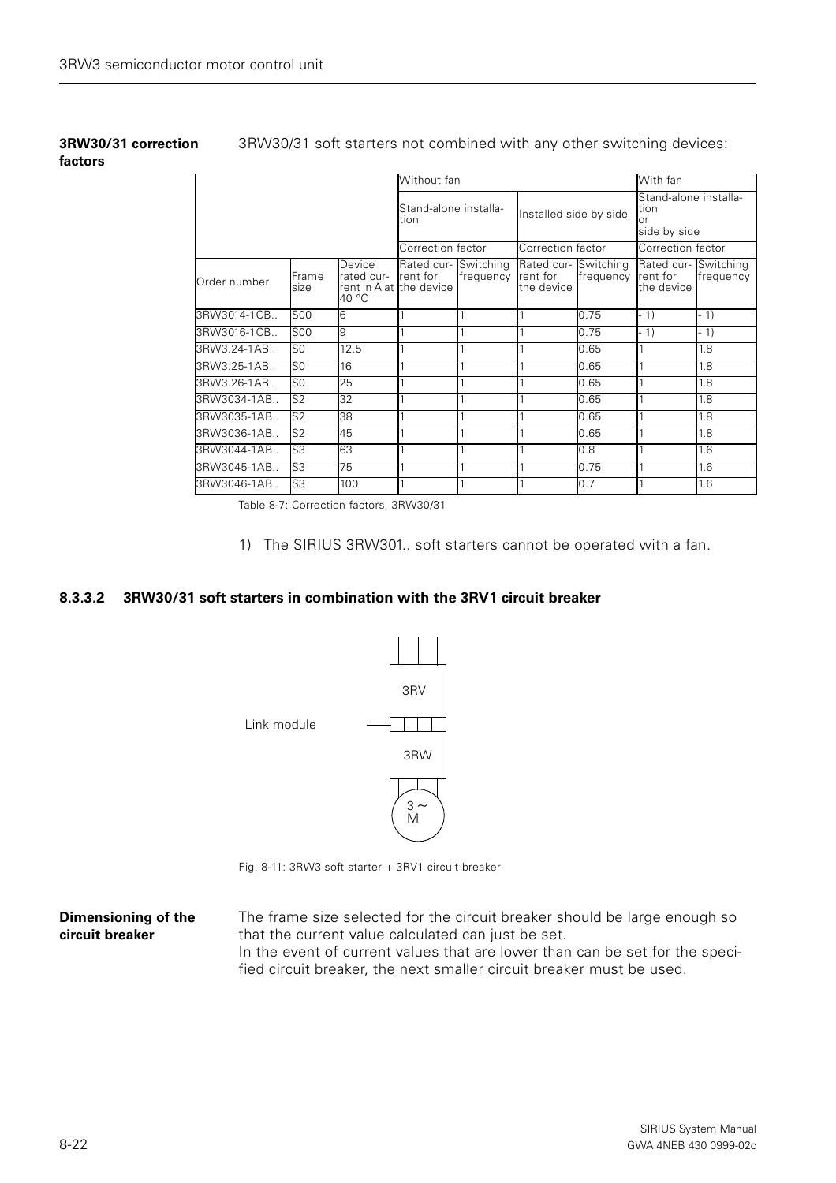**3RW30/31 correction factors**

3RW30/31 soft starters not combined with any other switching devices:

| | | | Without fan | | | | With fan | |
|---|---|---|---|---|---|---|---|---|
| | | | Stand-alone installation | | Installed side by side | | Stand-alone installation or side by side | |
| | | | Correction factor | | Correction factor | | Correction factor | |
| Order number | Frame size | Device rated current in A at 40 °C | Rated current for the device | Switching frequency | Rated current for the device | Switching frequency | Rated current for the device | Switching frequency |
| 3RW3014-1CB.. | S00 | 6 | 1 | 1 | 1 | 0.75 | - 1) | - 1) |
| 3RW3016-1CB.. | S00 | 9 | 1 | 1 | 1 | 0.75 | - 1) | - 1) |
| 3RW3.24-1AB.. | S0 | 12.5 | 1 | 1 | 1 | 0.65 | 1 | 1.8 |
| 3RW3.25-1AB.. | S0 | 16 | 1 | 1 | 1 | 0.65 | 1 | 1.8 |
| 3RW3.26-1AB.. | S0 | 25 | 1 | 1 | 1 | 0.65 | 1 | 1.8 |
| 3RW3034-1AB.. | S2 | 32 | 1 | 1 | 1 | 0.65 | 1 | 1.8 |
| 3RW3035-1AB.. | S2 | 38 | 1 | 1 | 1 | 0.65 | 1 | 1.8 |
| 3RW3036-1AB.. | S2 | 45 | 1 | 1 | 1 | 0.65 | 1 | 1.8 |
| 3RW3044-1AB.. | S3 | 63 | 1 | 1 | 1 | 0.8 | 1 | 1.6 |
| 3RW3045-1AB.. | S3 | 75 | 1 | 1 | 1 | 0.75 | 1 | 1.6 |
| 3RW3046-1AB.. | S3 | 100 | 1 | 1 | 1 | 0.7 | 1 | 1.6 |

Table 8-7: Correction factors, 3RW30/31

1) The SIRIUS 3RW301.. soft starters cannot be operated with a fan.

### 8.3.3.2 3RW30/31 soft starters in combination with the 3RV1 circuit breaker

Link module

3RV

3RW

3 ~ M

Fig. 8-11: 3RW3 soft starter + 3RV1 circuit breaker

**Dimensioning of the circuit breaker**

The frame size selected for the circuit breaker should be large enough so that the current value calculated can just be set.
In the event of current values that are lower than can be set for the specified circuit breaker, the next smaller circuit breaker must be used.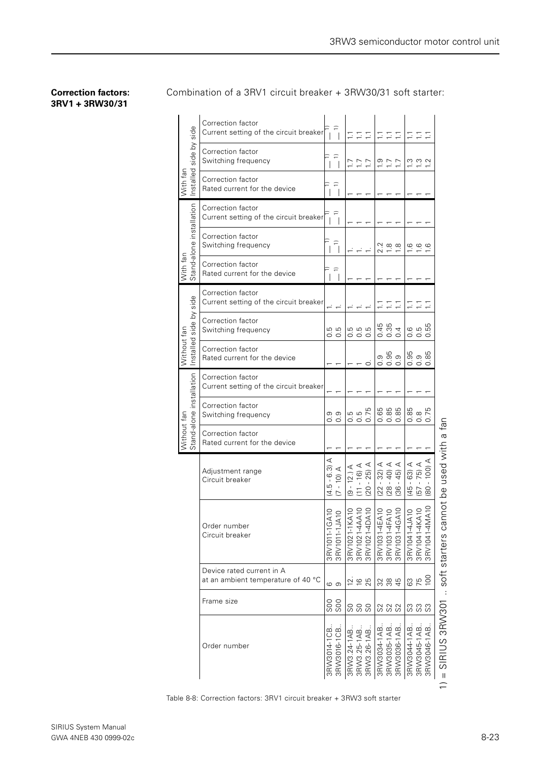**Correction factors: 3RV1 + 3RW30/31**

Combination of a 3RV1 circuit breaker + 3RW30/31 soft starter:

| Order number | Frame size | Device rated current in A at an ambient temperature of 40 °C | Order number Circuit breaker | Adjustment range Circuit breaker | Without fan Stand-alone installation | | | Without fan Installed side by side | | | With fan Stand-alone installation | | | With fan Installed side by side | | |
|---|---|---|---|---|---|---|---|---|---|---|---|---|---|---|---|---|
| | | | | | Correction factor Rated current for the device | Correction factor Switching frequency | Correction factor Current setting of the circuit breaker | Correction factor Rated current for the device | Correction factor Switching frequency | Correction factor Current setting of the circuit breaker | Correction factor Rated current for the device | Correction factor Switching frequency | Correction factor Current setting of the circuit breaker | Correction factor Rated current for the device | Correction factor Switching frequency | Correction factor Current setting of the circuit breaker |
| 3RW3014-1CB.. | S00 | 6 | 3RV1011-1GA10 | (4.5 - 6.3) A | 1 | 0.9 | 1 | 1 | 0.5 | 1. | — 1) | — 1) | — 1) | — 1) | — 1) | — 1) |
| 3RW3016-1CB.. | S00 | 9 | 3RV1011-1JA10 | (7 - 10) A | 1 | 0.9 | 1 | 1 | 0.5 | 1. | — 1) | — 1) | — 1) | — 1) | — 1) | — 1) |
| 3RW3.24-1AB.. | S0 | 12. | 3RV1021-1KA10 | (9 - 12.) A | 1 | 0.5 | 1 | 1 | 0.5 | 1. | 1 | 1. | 1 | 1 | 1.7 | 1.1 |
| 3RW3.25-1AB.. | S0 | 16 | 3RV1021-4AA10 | (11 - 16) A | 1 | 0.5 | 1 | 1 | 0.5 | 1. | 1 | 1. | 1 | 1 | 1.7 | 1.1 |
| 3RW3.26-1AB.. | S0 | 25 | 3RV1021-4DA10 | (20 - 25) A | 1 | 0.75 | 1 | 0. | 0.5 | 1. | 1 | 1. | 1 | 1 | 1.7 | 1.1 |
| 3RW3034-1AB.. | S2 | 32 | 3RV1031-4EA10 | (22 - 32) A | 1 | 0.65 | 1 | 0.9 | 0.45 | 1.1 | 1 | 2.2 | 1 | 1 | 1.9 | 1.1 |
| 3RW3035-1AB.. | S2 | 38 | 3RV1031-4FA10 | (28 - 40) A | 1 | 0.85 | 1 | 0.95 | 0.35 | 1.1 | 1 | 1.8 | 1 | 1 | 1.7 | 1.1 |
| 3RW3036-1AB.. | S2 | 45 | 3RV1031-4GA10 | (36 - 45) A | 1 | 0.85 | 1 | 0.9 | 0.4 | 1.1 | 1 | 1.8 | 1 | 1 | 1.7 | 1.1 |
| 3RW3044-1AB.. | S3 | 63 | 3RV1041-4JA10 | (45 - 63) A | 1 | 0.85 | 1 | 0.95 | 0.6 | 1.1 | 1 | 1.6 | 1 | 1 | 1.3 | 1.1 |
| 3RW3045-1AB.. | S3 | 75 | 3RV1041-4KA10 | (57 - 75) A | 1 | 0.8 | 1 | 0.9 | 0.5 | 1.1 | 1 | 1.6 | 1 | 1 | 1.3 | 1.1 |
| 3RW3046-1AB.. | S3 | 100 | 3RV1041-4MA10 | (80 - 100) A | 1 | 0.75 | 1 | 0.85 | 0.55 | 1.1 | 1 | 1.6 | 1 | 1 | 1.2 | 1.1 |

1) = SIRIUS 3RW301 .. soft starters cannot be used with a fan

Table 8-8: Correction factors: 3RV1 circuit breaker + 3RW3 soft starter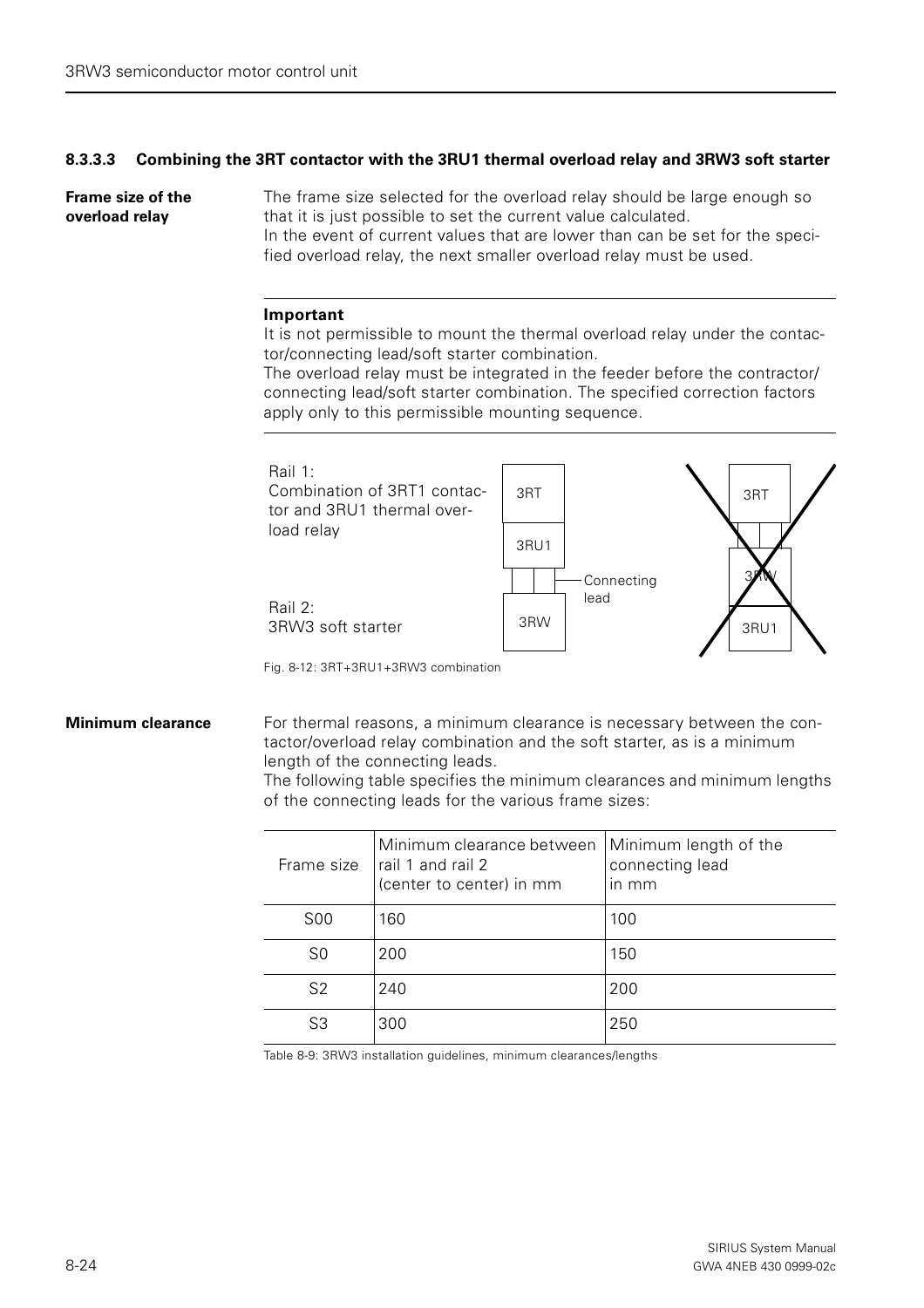#### 8.3.3.3 Combining the 3RT contactor with the 3RU1 thermal overload relay and 3RW3 soft starter

**Frame size of the overload relay**

The frame size selected for the overload relay should be large enough so that it is just possible to set the current value calculated.
In the event of current values that are lower than can be set for the specified overload relay, the next smaller overload relay must be used.

---

**Important**

It is not permissible to mount the thermal overload relay under the contactor/connecting lead/soft starter combination.
The overload relay must be integrated in the feeder before the contractor/connecting lead/soft starter combination. The specified correction factors apply only to this permissible mounting sequence.

---

Rail 1:
Combination of 3RT1 contactor and 3RU1 thermal overload relay

Rail 2:
3RW3 soft starter

3RT

3RU1

Connecting lead

3RW

3RT

3RW

3RU1

Fig. 8-12: 3RT+3RU1+3RW3 combination

**Minimum clearance**

For thermal reasons, a minimum clearance is necessary between the contactor/overload relay combination and the soft starter, as is a minimum length of the connecting leads.
The following table specifies the minimum clearances and minimum lengths of the connecting leads for the various frame sizes:

| Frame size | Minimum clearance between rail 1 and rail 2 (center to center) in mm | Minimum length of the connecting lead in mm |
|---|---|---|
| S00 | 160 | 100 |
| S0 | 200 | 150 |
| S2 | 240 | 200 |
| S3 | 300 | 250 |

Table 8-9: 3RW3 installation guidelines, minimum clearances/lengths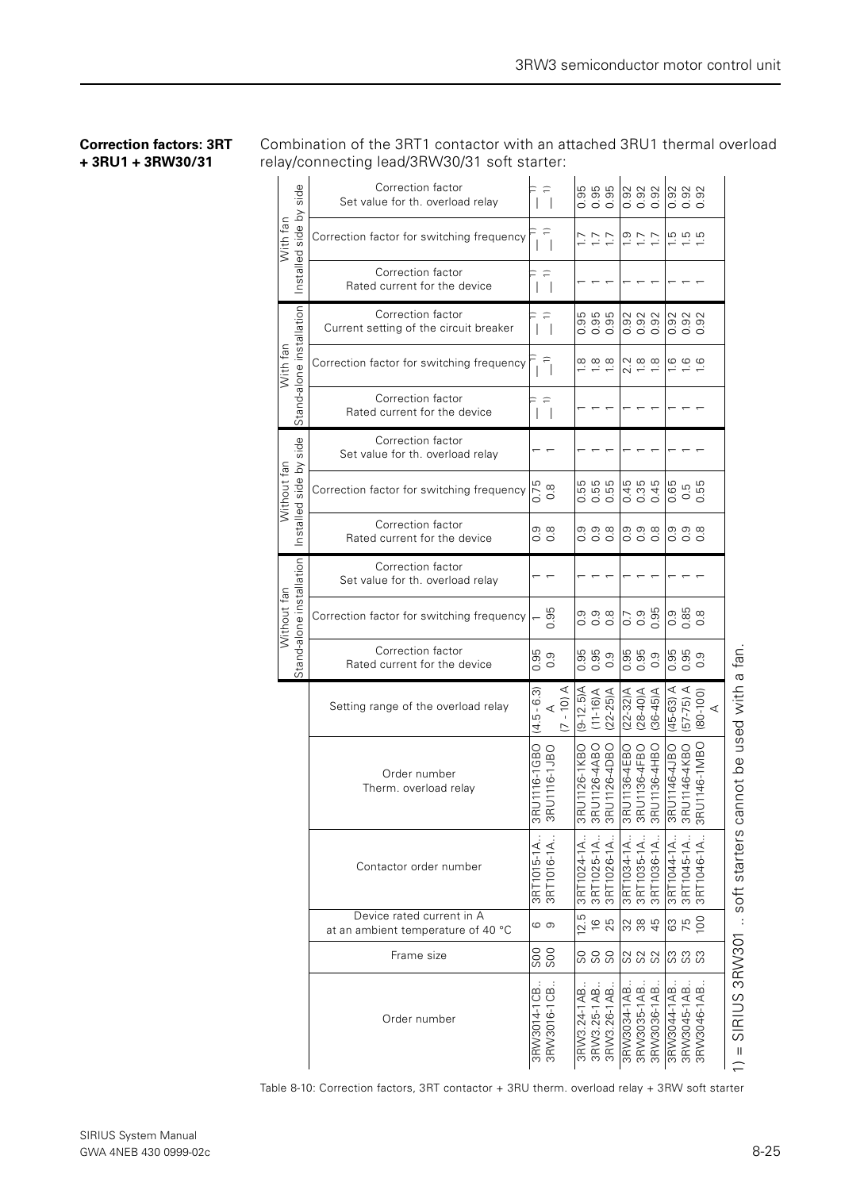**Correction factors: 3RT + 3RU1 + 3RW30/31**

Combination of the 3RT1 contactor with an attached 3RU1 thermal overload relay/connecting lead/3RW30/31 soft starter:

| Order number | Frame size | Device rated current in A at an ambient temperature of 40 °C | Contactor order number | Order number Therm. overload relay | Setting range of the overload relay | Without fan, Stand-alone installation: Correction factor Rated current for the device | Without fan, Stand-alone installation: Correction factor for switching frequency | Without fan, Stand-alone installation: Correction factor Set value for th. overload relay | Without fan, Installed side by side: Correction factor Rated current for the device | Without fan, Installed side by side: Correction factor for switching frequency | Without fan, Installed side by side: Correction factor Set value for th. overload relay | With fan, Stand-alone installation: Correction factor Rated current for the device | With fan, Stand-alone installation: Correction factor for switching frequency | With fan, Stand-alone installation: Correction factor Current setting of the circuit breaker | With fan, Installed side by side: Correction factor Rated current for the device | With fan, Installed side by side: Correction factor for switching frequency | With fan, Installed side by side: Correction factor Set value for th. overload relay |
|---|---|---|---|---|---|---|---|---|---|---|---|---|---|---|---|---|---|
| 3RW3014-1CB.. | S00 | 6 | 3RT1015-1A.. | 3RU1116-1GBO | (4.5 - 6.3) A | 0.95 | 1 | 1 | 0.9 | 0.75 | 1 | – 1) | – 1) | – 1) | – 1) | – 1) | – 1) |
| 3RW3016-1CB.. | S00 | 9 | 3RT1016-1A.. | 3RU1116-1JBO | (7 - 10) A | 0.9 | 0.95 | 1 | 0.8 | 0.8 | 1 | – 1) | – 1) | – 1) | – 1) | – 1) | – 1) |
| 3RW3.24-1AB.. | S0 | 12.5 | 3RT1024-1A.. | 3RU1126-1KBO | (9-12.5)A | 0.95 | 0.9 | 1 | 0.9 | 0.55 | 1 | 1 | 1.8 | 0.95 | 1 | 1.7 | 0.95 |
| 3RW3.25-1AB.. | S0 | 16 | 3RT1025-1A.. | 3RU1126-4ABO | (11-16)A | 0.95 | 0.9 | 1 | 0.9 | 0.55 | 1 | 1 | 1.8 | 0.95 | 1 | 1.7 | 0.95 |
| 3RW3.26-1AB.. | S0 | 25 | 3RT1026-1A.. | 3RU1126-4DBO | (22-25)A | 0.9 | 0.8 | 1 | 0.8 | 0.55 | 1 | 1 | 1.8 | 0.95 | 1 | 1.7 | 0.95 |
| 3RW3034-1AB.. | S2 | 32 | 3RT1034-1A.. | 3RU1136-4EBO | (22-32)A | 0.95 | 0.7 | 1 | 0.9 | 0.45 | 1 | 1 | 2.2 | 0.92 | 1 | 1.9 | 0.92 |
| 3RW3035-1AB.. | S2 | 38 | 3RT1035-1A.. | 3RU1136-4FBO | (28-40)A | 0.95 | 0.9 | 1 | 0.9 | 0.35 | 1 | 1 | 1.8 | 0.92 | 1 | 1.7 | 0.92 |
| 3RW3036-1AB.. | S2 | 45 | 3RT1036-1A.. | 3RU1136-4HBO | (36-45)A | 0.9 | 0.95 | 1 | 0.8 | 0.45 | 1 | 1 | 1.8 | 0.92 | 1 | 1.7 | 0.92 |
| 3RW3044-1AB.. | S3 | 63 | 3RT1044-1A.. | 3RU1146-4JBO | (45-63) A | 0.95 | 0.9 | 1 | 0.9 | 0.65 | 1 | 1 | 1.6 | 0.92 | 1 | 1.5 | 0.92 |
| 3RW3045-1AB.. | S3 | 75 | 3RT1045-1A.. | 3RU1146-4KBO | (57-75) A | 0.95 | 0.85 | 1 | 0.9 | 0.5 | 1 | 1 | 1.6 | 0.92 | 1 | 1.5 | 0.92 |
| 3RW3046-1AB.. | S3 | 100 | 3RT1046-1A.. | 3RU1146-1MBO | (80-100) A | 0.9 | 0.8 | 1 | 0.8 | 0.55 | 1 | 1 | 1.6 | 0.92 | 1 | 1.5 | 0.92 |

1) = SIRIUS 3RW301 .. soft starters cannot be used with a fan.

Table 8-10: Correction factors, 3RT contactor + 3RU therm. overload relay + 3RW soft starter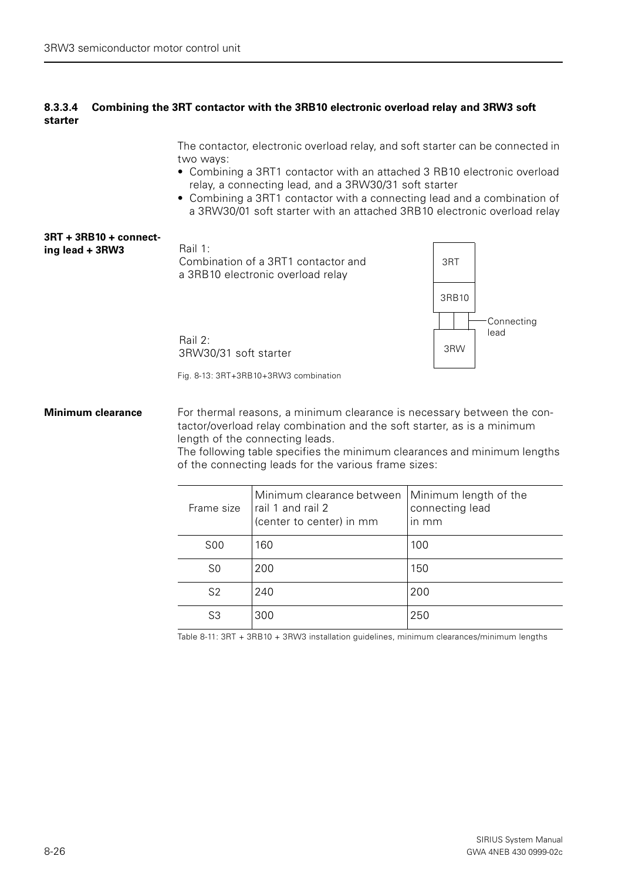#### 8.3.3.4 Combining the 3RT contactor with the 3RB10 electronic overload relay and 3RW3 soft starter

The contactor, electronic overload relay, and soft starter can be connected in two ways:

- Combining a 3RT1 contactor with an attached 3 RB10 electronic overload relay, a connecting lead, and a 3RW30/31 soft starter
- Combining a 3RT1 contactor with a connecting lead and a combination of a 3RW30/01 soft starter with an attached 3RB10 electronic overload relay

**3RT + 3RB10 + connecting lead + 3RW3**

Rail 1:
Combination of a 3RT1 contactor and a 3RB10 electronic overload relay

Rail 2:
3RW30/31 soft starter

3RT

3RB10

Connecting lead

3RW

Fig. 8-13: 3RT+3RB10+3RW3 combination

**Minimum clearance**

For thermal reasons, a minimum clearance is necessary between the contactor/overload relay combination and the soft starter, as is a minimum length of the connecting leads.
The following table specifies the minimum clearances and minimum lengths of the connecting leads for the various frame sizes:

| Frame size | Minimum clearance between rail 1 and rail 2 (center to center) in mm | Minimum length of the connecting lead in mm |
|---|---|---|
| S00 | 160 | 100 |
| S0 | 200 | 150 |
| S2 | 240 | 200 |
| S3 | 300 | 250 |

Table 8-11: 3RT + 3RB10 + 3RW3 installation guidelines, minimum clearances/minimum lengths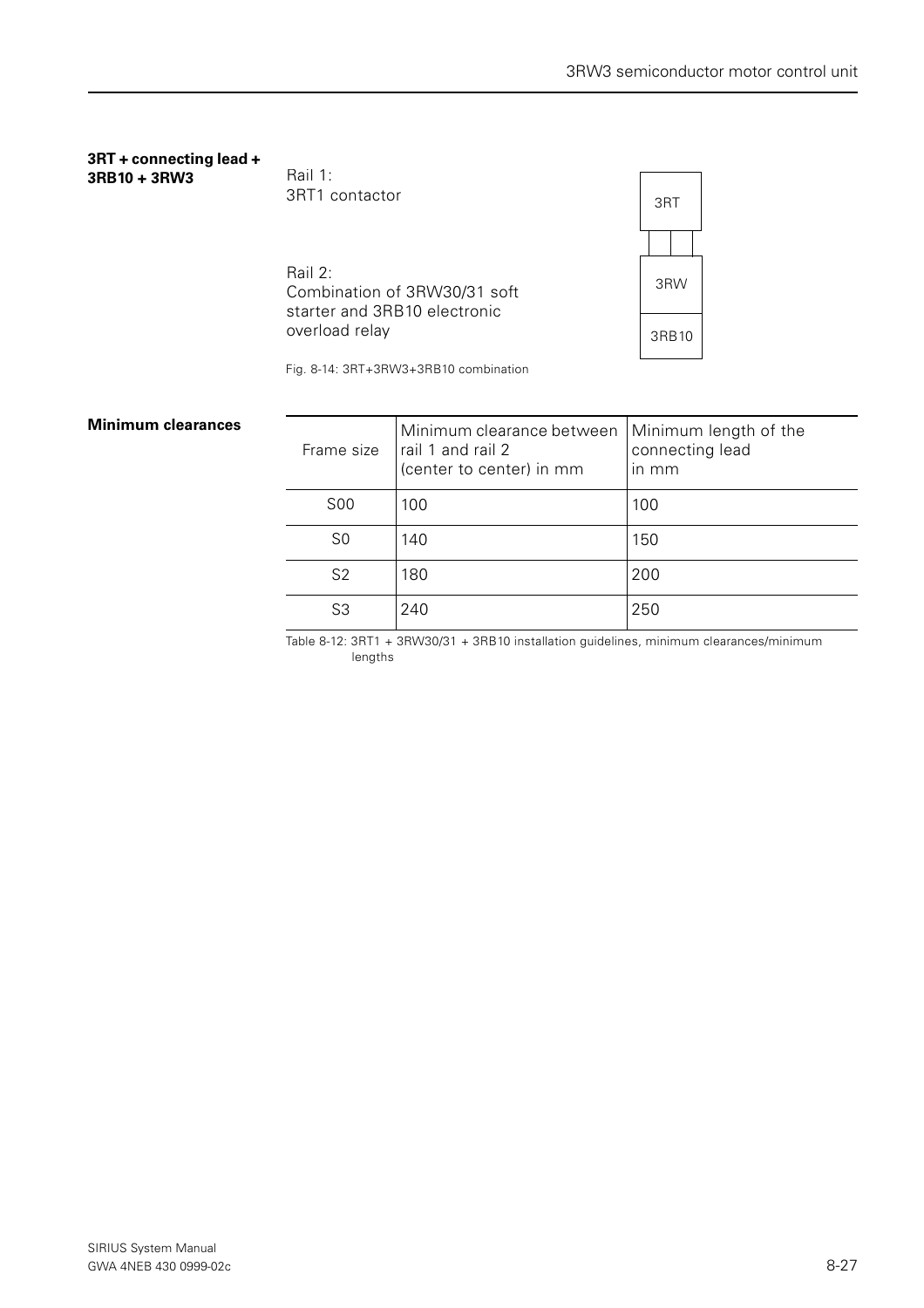**3RT + connecting lead + 3RB10 + 3RW3**

Rail 1:
3RT1 contactor

Rail 2:
Combination of 3RW30/31 soft starter and 3RB10 electronic overload relay

3RT

3RW

3RB10

Fig. 8-14: 3RT+3RW3+3RB10 combination

**Minimum clearances**

| Frame size | Minimum clearance between rail 1 and rail 2 (center to center) in mm | Minimum length of the connecting lead in mm |
|---|---|---|
| S00 | 100 | 100 |
| S0 | 140 | 150 |
| S2 | 180 | 200 |
| S3 | 240 | 250 |

Table 8-12: 3RT1 + 3RW30/31 + 3RB10 installation guidelines, minimum clearances/minimum lengths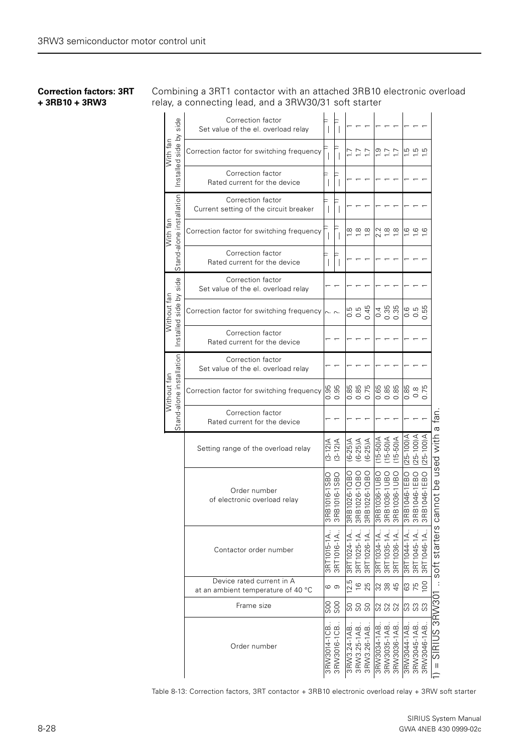# 3RW3 semiconductor motor control unit

**Correction factors: 3RT + 3RB10 + 3RW3**

Combining a 3RT1 contactor with an attached 3RB10 electronic overload relay, a connecting lead, and a 3RW30/31 soft starter

| Order number | Frame size | Device rated current in A at an ambient temperature of 40 °C | Contactor order number | Order number of electronic overload relay | Setting range of the overload relay | Without fan, Stand-alone installation: Correction factor Rated current for the device | | | Without fan, Installed side by side: Correction factor Rated current for the device | | | With fan, Stand-alone installation: Correction factor Rated current for the device | | | With fan, Installed side by side: Correction factor Rated current for the device | | |
|---|---|---|---|---|---|---|---|---|---|---|---|---|---|---|---|---|---|
| | | | | | | Correction factor Rated current for the device | Correction factor for switching frequency | Correction factor Set value of the el. overload relay | Correction factor Rated current for the device | Correction factor for switching frequency | Correction factor Set value of the el. overload relay | Correction factor Rated current for the device | Correction factor for switching frequency | Correction factor Current setting of the circuit breaker | Correction factor Rated current for the device | Correction factor for switching frequency | Correction factor Set value of the el. overload relay |
| 3RW3014-1CB.. | S00 | 6 | 3RT1015-1A.. | 3RB1016-1SB0 | (3-12)A | 1 | 0.95 | 1 | 1 | ? | 1 | —1) | —1) | —1) | —1) | —1) | —1) |
| 3RW3016-1CB.. | S00 | 9 | 3RT1016-1A.. | 3RB1016-1SB0 | (3-12)A | 1 | 0.95 | 1 | 1 | ? | 1 | —1) | —1) | —1) | —1) | —1) | —1) |
| 3RW3.24-1AB.. | S0 | 12.5 | 3RT1024-1A.. | 3RB1026-1QB0 | (6-25)A | 1 | 0.85 | 1 | 1 | 0.5 | 1 | 1 | 1.8 | 1 | 1 | 1.7 | 1 |
| 3RW3.25-1AB.. | S0 | 16 | 3RT1025-1A.. | 3RB1026-1QB0 | (6-25)A | 1 | 0.85 | 1 | 1 | 0.5 | 1 | 1 | 1.8 | 1 | 1 | 1.7 | 1 |
| 3RW3.26-1AB.. | S0 | 25 | 3RT1026-1A.. | 3RB1026-1QB0 | (6-25)A | 1 | 0.75 | 1 | 1 | 0.45 | 1 | 1 | 1.8 | 1 | 1 | 1.7 | 1 |
| 3RW3034-1AB.. | S2 | 32 | 3RT1034-1A.. | 3RB1036-1UB0 | (15-50)A | 1 | 0.65 | 1 | 1 | 0.4 | 1 | 1 | 2.2 | 1 | 1 | 1.9 | 1 |
| 3RW3035-1AB.. | S2 | 38 | 3RT1035-1A.. | 3RB1036-1UB0 | (15-50)A | 1 | 0.85 | 1 | 1 | 0.35 | 1 | 1 | 1.8 | 1 | 1 | 1.7 | 1 |
| 3RW3036-1AB.. | S2 | 45 | 3RT1036-1A.. | 3RB1036-1UB0 | (15-50)A | 1 | 0.85 | 1 | 1 | 0.35 | 1 | 1 | 1.8 | 1 | 1 | 1.7 | 1 |
| 3RW3044-1AB.. | S3 | 63 | 3RT1044-1A.. | 3RB1046-1EB0 | (25-100)A | 1 | 0.85 | 1 | 1 | 0.6 | 1 | 1 | 1.6 | 1 | 1 | 1.5 | 1 |
| 3RW3045-1AB.. | S3 | 75 | 3RT1045-1A.. | 3RB1046-1EB0 | (25-100)A | 1 | 0.8 | 1 | 1 | 0.5 | 1 | 1 | 1.6 | 1 | 1 | 1.5 | 1 |
| 3RW3046-1AB.. | S3 | 100 | 3RT1046-1A.. | 3RB1046-1EB0 | (25-100)A | 1 | 0.75 | 1 | 1 | 0.55 | 1 | 1 | 1.6 | 1 | 1 | 1.5 | 1 |

1) = SIRIUS 3RW301 .. soft starters cannot be used with a fan.

Table 8-13: Correction factors, 3RT contactor + 3RB10 electronic overload relay + 3RW soft starter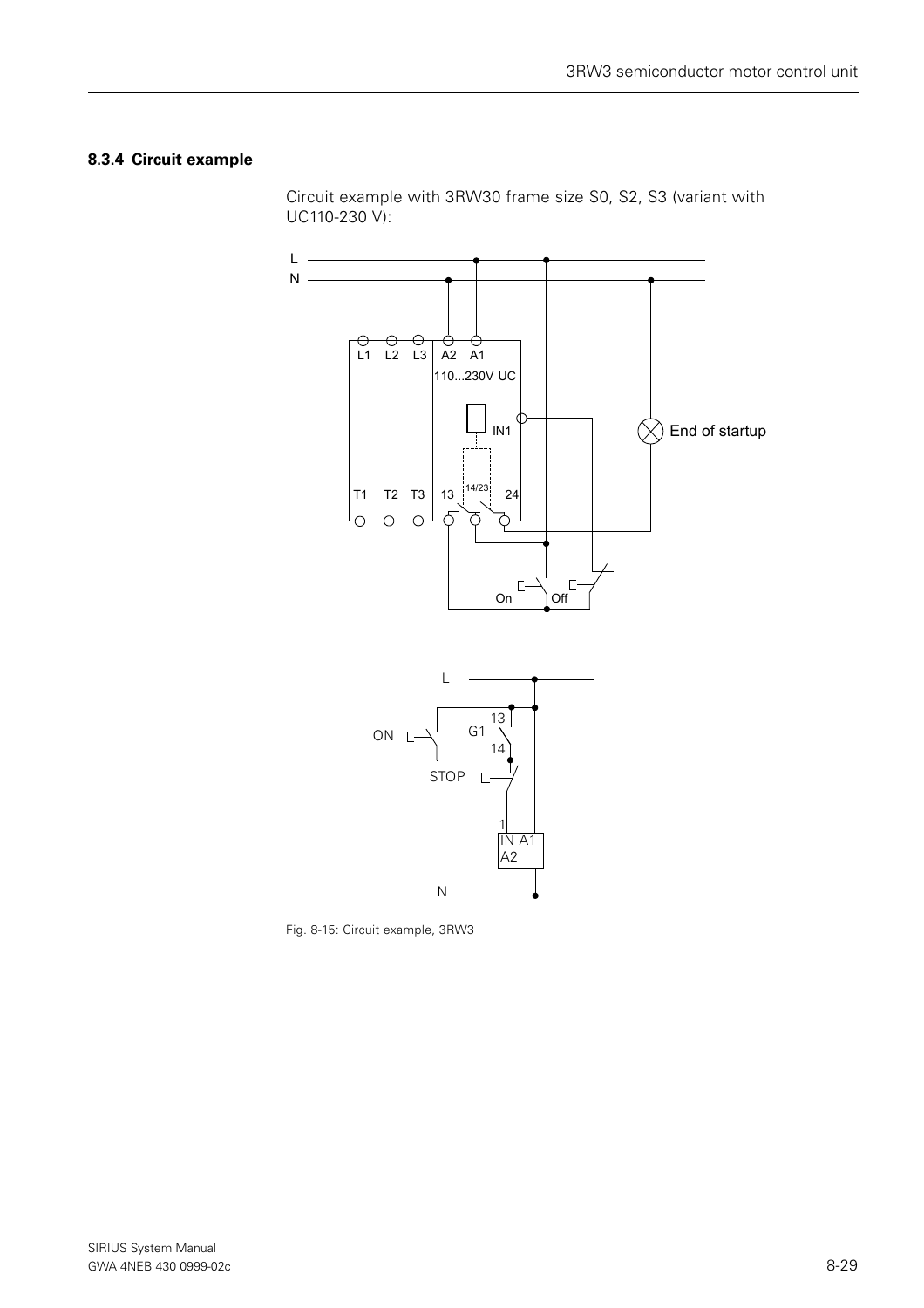### 8.3.4 Circuit example

Circuit example with 3RW30 frame size S0, S2, S3 (variant with UC110-230 V):

Fig. 8-15: Circuit example, 3RW3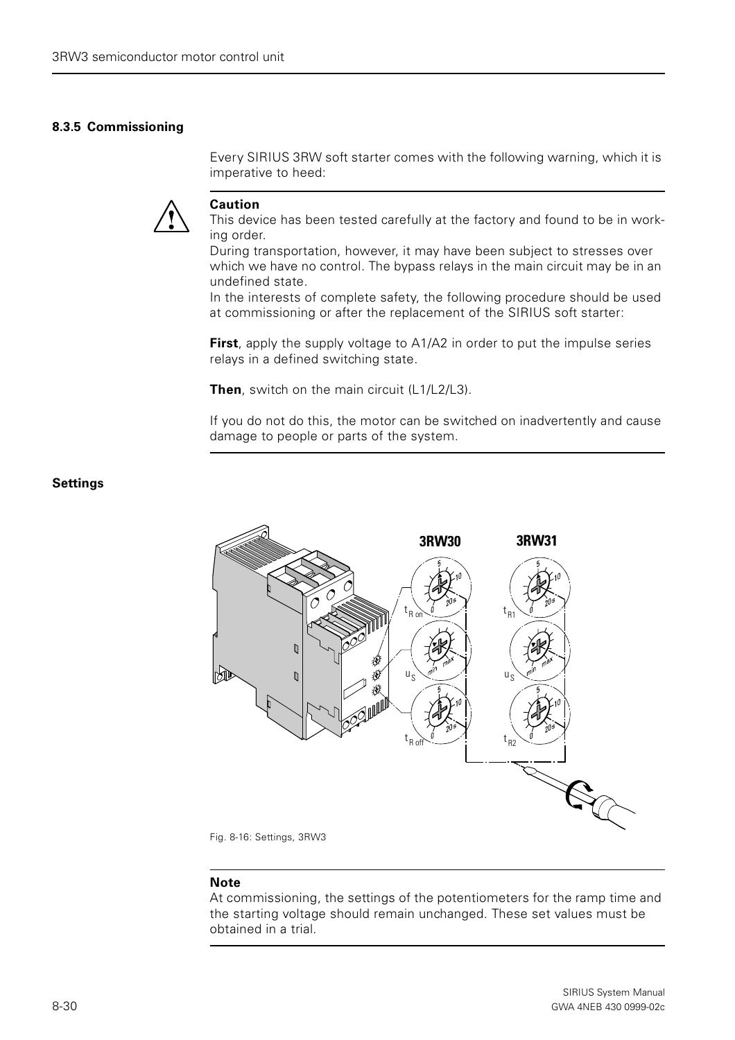### 8.3.5 Commissioning

Every SIRIUS 3RW soft starter comes with the following warning, which it is imperative to heed:

**Caution**
This device has been tested carefully at the factory and found to be in working order.
During transportation, however, it may have been subject to stresses over which we have no control. The bypass relays in the main circuit may be in an undefined state.
In the interests of complete safety, the following procedure should be used at commissioning or after the replacement of the SIRIUS soft starter:

**First**, apply the supply voltage to A1/A2 in order to put the impulse series relays in a defined switching state.

**Then**, switch on the main circuit (L1/L2/L3).

If you do not do this, the motor can be switched on inadvertently and cause damage to people or parts of the system.

**Settings**

Fig. 8-16: Settings, 3RW3

**Note**
At commissioning, the settings of the potentiometers for the ramp time and the starting voltage should remain unchanged. These set values must be obtained in a trial.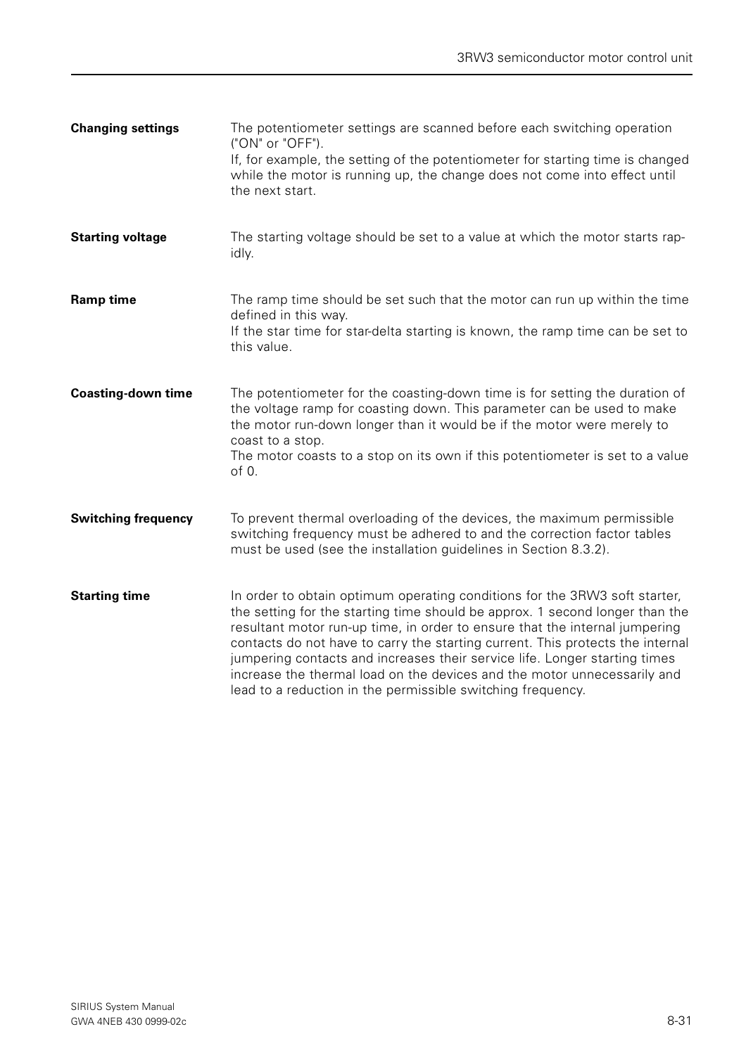**Changing settings**

The potentiometer settings are scanned before each switching operation ("ON" or "OFF").
If, for example, the setting of the potentiometer for starting time is changed while the motor is running up, the change does not come into effect until the next start.

**Starting voltage**

The starting voltage should be set to a value at which the motor starts rapidly.

**Ramp time**

The ramp time should be set such that the motor can run up within the time defined in this way.
If the star time for star-delta starting is known, the ramp time can be set to this value.

**Coasting-down time**

The potentiometer for the coasting-down time is for setting the duration of the voltage ramp for coasting down. This parameter can be used to make the motor run-down longer than it would be if the motor were merely to coast to a stop.
The motor coasts to a stop on its own if this potentiometer is set to a value of 0.

**Switching frequency**

To prevent thermal overloading of the devices, the maximum permissible switching frequency must be adhered to and the correction factor tables must be used (see the installation guidelines in Section 8.3.2).

**Starting time**

In order to obtain optimum operating conditions for the 3RW3 soft starter, the setting for the starting time should be approx. 1 second longer than the resultant motor run-up time, in order to ensure that the internal jumpering contacts do not have to carry the starting current. This protects the internal jumpering contacts and increases their service life. Longer starting times increase the thermal load on the devices and the motor unnecessarily and lead to a reduction in the permissible switching frequency.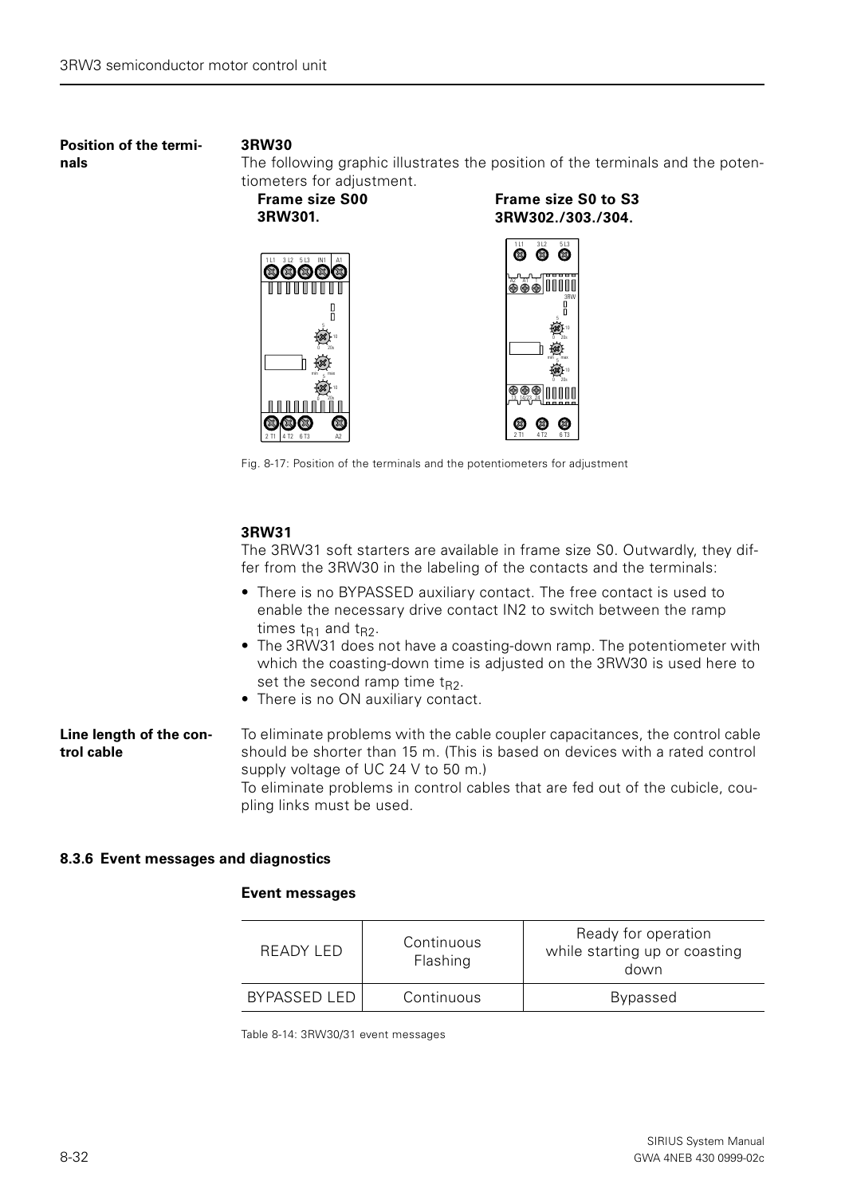**Position of the terminals**

**3RW30**

The following graphic illustrates the position of the terminals and the potentiometers for adjustment.

**Frame size S00**
**3RW301.**

**Frame size S0 to S3**
**3RW302./303./304.**

Fig. 8-17: Position of the terminals and the potentiometers for adjustment

**3RW31**

The 3RW31 soft starters are available in frame size S0. Outwardly, they differ from the 3RW30 in the labeling of the contacts and the terminals:

- There is no BYPASSED auxiliary contact. The free contact is used to enable the necessary drive contact IN2 to switch between the ramp times $t_{R1}$ and $t_{R2}$.
- The 3RW31 does not have a coasting-down ramp. The potentiometer with which the coasting-down time is adjusted on the 3RW30 is used here to set the second ramp time $t_{R2}$.
- There is no ON auxiliary contact.

**Line length of the control cable**

To eliminate problems with the cable coupler capacitances, the control cable should be shorter than 15 m. (This is based on devices with a rated control supply voltage of UC 24 V to 50 m.)
To eliminate problems in control cables that are fed out of the cubicle, coupling links must be used.

### 8.3.6 Event messages and diagnostics

**Event messages**

| READY LED | Continuous<br>Flashing | Ready for operation<br>while starting up or coasting down |
|---|---|---|
| BYPASSED LED | Continuous | Bypassed |

Table 8-14: 3RW30/31 event messages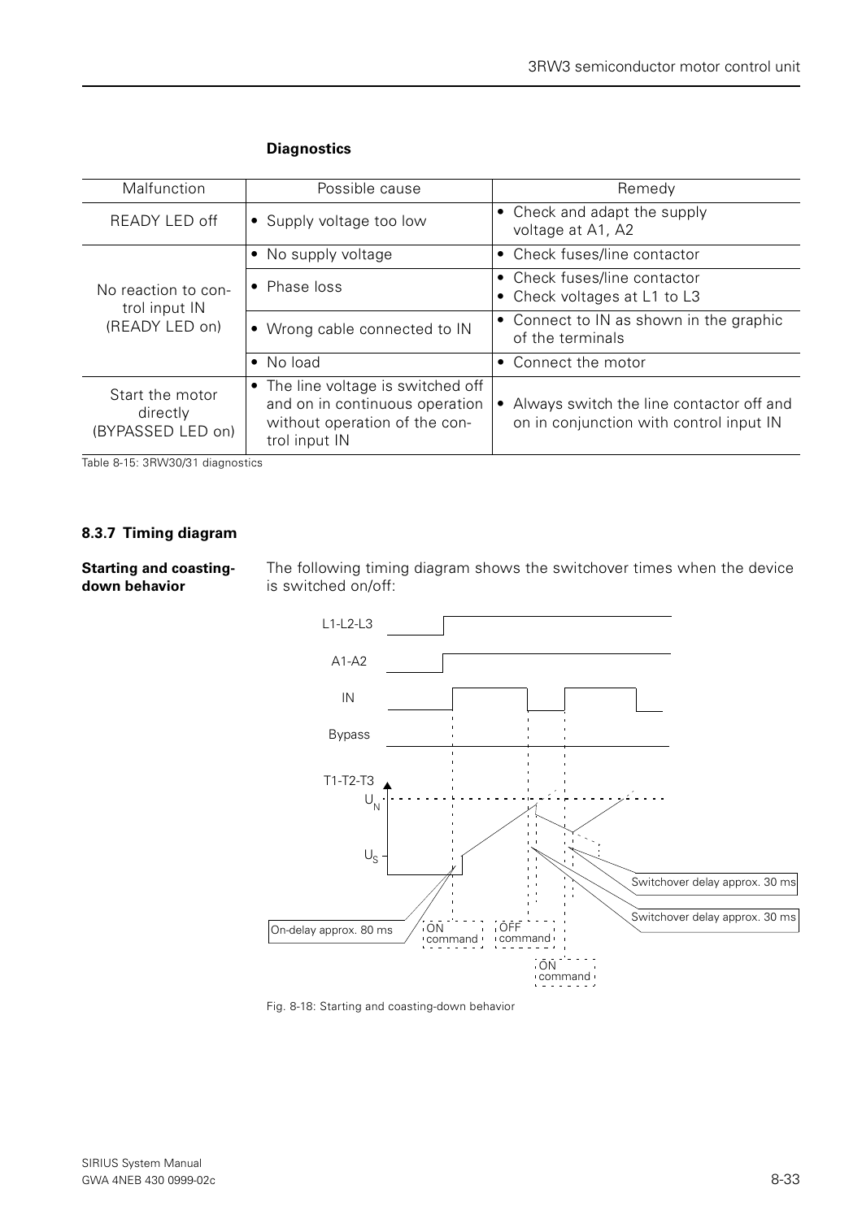**Diagnostics**

| Malfunction | Possible cause | Remedy |
|---|---|---|
| READY LED off | • Supply voltage too low | • Check and adapt the supply voltage at A1, A2 |
| No reaction to control input IN (READY LED on) | • No supply voltage | • Check fuses/line contactor |
| | • Phase loss | • Check fuses/line contactor<br>• Check voltages at L1 to L3 |
| | • Wrong cable connected to IN | • Connect to IN as shown in the graphic of the terminals |
| | • No load | • Connect the motor |
| Start the motor directly (BYPASSED LED on) | • The line voltage is switched off and on in continuous operation without operation of the control input IN | • Always switch the line contactor off and on in conjunction with control input IN |

Table 8-15: 3RW30/31 diagnostics

### 8.3.7 Timing diagram

**Starting and coasting-down behavior**

The following timing diagram shows the switchover times when the device is switched on/off:

L1-L2-L3

A1-A2

IN

Bypass

T1-T2-T3

$U_N$

$U_S$

Switchover delay approx. 30 ms

Switchover delay approx. 30 ms

On-delay approx. 80 ms

ON command

OFF command

ON command

Fig. 8-18: Starting and coasting-down behavior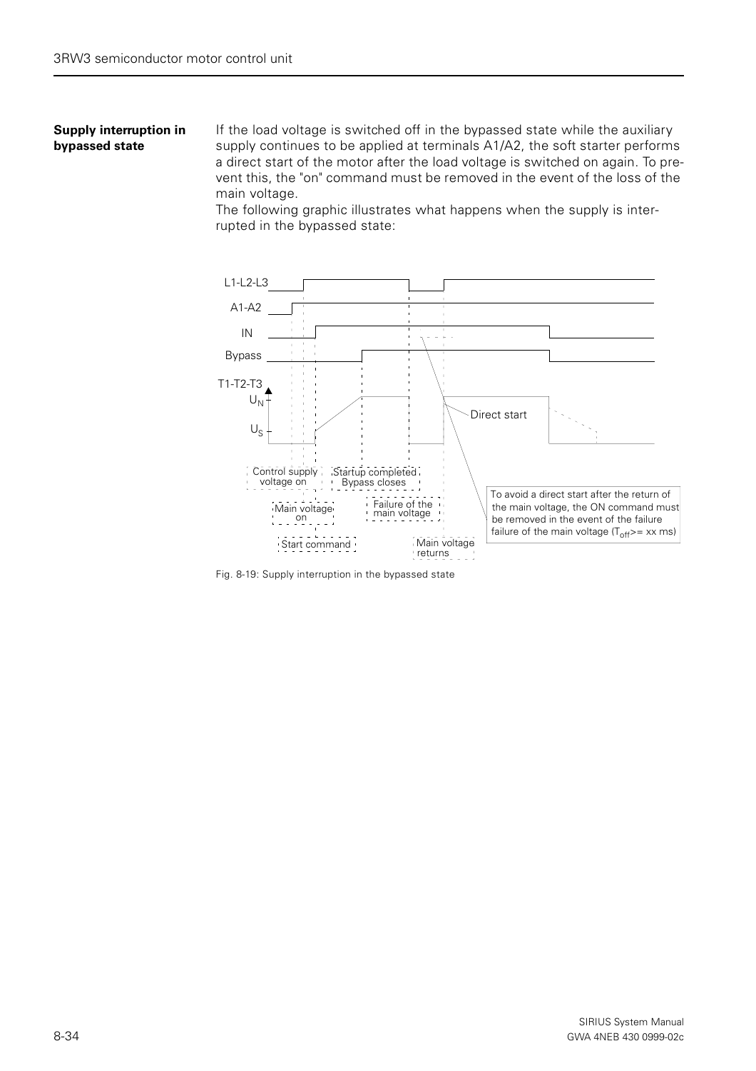### Supply interruption in bypassed state

If the load voltage is switched off in the bypassed state while the auxiliary supply continues to be applied at terminals A1/A2, the soft starter performs a direct start of the motor after the load voltage is switched on again. To prevent this, the "on" command must be removed in the event of the loss of the main voltage.

The following graphic illustrates what happens when the supply is interrupted in the bypassed state:

L1-L2-L3

A1-A2

IN

Bypass

T1-T2-T3

$U_N$

$U_S$

Direct start

Control supply voltage on

Startup completed Bypass closes

Main voltage on

Failure of the main voltage

Start command

Main voltage returns

To avoid a direct start after the return of the main voltage, the ON command must be removed in the event of the failure failure of the main voltage ($T_{off}$>= xx ms)

Fig. 8-19: Supply interruption in the bypassed state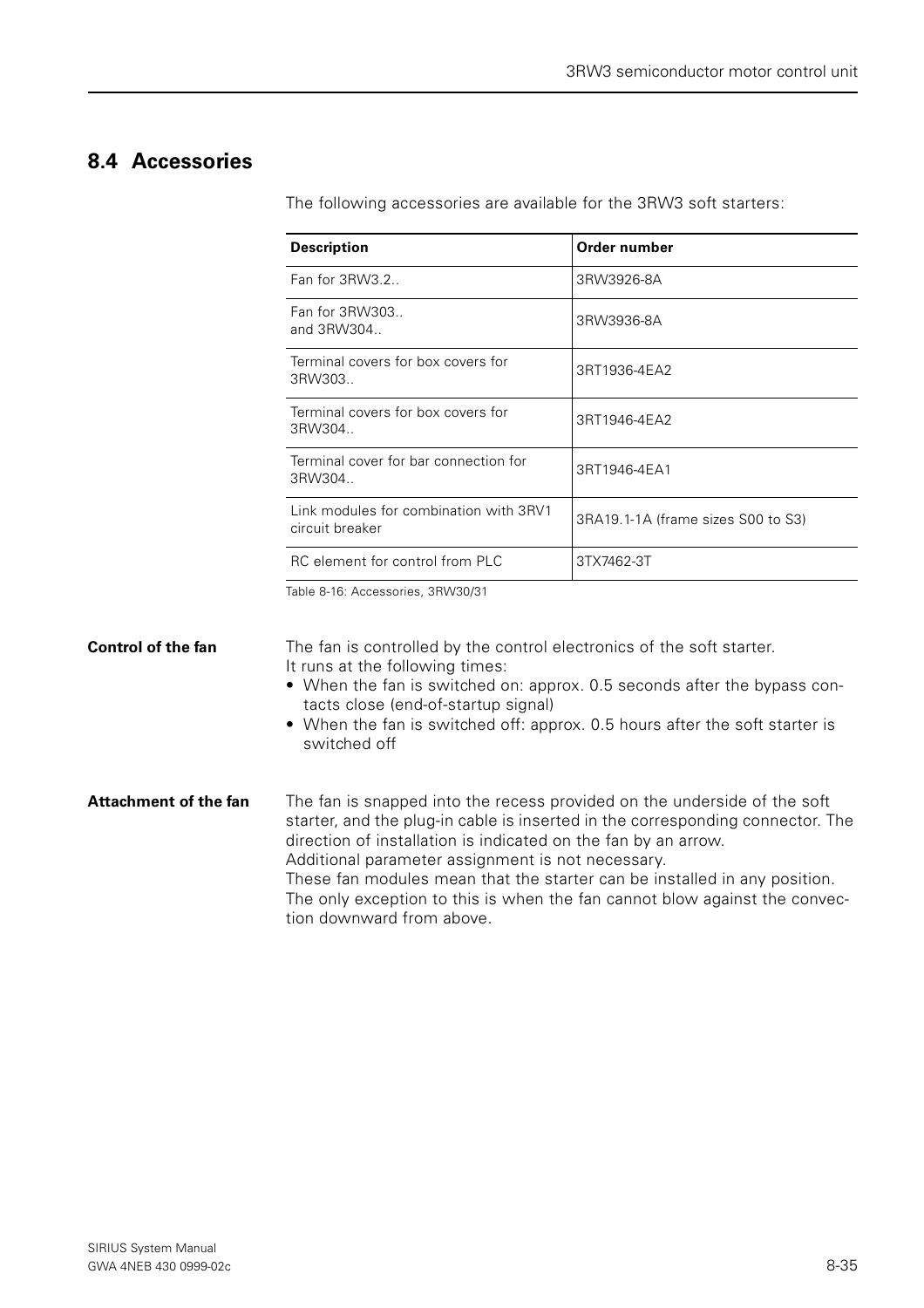## 8.4 Accessories

The following accessories are available for the 3RW3 soft starters:

| Description | Order number |
|---|---|
| Fan for 3RW3.2.. | 3RW3926-8A |
| Fan for 3RW303.. and 3RW304.. | 3RW3936-8A |
| Terminal covers for box covers for 3RW303.. | 3RT1936-4EA2 |
| Terminal covers for box covers for 3RW304.. | 3RT1946-4EA2 |
| Terminal cover for bar connection for 3RW304.. | 3RT1946-4EA1 |
| Link modules for combination with 3RV1 circuit breaker | 3RA19.1-1A (frame sizes S00 to S3) |
| RC element for control from PLC | 3TX7462-3T |

Table 8-16: Accessories, 3RW30/31

**Control of the fan**

The fan is controlled by the control electronics of the soft starter.
It runs at the following times:

- When the fan is switched on: approx. 0.5 seconds after the bypass contacts close (end-of-startup signal)
- When the fan is switched off: approx. 0.5 hours after the soft starter is switched off

**Attachment of the fan**

The fan is snapped into the recess provided on the underside of the soft starter, and the plug-in cable is inserted in the corresponding connector. The direction of installation is indicated on the fan by an arrow.
Additional parameter assignment is not necessary.
These fan modules mean that the starter can be installed in any position. The only exception to this is when the fan cannot blow against the convection downward from above.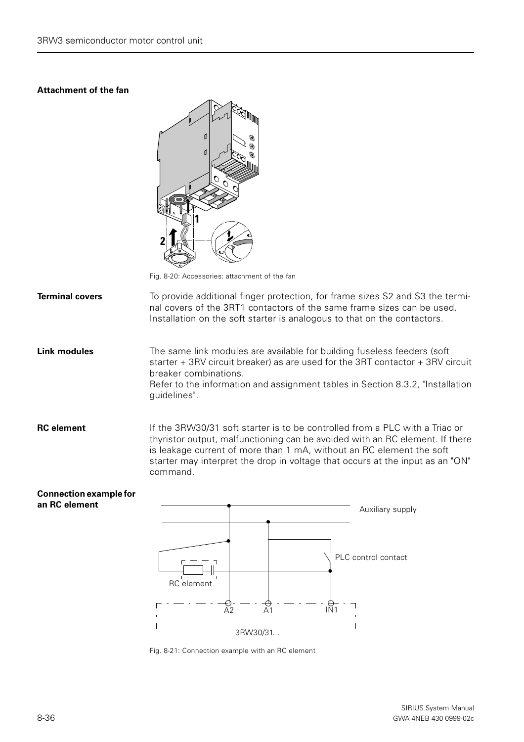**Attachment of the fan**

Fig. 8-20: Accessories: attachment of the fan

**Terminal covers**

To provide additional finger protection, for frame sizes S2 and S3 the terminal covers of the 3RT1 contactors of the same frame sizes can be used. Installation on the soft starter is analogous to that on the contactors.

**Link modules**

The same link modules are available for building fuseless feeders (soft starter + 3RV circuit breaker combinations) as are used for the 3RT contactor + 3RV circuit breaker combinations.
Refer to the information and assignment tables in Section 8.3.2, "Installation guidelines".

**RC element**

If the 3RW30/31 soft starter is to be controlled from a PLC with a Triac or thyristor output, malfunctioning can be avoided with an RC element. If there is leakage current of more than 1 mA, without an RC element the soft starter may interpret the drop in voltage that occurs at the input as an "ON" command.

**Connection example for an RC element**

Fig. 8-21: Connection example with an RC element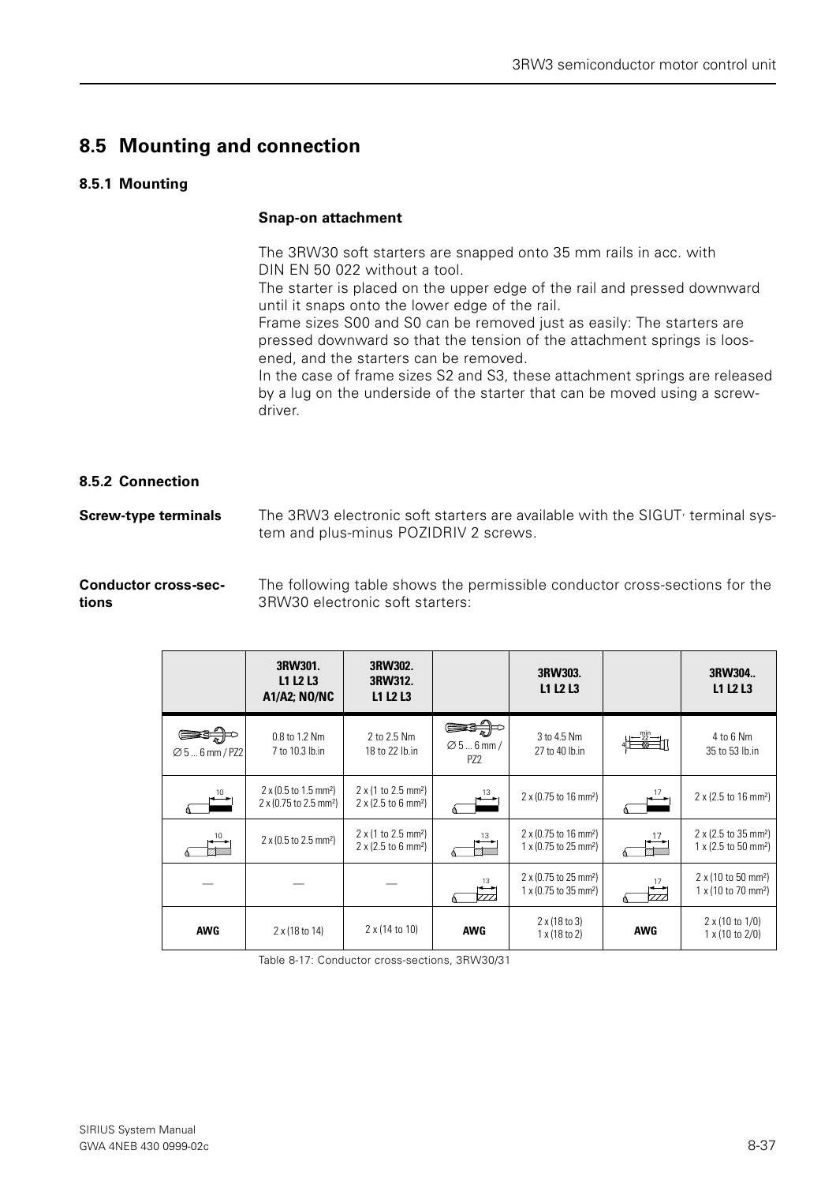## 8.5 Mounting and connection

### 8.5.1 Mounting

**Snap-on attachment**

The 3RW30 soft starters are snapped onto 35 mm rails in acc. with DIN EN 50 022 without a tool.
The starter is placed on the upper edge of the rail and pressed downward until it snaps onto the lower edge of the rail.
Frame sizes S00 and S0 can be removed just as easily: The starters are pressed downward so that the tension of the attachment springs is loosened, and the starters can be removed.
In the case of frame sizes S2 and S3, these attachment springs are released by a lug on the underside of the starter that can be moved using a screwdriver.

### 8.5.2 Connection

**Screw-type terminals**

The 3RW3 electronic soft starters are available with the SIGUT· terminal system and plus-minus POZIDRIV 2 screws.

**Conductor cross-sections**

The following table shows the permissible conductor cross-sections for the 3RW30 electronic soft starters:

| | 3RW301. L1 L2 L3 A1/A2; NO/NC | 3RW302. 3RW312. L1 L2 L3 | | 3RW303. L1 L2 L3 | | 3RW304.. L1 L2 L3 |
|---|---|---|---|---|---|---|
| ∅ 5 ... 6 mm / PZ2 | 0.8 to 1.2 Nm 7 to 10.3 lb.in | 2 to 2.5 Nm 18 to 22 lb.in | ∅ 5 ... 6 mm / PZ2 | 3 to 4.5 Nm 27 to 40 lb.in | 4, min 22 | 4 to 6 Nm 35 to 53 lb.in |
| 10 | 2 x (0.5 to 1.5 mm²) 2 x (0.75 to 2.5 mm²) | 2 x (1 to 2.5 mm²) 2 x (2.5 to 6 mm²) | 13 | 2 x (0.75 to 16 mm²) | 17 | 2 x (2.5 to 16 mm²) |
| 10 | 2 x (0.5 to 2.5 mm²) | 2 x (1 to 2.5 mm²) 2 x (2.5 to 6 mm²) | 13 | 2 x (0.75 to 16 mm²) 1 x (0.75 to 25 mm²) | 17 | 2 x (2.5 to 35 mm²) 1 x (2.5 to 50 mm²) |
| — | — | — | 13 | 2 x (0.75 to 25 mm²) 1 x (0.75 to 35 mm²) | 17 | 2 x (10 to 50 mm²) 1 x (10 to 70 mm²) |
| **AWG** | 2 x (18 to 14) | 2 x (14 to 10) | **AWG** | 2 x (18 to 3) 1 x (18 to 2) | **AWG** | 2 x (10 to 1/0) 1 x (10 to 2/0) |

Table 8-17: Conductor cross-sections, 3RW30/31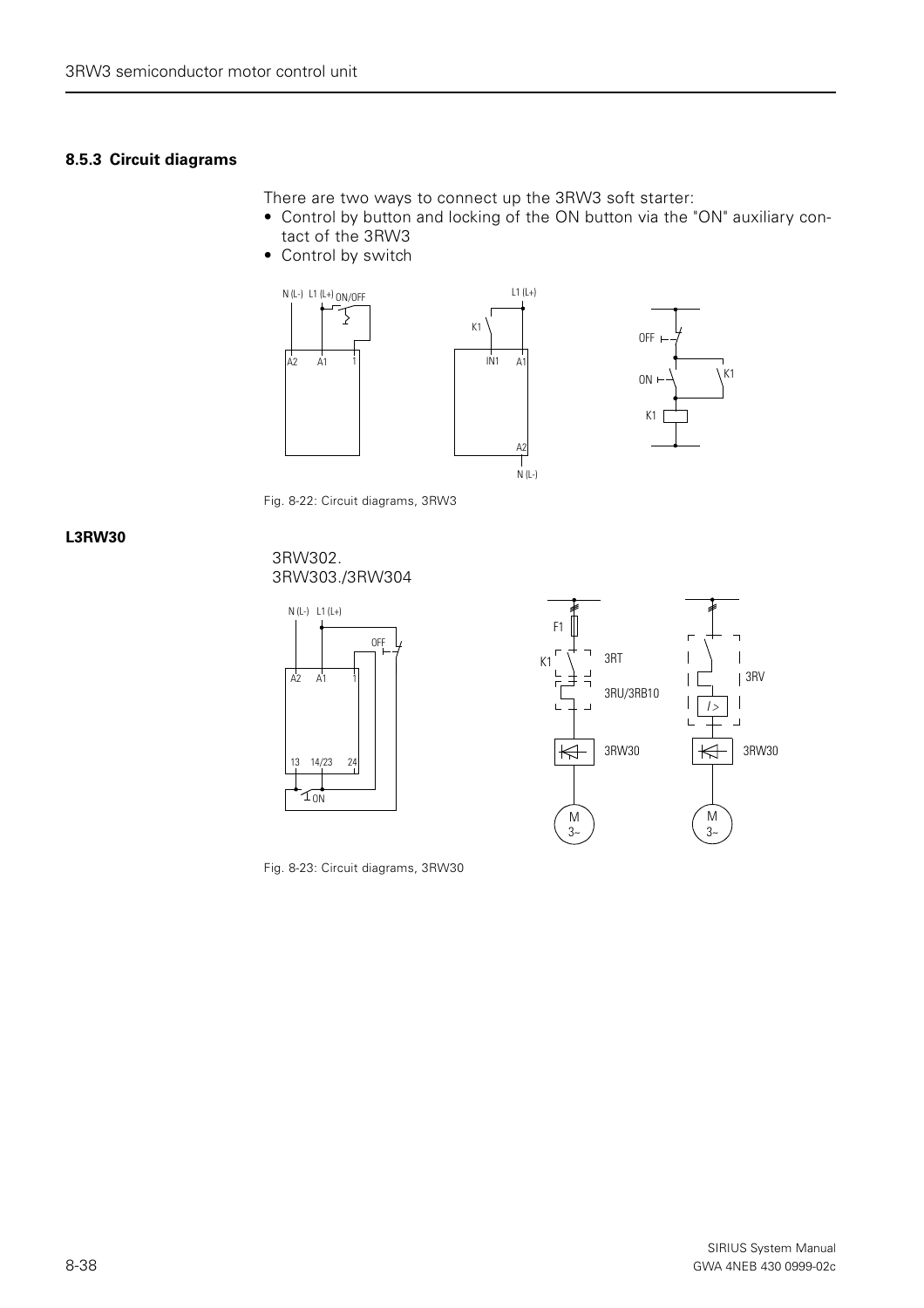### 8.5.3 Circuit diagrams

There are two ways to connect up the 3RW3 soft starter:

- Control by button and locking of the ON button via the "ON" auxiliary contact of the 3RW3
- Control by switch

Fig. 8-22: Circuit diagrams, 3RW3

**L3RW30**

3RW302.
3RW303./3RW304

Fig. 8-23: Circuit diagrams, 3RW30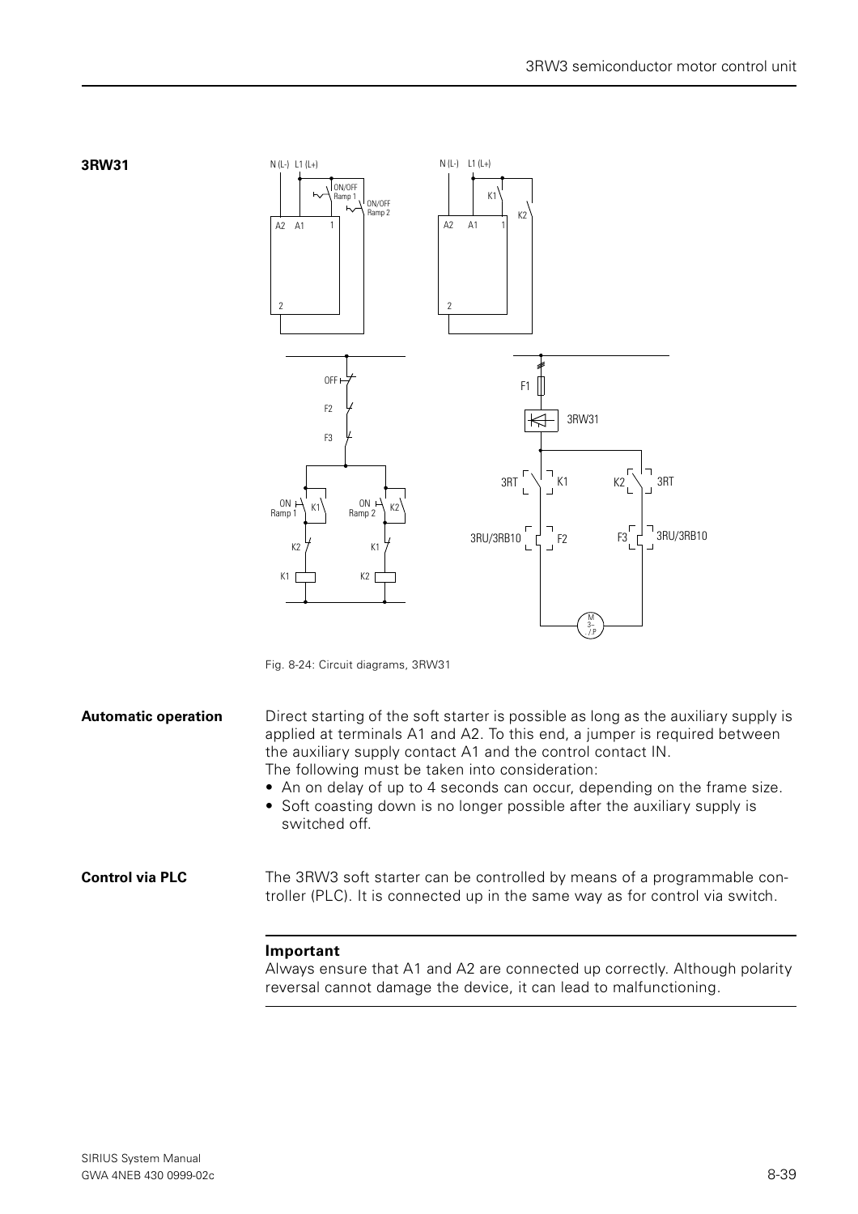## 3RW31

Fig. 8-24: Circuit diagrams, 3RW31

**Automatic operation**

Direct starting of the soft starter is possible as long as the auxiliary supply is applied at terminals A1 and A2. To this end, a jumper is required between the auxiliary supply contact A1 and the control contact IN.
The following must be taken into consideration:

- An on delay of up to 4 seconds can occur, depending on the frame size.
- Soft coasting down is no longer possible after the auxiliary supply is switched off.

**Control via PLC**

The 3RW3 soft starter can be controlled by means of a programmable controller (PLC). It is connected up in the same way as for control via switch.

**Important**
Always ensure that A1 and A2 are connected up correctly. Although polarity reversal cannot damage the device, it can lead to malfunctioning.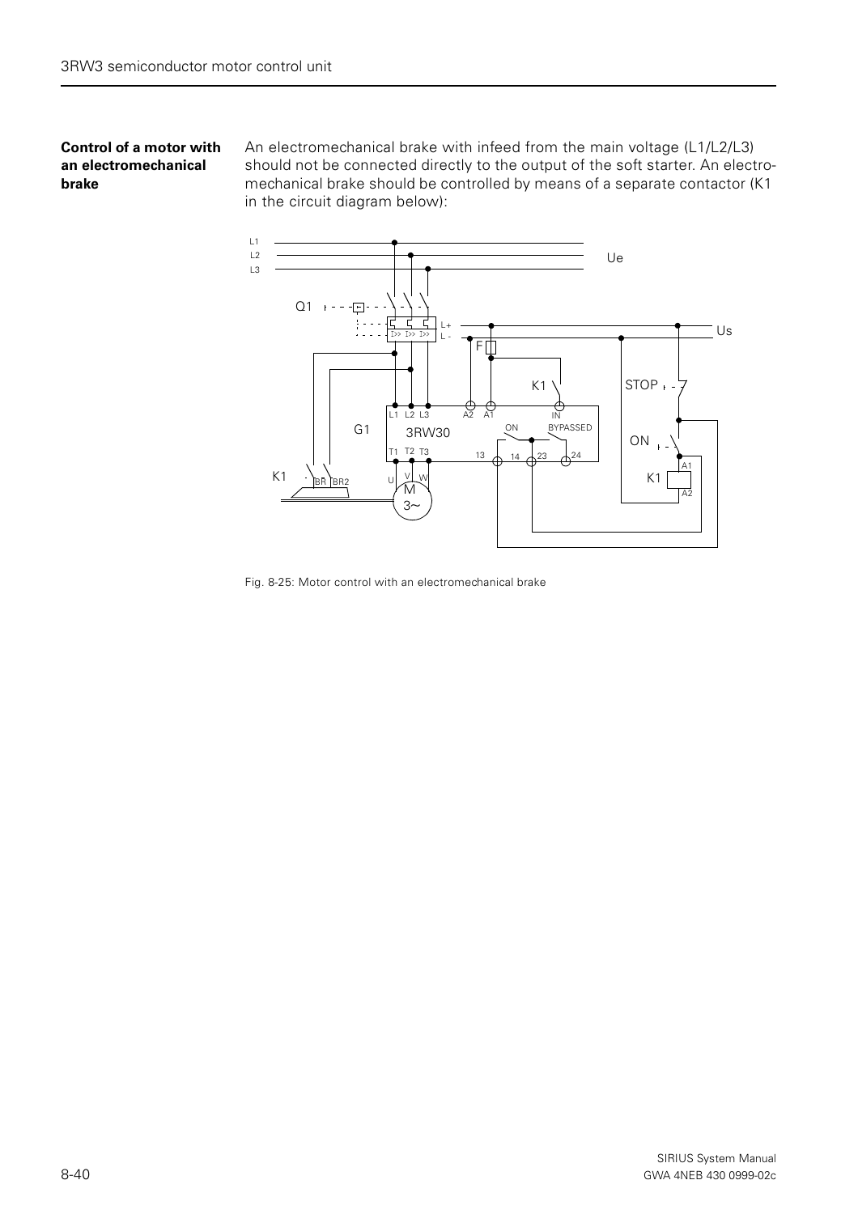**Control of a motor with an electromechanical brake**

An electromechanical brake with infeed from the main voltage (L1/L2/L3) should not be connected directly to the output of the soft starter. An electromechanical brake should be controlled by means of a separate contactor (K1 in the circuit diagram below):

Fig. 8-25: Motor control with an electromechanical brake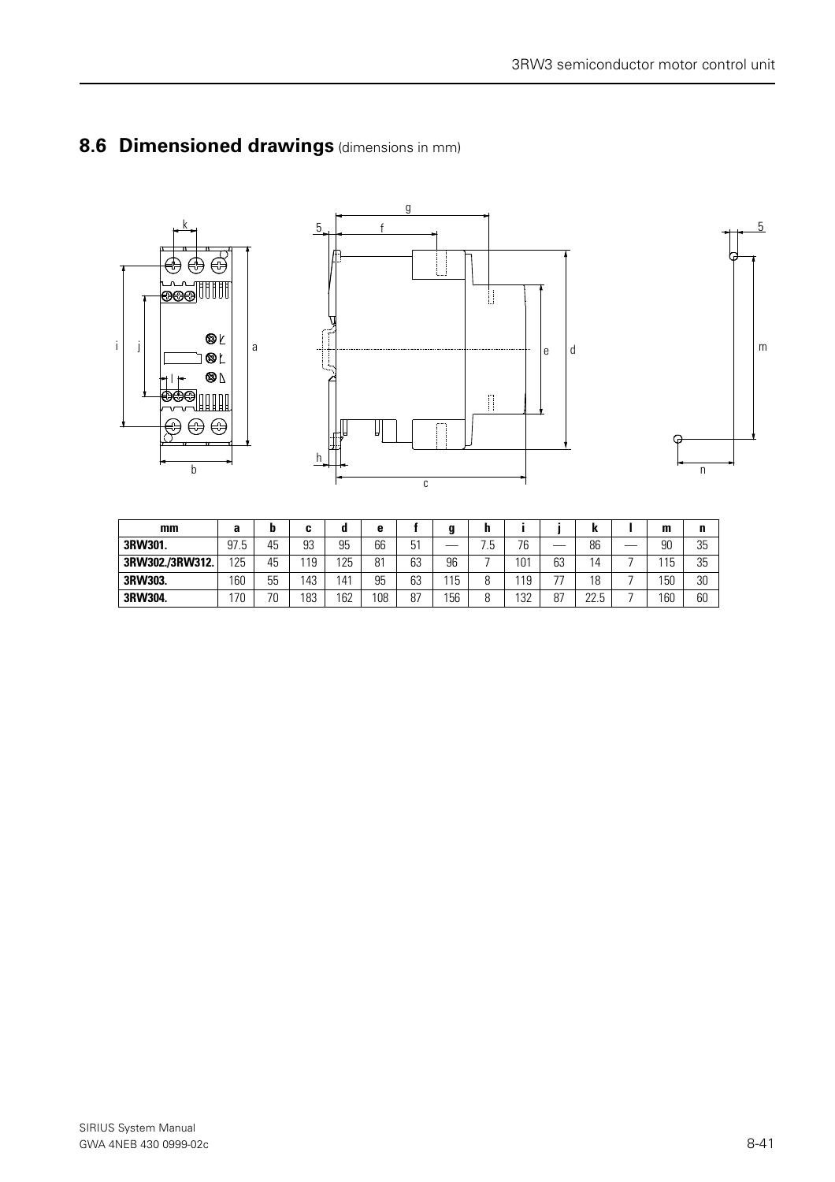## 8.6 Dimensioned drawings (dimensions in mm)

| mm | a | b | c | d | e | f | g | h | i | j | k | l | m | n |
|---|---|---|---|---|---|---|---|---|---|---|---|---|---|---|
| **3RW301.** | 97.5 | 45 | 93 | 95 | 66 | 51 | — | 7.5 | 76 | — | 86 | — | 90 | 35 |
| **3RW302./3RW312.** | 125 | 45 | 119 | 125 | 81 | 63 | 96 | 7 | 101 | 63 | 14 | 7 | 115 | 35 |
| **3RW303.** | 160 | 55 | 143 | 141 | 95 | 63 | 115 | 8 | 119 | 77 | 18 | 7 | 150 | 30 |
| **3RW304.** | 170 | 70 | 183 | 162 | 108 | 87 | 156 | 8 | 132 | 87 | 22.5 | 7 | 160 | 60 |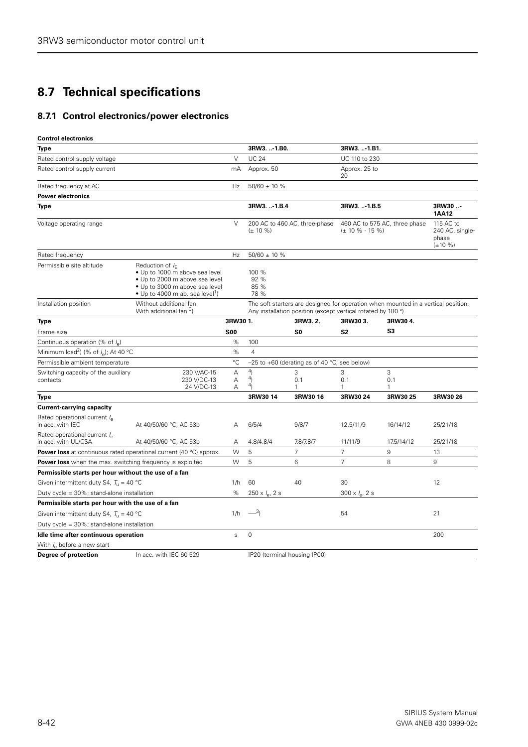## 8.7 Technical specifications

### 8.7.1 Control electronics/power electronics

| **Control electronics** | | | | | | |
|---|---|---|---|---|---|---|
| **Type** | | | **3RW3. ..-1.B0.** | | **3RW3. ..-1.B1.** | |
| Rated control supply voltage | | V | UC 24 | | UC 110 to 230 | |
| Rated control supply current | | mA | Approx. 50 | | Approx. 25 to 20 | |
| Rated frequency at AC | | Hz | 50/60 ± 10 % | | | |

| **Power electronics** | | | | | |
|---|---|---|---|---|---|
| **Type** | | | **3RW3. ..-1.B.4** | **3RW3. ..-1.B.5** | **3RW30 ..-1AA12** |
| Voltage operating range | | V | 200 AC to 460 AC, three-phase (± 10 %) | 460 AC to 575 AC, three phase (± 10 % - 15 %) | 115 AC to 240 AC, single-phase (±10 %) |
| Rated frequency | | Hz | 50/60 ± 10 % | | |
| Permissible site altitude | Reduction of $I_E$<br>• Up to 1000 m above sea level<br>• Up to 2000 m above sea level<br>• Up to 3000 m above sea level<br>• Up to 4000 m ab. sea level[1] | | <br>100 %<br>92 %<br>85 %<br>78 % | | |
| Installation position | Without additional fan<br>With additional fan [3] | | The soft starters are designed for operation when mounted in a vertical position. Any installation position (except vertical rotated by 180 °) | | |

| **Type** | | | **3RW30 1.** | **3RW3. 2.** | **3RW30 3.** | **3RW30 4.** | |
|---|---|---|---|---|---|---|---|
| Frame size | | | **S00** | **S0** | **S2** | **S3** | |
| Continuous operation (% of $I_e$) | | % | 100 | | | | |
| Minimum load[2] (% of $I_e$); At 40 °C | | % | 4 | | | | |
| Permissible ambient temperature | | °C | –25 to +60 (derating as of 40 °C, see below) | | | | |
| Switching capacity of the auxiliary contacts | 230 V/AC-15<br>230 V/DC-13<br>24 V/DC-13 | A<br>A<br>A | [4]<br>[4]<br>[4] | 3<br>0.1<br>1 | 3<br>0.1<br>1 | 3<br>0.1<br>1 | |

| **Type** | | | **3RW30 14** | **3RW30 16** | **3RW30 24** | **3RW30 25** | **3RW30 26** |
|---|---|---|---|---|---|---|---|
| **Current-carrying capacity** | | | | | | | |
| Rated operational current $I_e$ in acc. with IEC | At 40/50/60 °C, AC-53b | A | 6/5/4 | 9/8/7 | 12.5/11/9 | 16/14/12 | 25/21/18 |
| Rated operational current $I_e$ in acc. with UL/CSA | At 40/50/60 °C, AC-53b | A | 4.8/4.8/4 | 7.8/7.8/7 | 11/11/9 | 17.5/14/12 | 25/21/18 |
| **Power loss** at continuous rated operational current (40 °C) approx. | | W | 5 | 7 | 7 | 9 | 13 |
| **Power loss** when the max. switching frequency is exploited | | W | 5 | 6 | 7 | 8 | 9 |
| **Permissible starts per hour without the use of a fan** | | | | | | | |
| Given intermittent duty S4, $T_u$ = 40 °C | | 1/h | 60 | 40 | 30 | | 12 |
| Duty cycle = 30%; stand-alone installation | | % | 250 x $I_e$, 2 s | | 300 x $I_e$, 2 s | | |
| **Permissible starts per hour with the use of a fan** | | | | | | | |
| Given intermittent duty S4, $T_u$ = 40 °C | | 1/h | —[3] | | 54 | | 21 |
| Duty cycle = 30%; stand-alone installation | | | | | | | |
| **Idle time after continuous operation** | | s | 0 | | | | 200 |
| With $I_e$ before a new start | | | | | | | |
| **Degree of protection** | In acc. with IEC 60 529 | | IP20 (terminal housing IP00) | | | | |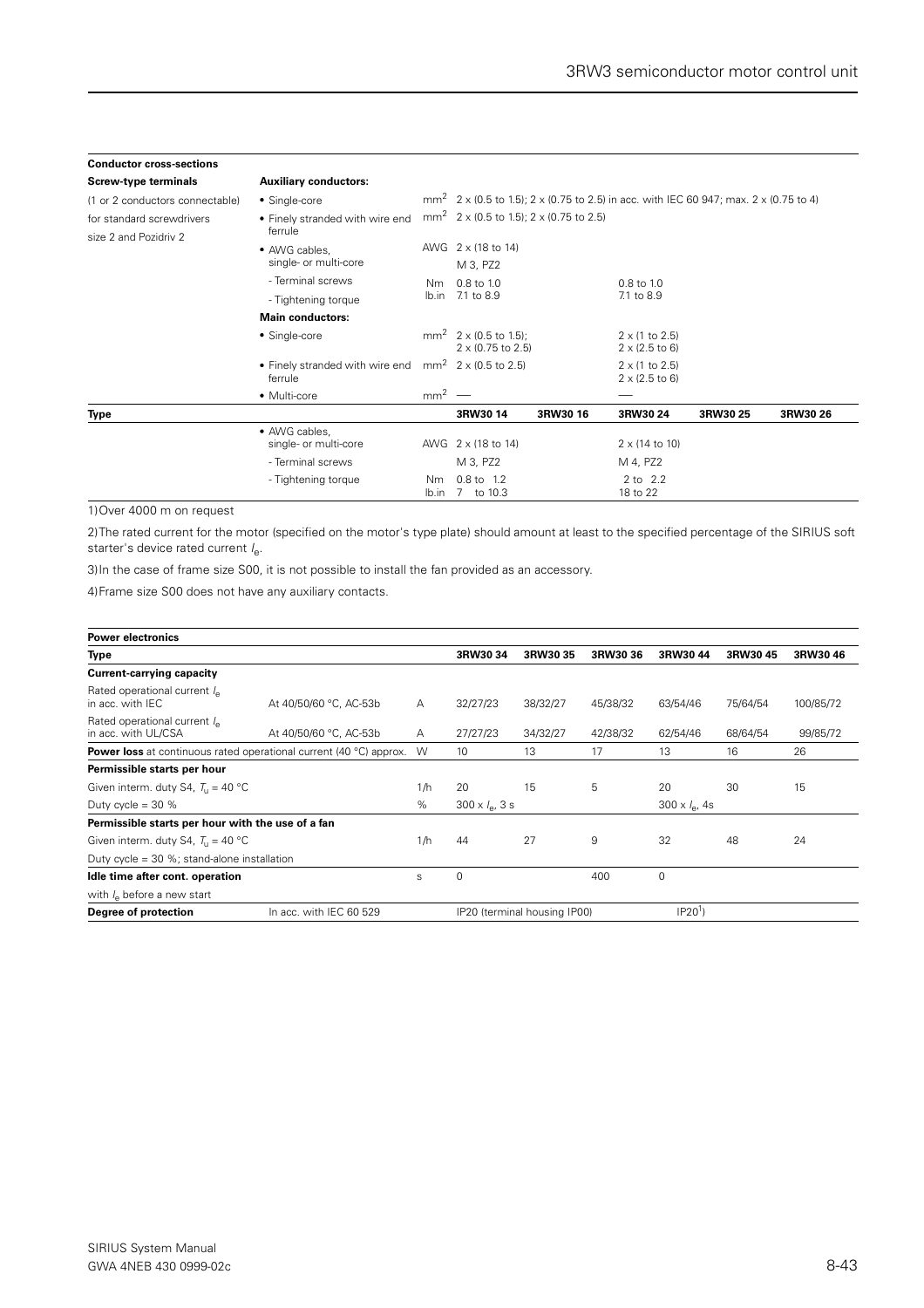| Conductor cross-sections | | | | | | | |
|---|---|---|---|---|---|---|---|
| **Screw-type terminals** | **Auxiliary conductors:** | | | | | | |
| (1 or 2 conductors connectable) | • Single-core | $mm^2$ | 2 x (0.5 to 1.5); 2 x (0.75 to 2.5) in acc. with IEC 60 947; max. 2 x (0.75 to 4) | | | | |
| for standard screwdrivers | • Finely stranded with wire end ferrule | $mm^2$ | 2 x (0.5 to 1.5); 2 x (0.75 to 2.5) | | | | |
| size 2 and Pozidriv 2 | • AWG cables, single- or multi-core | AWG | 2 x (18 to 14) | | | | |
| | - Terminal screws | | M 3, PZ2 | | | | |
| | - Tightening torque | Nm<br>lb.in | 0.8 to 1.0<br>7.1 to 8.9 | | 0.8 to 1.0<br>7.1 to 8.9 | | |
| | **Main conductors:** | | | | | | |
| | • Single-core | $mm^2$ | 2 x (0.5 to 1.5);<br>2 x (0.75 to 2.5) | | 2 x (1 to 2.5)<br>2 x (2.5 to 6) | | |
| | • Finely stranded with wire end ferrule | $mm^2$ | 2 x (0.5 to 2.5) | | 2 x (1 to 2.5)<br>2 x (2.5 to 6) | | |
| | • Multi-core | $mm^2$ | — | | — | | |
| **Type** | | | **3RW30 14** | **3RW30 16** | **3RW30 24** | **3RW30 25** | **3RW30 26** |
| | • AWG cables, single- or multi-core | AWG | 2 x (18 to 14) | | 2 x (14 to 10) | | |
| | - Terminal screws | | M 3, PZ2 | | M 4, PZ2 | | |
| | - Tightening torque | Nm<br>lb.in | 0.8 to 1.2<br>7 to 10.3 | | 2 to 2.2<br>18 to 22 | | |

1) Over 4000 m on request

2) The rated current for the motor (specified on the motor's type plate) should amount at least to the specified percentage of the SIRIUS soft starter's device rated current $I_e$.

3) In the case of frame size S00, it is not possible to install the fan provided as an accessory.

4) Frame size S00 does not have any auxiliary contacts.

| Power electronics | | | | | | | | |
|---|---|---|---|---|---|---|---|---|
| **Type** | | | **3RW30 34** | **3RW30 35** | **3RW30 36** | **3RW30 44** | **3RW30 45** | **3RW30 46** |
| **Current-carrying capacity** | | | | | | | | |
| Rated operational current $I_e$ in acc. with IEC | At 40/50/60 °C, AC-53b | A | 32/27/23 | 38/32/27 | 45/38/32 | 63/54/46 | 75/64/54 | 100/85/72 |
| Rated operational current $I_e$ in acc. with UL/CSA | At 40/50/60 °C, AC-53b | A | 27/27/23 | 34/32/27 | 42/38/32 | 62/54/46 | 68/64/54 | 99/85/72 |
| **Power loss** at continuous rated operational current (40 °C) approx. | | W | 10 | 13 | 17 | 13 | 16 | 26 |
| **Permissible starts per hour** | | | | | | | | |
| Given interm. duty S4, $T_u$ = 40 °C | | 1/h | 20 | 15 | 5 | 20 | 30 | 15 |
| Duty cycle = 30 % | | % | 300 x $I_e$, 3 s | | | 300 x $I_e$, 4s | | |
| **Permissible starts per hour with the use of a fan** | | | | | | | | |
| Given interm. duty S4, $T_u$ = 40 °C | | 1/h | 44 | 27 | 9 | 32 | 48 | 24 |
| Duty cycle = 30 %; stand-alone installation | | | | | | | | |
| **Idle time after cont. operation** | | s | 0 | | 400 | 0 | | |
| with $I_e$ before a new start | | | | | | | | |
| **Degree of protection** | In acc. with IEC 60 529 | | IP20 (terminal housing IP00) | | | IP20[1]) | | |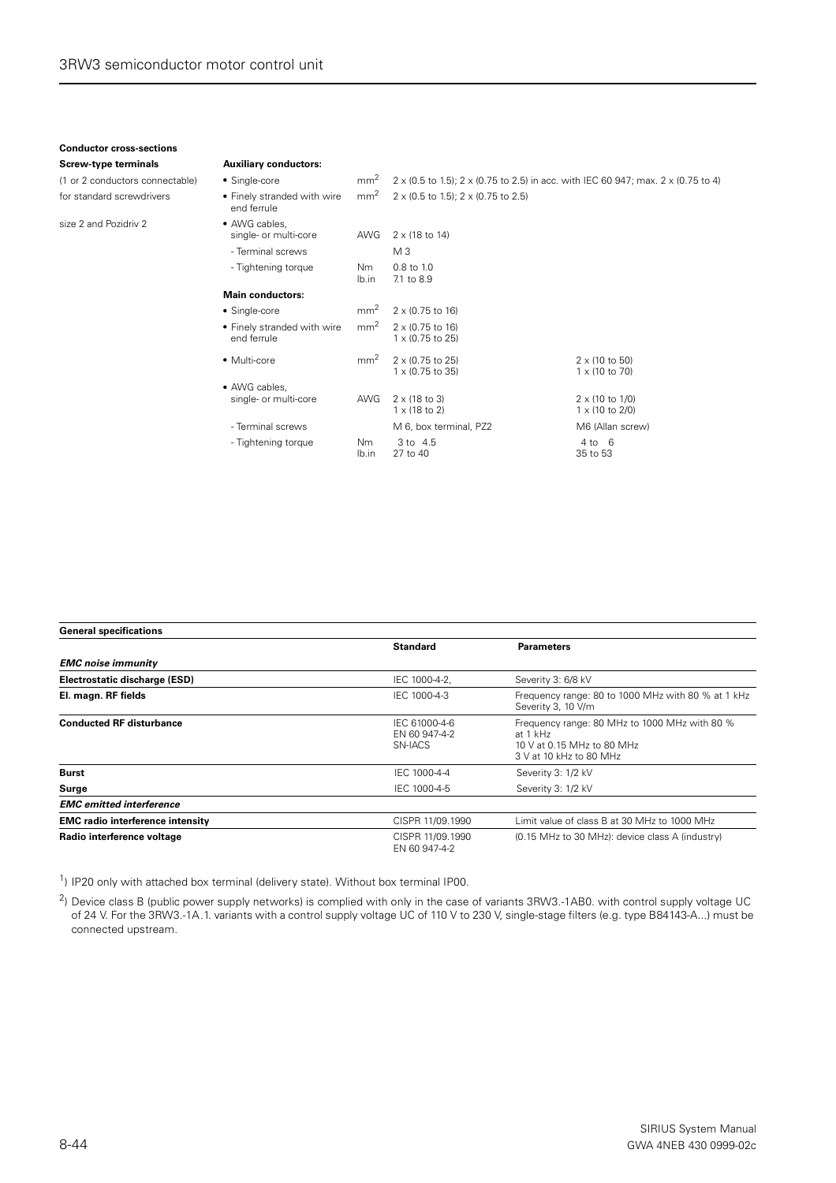**Conductor cross-sections**

| Screw-type terminals | Auxiliary conductors: | | | |
|---|---|---|---|---|
| (1 or 2 conductors connectable) | • Single-core | $mm^2$ | 2 x (0.5 to 1.5); 2 x (0.75 to 2.5) in acc. with IEC 60 947; max. 2 x (0.75 to 4) | |
| for standard screwdrivers | • Finely stranded with wire end ferrule | $mm^2$ | 2 x (0.5 to 1.5); 2 x (0.75 to 2.5) | |
| size 2 and Pozidriv 2 | • AWG cables, single- or multi-core | AWG | 2 x (18 to 14) | |
| | - Terminal screws | | M 3 | |
| | - Tightening torque | Nm<br>lb.in | 0.8 to 1.0<br>7.1 to 8.9 | |
| | **Main conductors:** | | | |
| | • Single-core | $mm^2$ | 2 x (0.75 to 16) | |
| | • Finely stranded with wire end ferrule | $mm^2$ | 2 x (0.75 to 16)<br>1 x (0.75 to 25) | |
| | • Multi-core | $mm^2$ | 2 x (0.75 to 25)<br>1 x (0.75 to 35) | 2 x (10 to 50)<br>1 x (10 to 70) |
| | • AWG cables, single- or multi-core | AWG | 2 x (18 to 3)<br>1 x (18 to 2) | 2 x (10 to 1/0)<br>1 x (10 to 2/0) |
| | - Terminal screws | | M 6, box terminal, PZ2 | M6 (Allan screw) |
| | - Tightening torque | Nm<br>lb.in | 3 to 4.5<br>27 to 40 | 4 to 6<br>35 to 53 |

| **General specifications** | **Standard** | **Parameters** |
|---|---|---|
| ***EMC noise immunity*** | | |
| **Electrostatic discharge (ESD)** | IEC 1000-4-2, | Severity 3: 6/8 kV |
| **El. magn. RF fields** | IEC 1000-4-3 | Frequency range: 80 to 1000 MHz with 80 % at 1 kHz<br>Severity 3, 10 V/m |
| **Conducted RF disturbance** | IEC 61000-4-6<br>EN 60 947-4-2<br>SN-IACS | Frequency range: 80 MHz to 1000 MHz with 80 % at 1 kHz<br>10 V at 0.15 MHz to 80 MHz<br>3 V at 10 kHz to 80 MHz |
| **Burst** | IEC 1000-4-4 | Severity 3: 1/2 kV |
| **Surge** | IEC 1000-4-5 | Severity 3: 1/2 kV |
| ***EMC emitted interference*** | | |
| **EMC radio interference intensity** | CISPR 11/09.1990 | Limit value of class B at 30 MHz to 1000 MHz |
| **Radio interference voltage** | CISPR 11/09.1990<br>EN 60 947-4-2 | (0.15 MHz to 30 MHz): device class A (industry) |

[1]) IP20 only with attached box terminal (delivery state). Without box terminal IP00.

[2]) Device class B (public power supply networks) is complied with only in the case of variants 3RW3.-1AB0. with control supply voltage UC of 24 V. For the 3RW3.-1A.1. variants with a control supply voltage UC of 110 V to 230 V, single-stage filters (e.g. type B84143-A...) must be connected upstream.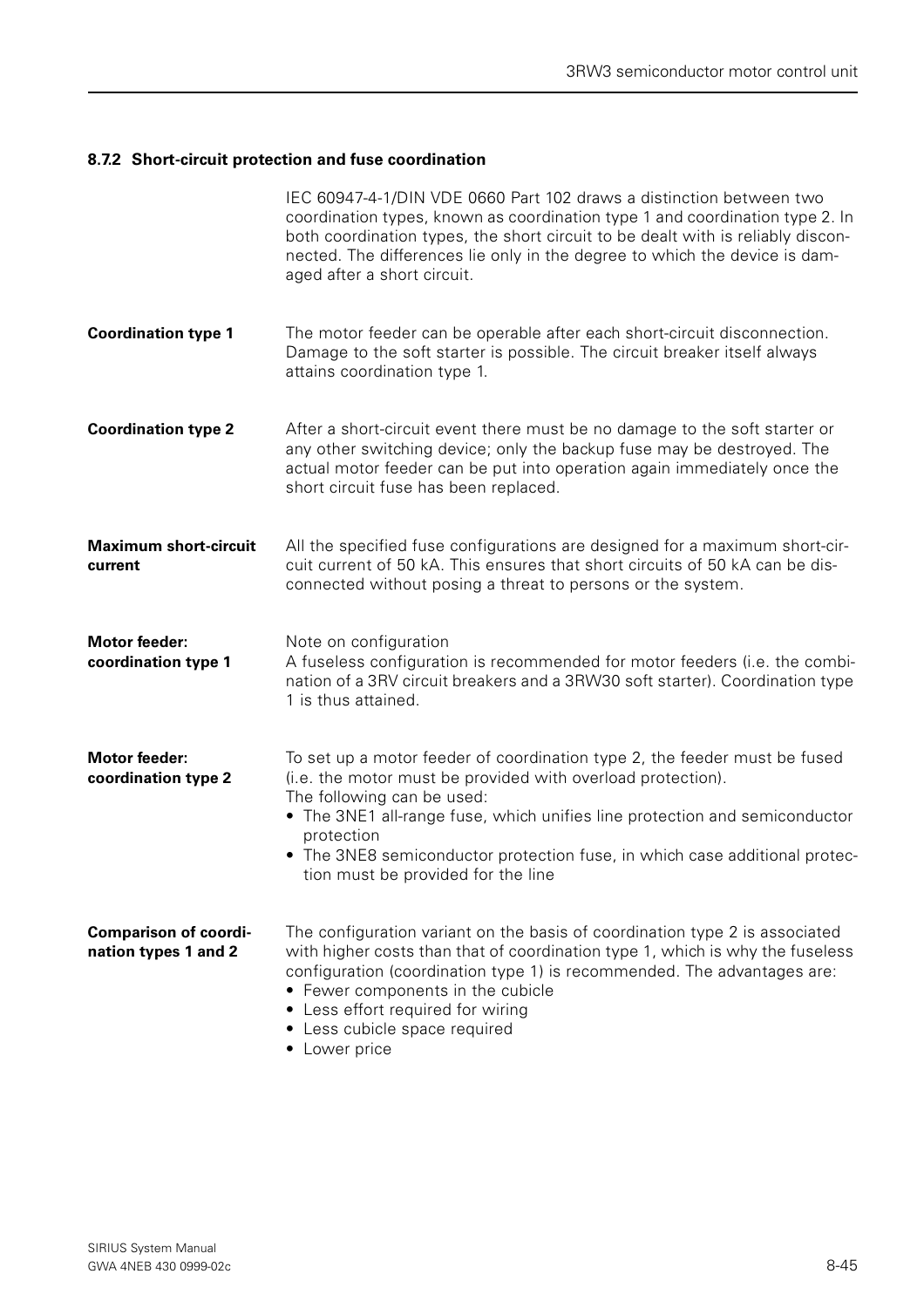### 8.7.2 Short-circuit protection and fuse coordination

IEC 60947-4-1/DIN VDE 0660 Part 102 draws a distinction between two coordination types, known as coordination type 1 and coordination type 2. In both coordination types, the short circuit to be dealt with is reliably disconnected. The differences lie only in the degree to which the device is damaged after a short circuit.

**Coordination type 1**

The motor feeder can be operable after each short-circuit disconnection. Damage to the soft starter is possible. The circuit breaker itself always attains coordination type 1.

**Coordination type 2**

After a short-circuit event there must be no damage to the soft starter or any other switching device; only the backup fuse may be destroyed. The actual motor feeder can be put into operation again immediately once the short circuit fuse has been replaced.

**Maximum short-circuit current**

All the specified fuse configurations are designed for a maximum short-circuit current of 50 kA. This ensures that short circuits of 50 kA can be disconnected without posing a threat to persons or the system.

**Motor feeder: coordination type 1**

Note on configuration
A fuseless configuration is recommended for motor feeders (i.e. the combination of a 3RV circuit breakers and a 3RW30 soft starter). Coordination type 1 is thus attained.

**Motor feeder: coordination type 2**

To set up a motor feeder of coordination type 2, the feeder must be fused (i.e. the motor must be provided with overload protection).
The following can be used:

- The 3NE1 all-range fuse, which unifies line protection and semiconductor protection
- The 3NE8 semiconductor protection fuse, in which case additional protection must be provided for the line

**Comparison of coordination types 1 and 2**

The configuration variant on the basis of coordination type 2 is associated with higher costs than that of coordination type 1, which is why the fuseless configuration (coordination type 1) is recommended. The advantages are:

- Fewer components in the cubicle
- Less effort required for wiring
- Less cubicle space required
- Lower price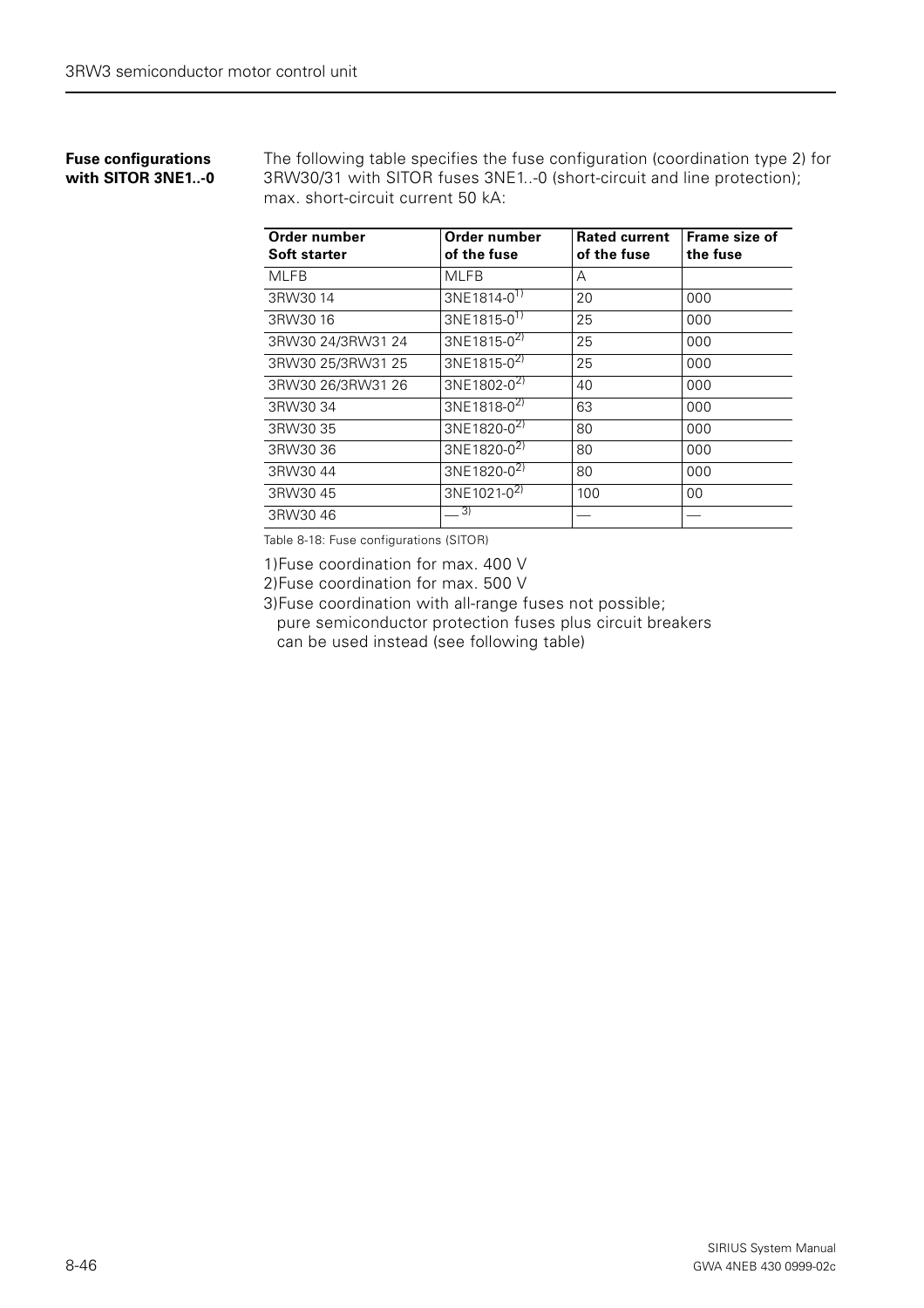#### Fuse configurations with SITOR 3NE1..-0

The following table specifies the fuse configuration (coordination type 2) for 3RW30/31 with SITOR fuses 3NE1..-0 (short-circuit and line protection); max. short-circuit current 50 kA:

| Order number Soft starter | Order number of the fuse | Rated current of the fuse | Frame size of the fuse |
|---|---|---|---|
| MLFB | MLFB | A | |
| 3RW30 14 | 3NE1814-0[1] | 20 | 000 |
| 3RW30 16 | 3NE1815-0[1] | 25 | 000 |
| 3RW30 24/3RW31 24 | 3NE1815-0[2] | 25 | 000 |
| 3RW30 25/3RW31 25 | 3NE1815-0[2] | 25 | 000 |
| 3RW30 26/3RW31 26 | 3NE1802-0[2] | 40 | 000 |
| 3RW30 34 | 3NE1818-0[2] | 63 | 000 |
| 3RW30 35 | 3NE1820-0[2] | 80 | 000 |
| 3RW30 36 | 3NE1820-0[2] | 80 | 000 |
| 3RW30 44 | 3NE1820-0[2] | 80 | 000 |
| 3RW30 45 | 3NE1021-0[2] | 100 | 00 |
| 3RW30 46 | —[3] | — | — |

Table 8-18: Fuse configurations (SITOR)

1)Fuse coordination for max. 400 V

2)Fuse coordination for max. 500 V

3)Fuse coordination with all-range fuses not possible; pure semiconductor protection fuses plus circuit breakers can be used instead (see following table)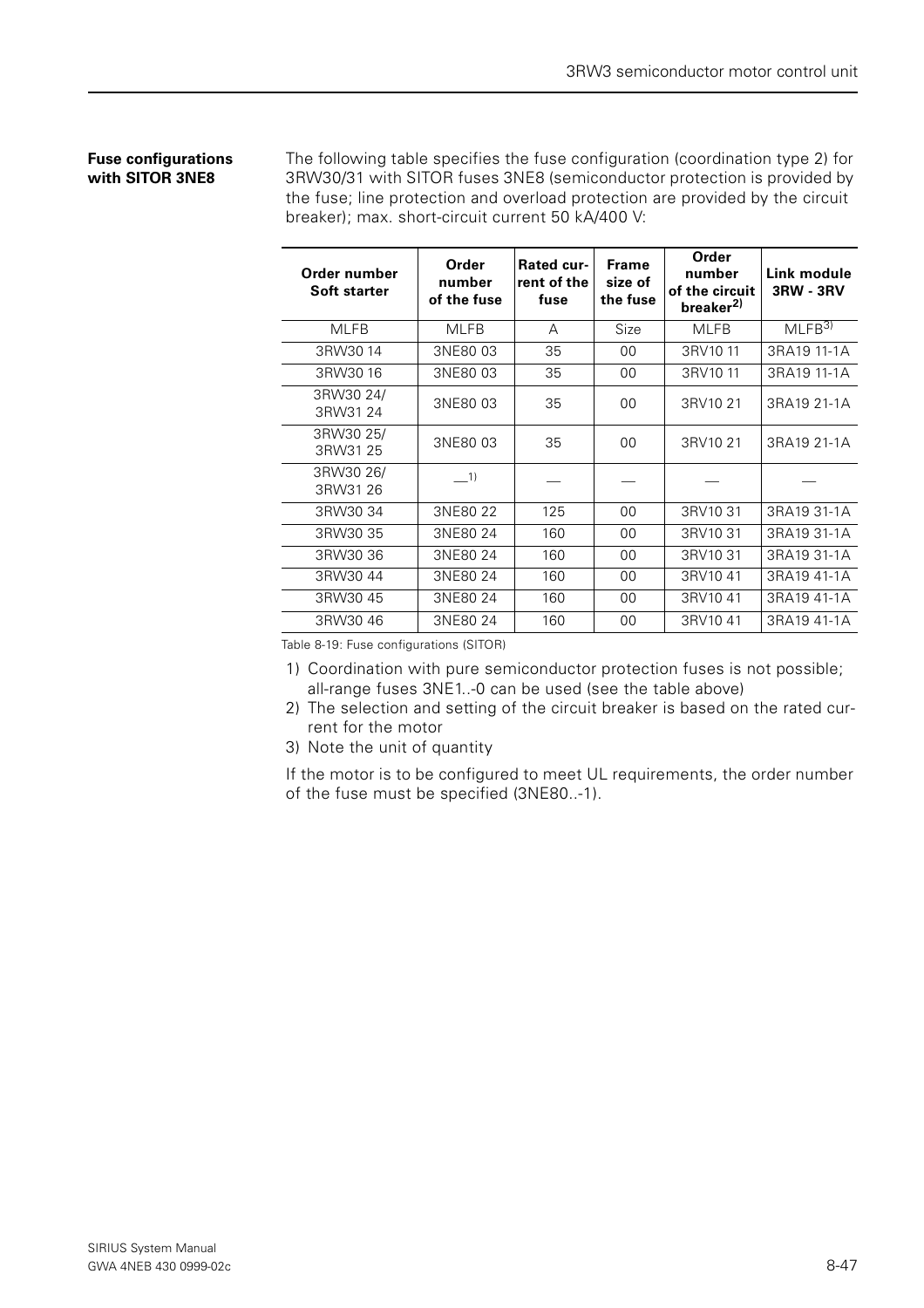#### Fuse configurations with SITOR 3NE8

The following table specifies the fuse configuration (coordination type 2) for 3RW30/31 with SITOR fuses 3NE8 (semiconductor protection is provided by the fuse; line protection and overload protection are provided by the circuit breaker); max. short-circuit current 50 kA/400 V:

| Order number Soft starter | Order number of the fuse | Rated current of the fuse | Frame size of the fuse | Order number of the circuit breaker[2)] | Link module 3RW - 3RV |
|---|---|---|---|---|---|
| MLFB | MLFB | A | Size | MLFB | MLFB[3)] |
| 3RW30 14 | 3NE80 03 | 35 | 00 | 3RV10 11 | 3RA19 11-1A |
| 3RW30 16 | 3NE80 03 | 35 | 00 | 3RV10 11 | 3RA19 11-1A |
| 3RW30 24/ 3RW31 24 | 3NE80 03 | 35 | 00 | 3RV10 21 | 3RA19 21-1A |
| 3RW30 25/ 3RW31 25 | 3NE80 03 | 35 | 00 | 3RV10 21 | 3RA19 21-1A |
| 3RW30 26/ 3RW31 26 | —[1)] | — | — | — | — |
| 3RW30 34 | 3NE80 22 | 125 | 00 | 3RV10 31 | 3RA19 31-1A |
| 3RW30 35 | 3NE80 24 | 160 | 00 | 3RV10 31 | 3RA19 31-1A |
| 3RW30 36 | 3NE80 24 | 160 | 00 | 3RV10 31 | 3RA19 31-1A |
| 3RW30 44 | 3NE80 24 | 160 | 00 | 3RV10 41 | 3RA19 41-1A |
| 3RW30 45 | 3NE80 24 | 160 | 00 | 3RV10 41 | 3RA19 41-1A |
| 3RW30 46 | 3NE80 24 | 160 | 00 | 3RV10 41 | 3RA19 41-1A |

Table 8-19: Fuse configurations (SITOR)

1) Coordination with pure semiconductor protection fuses is not possible; all-range fuses 3NE1..-0 can be used (see the table above)
2) The selection and setting of the circuit breaker is based on the rated current for the motor
3) Note the unit of quantity

If the motor is to be configured to meet UL requirements, the order number of the fuse must be specified (3NE80..-1).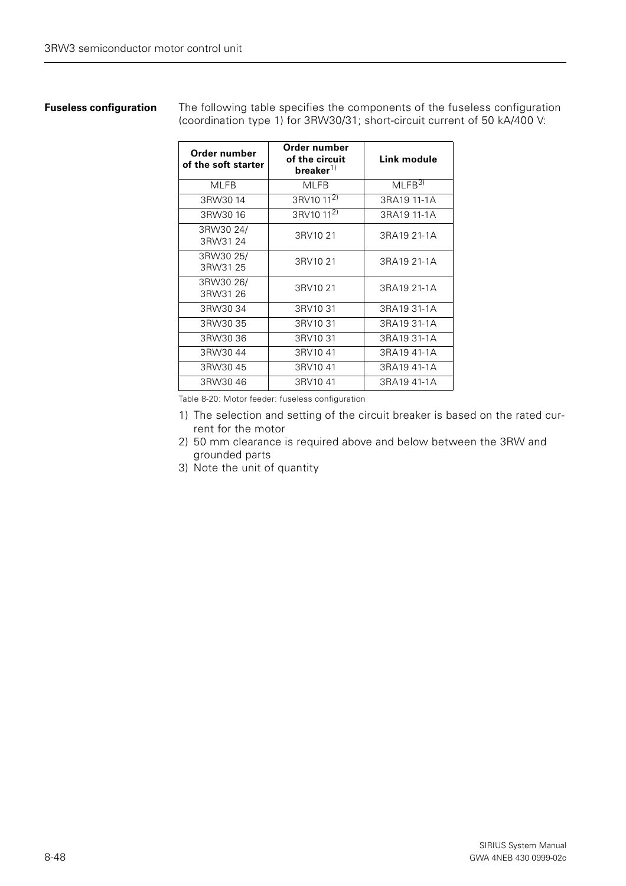**Fuseless configuration**

The following table specifies the components of the fuseless configuration (coordination type 1) for 3RW30/31; short-circuit current of 50 kA/400 V:

| Order number of the soft starter | Order number of the circuit breaker[1] | Link module |
|---|---|---|
| MLFB | MLFB | MLFB[3] |
| 3RW30 14 | 3RV10 11[2] | 3RA19 11-1A |
| 3RW30 16 | 3RV10 11[2] | 3RA19 11-1A |
| 3RW30 24/ 3RW31 24 | 3RV10 21 | 3RA19 21-1A |
| 3RW30 25/ 3RW31 25 | 3RV10 21 | 3RA19 21-1A |
| 3RW30 26/ 3RW31 26 | 3RV10 21 | 3RA19 21-1A |
| 3RW30 34 | 3RV10 31 | 3RA19 31-1A |
| 3RW30 35 | 3RV10 31 | 3RA19 31-1A |
| 3RW30 36 | 3RV10 31 | 3RA19 31-1A |
| 3RW30 44 | 3RV10 41 | 3RA19 41-1A |
| 3RW30 45 | 3RV10 41 | 3RA19 41-1A |
| 3RW30 46 | 3RV10 41 | 3RA19 41-1A |

Table 8-20: Motor feeder: fuseless configuration

1) The selection and setting of the circuit breaker is based on the rated current for the motor
2) 50 mm clearance is required above and below between the 3RW and grounded parts
3) Note the unit of quantity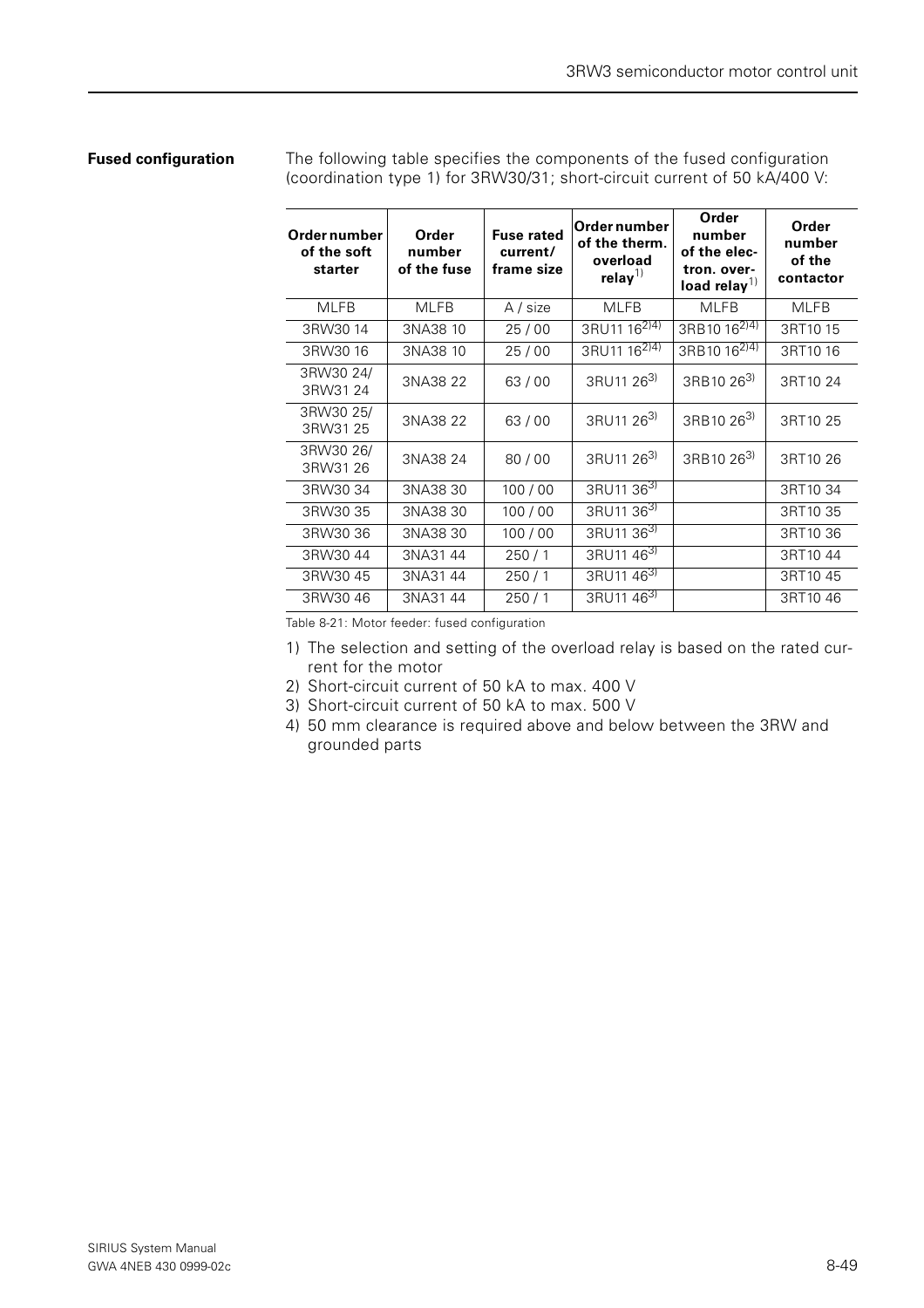**Fused configuration**

The following table specifies the components of the fused configuration (coordination type 1) for 3RW30/31; short-circuit current of 50 kA/400 V:

| Order number of the soft starter | Order number of the fuse | Fuse rated current/ frame size | Order number of the therm. overload relay[1] | Order number of the elec-tron. over-load relay[1] | Order number of the contactor |
|---|---|---|---|---|---|
| MLFB | MLFB | A / size | MLFB | MLFB | MLFB |
| 3RW30 14 | 3NA38 10 | 25 / 00 | 3RU11 16[2)4)] | 3RB10 16[2)4)] | 3RT10 15 |
| 3RW30 16 | 3NA38 10 | 25 / 00 | 3RU11 16[2)4)] | 3RB10 16[2)4)] | 3RT10 16 |
| 3RW30 24/ 3RW31 24 | 3NA38 22 | 63 / 00 | 3RU11 26[3)] | 3RB10 26[3)] | 3RT10 24 |
| 3RW30 25/ 3RW31 25 | 3NA38 22 | 63 / 00 | 3RU11 26[3)] | 3RB10 26[3)] | 3RT10 25 |
| 3RW30 26/ 3RW31 26 | 3NA38 24 | 80 / 00 | 3RU11 26[3)] | 3RB10 26[3)] | 3RT10 26 |
| 3RW30 34 | 3NA38 30 | 100 / 00 | 3RU11 36[3)] | | 3RT10 34 |
| 3RW30 35 | 3NA38 30 | 100 / 00 | 3RU11 36[3)] | | 3RT10 35 |
| 3RW30 36 | 3NA38 30 | 100 / 00 | 3RU11 36[3)] | | 3RT10 36 |
| 3RW30 44 | 3NA31 44 | 250 / 1 | 3RU11 46[3)] | | 3RT10 44 |
| 3RW30 45 | 3NA31 44 | 250 / 1 | 3RU11 46[3)] | | 3RT10 45 |
| 3RW30 46 | 3NA31 44 | 250 / 1 | 3RU11 46[3)] | | 3RT10 46 |

Table 8-21: Motor feeder: fused configuration

1) The selection and setting of the overload relay is based on the rated current for the motor
2) Short-circuit current of 50 kA to max. 400 V
3) Short-circuit current of 50 kA to max. 500 V
4) 50 mm clearance is required above and below between the 3RW and grounded parts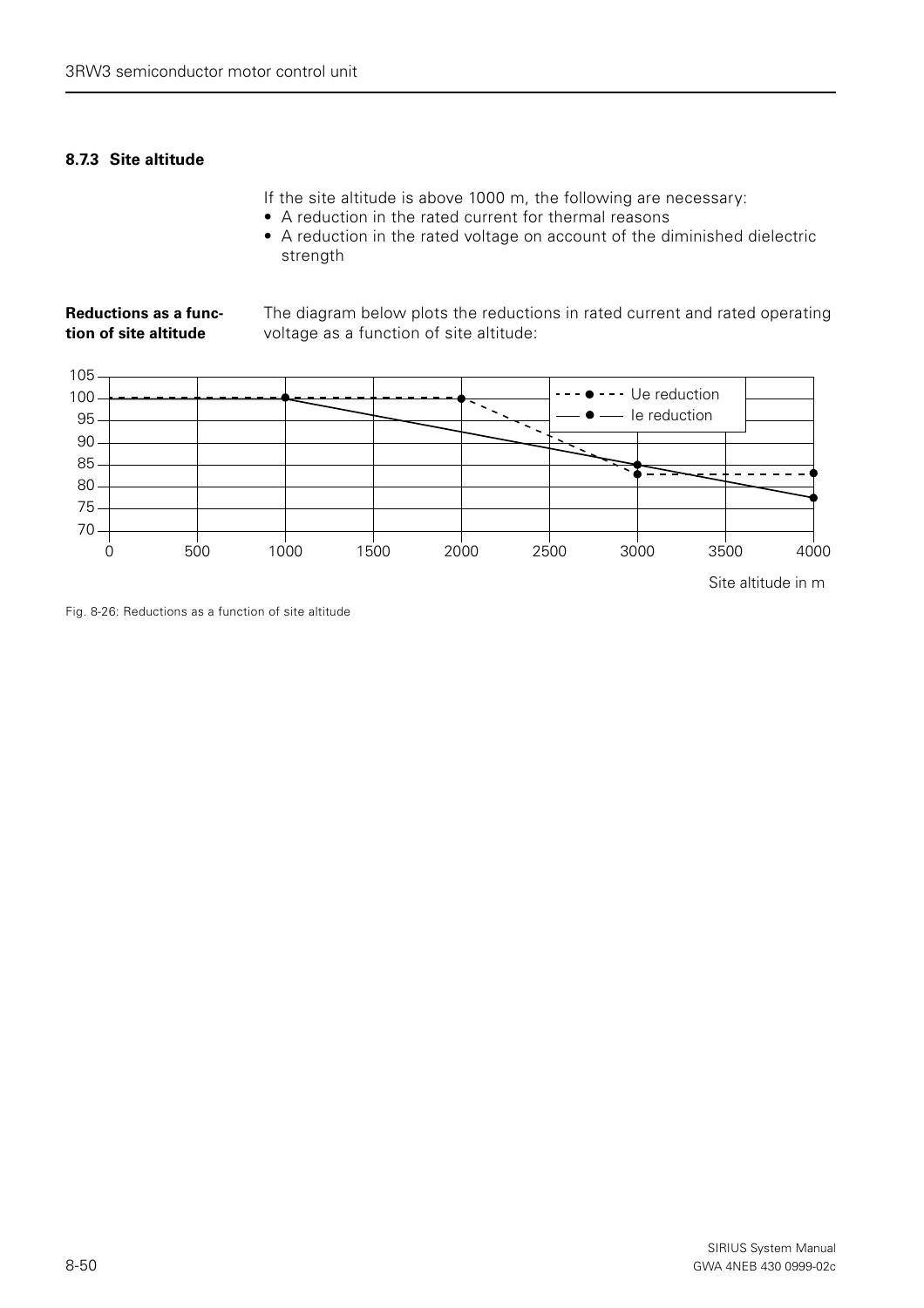### 8.7.3 Site altitude

If the site altitude is above 1000 m, the following are necessary:

- A reduction in the rated current for thermal reasons
- A reduction in the rated voltage on account of the diminished dielectric strength

**Reductions as a function of site altitude**

The diagram below plots the reductions in rated current and rated operating voltage as a function of site altitude:

Fig. 8-26: Reductions as a function of site altitude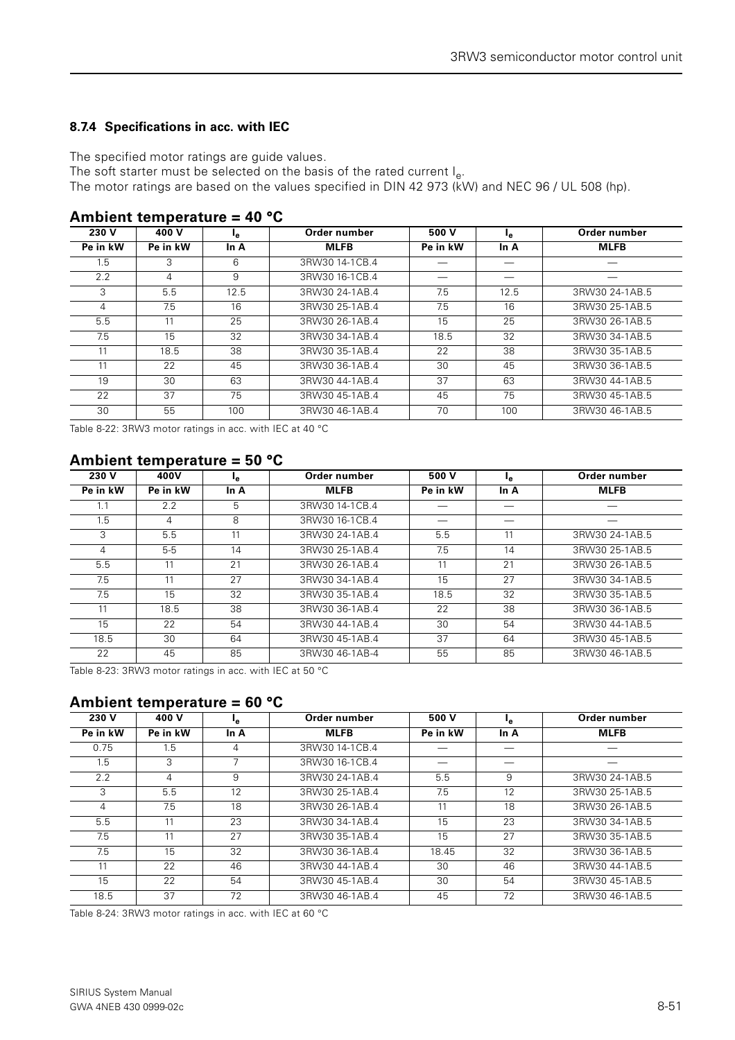### 8.7.4 Specifications in acc. with IEC

The specified motor ratings are guide values.
The soft starter must be selected on the basis of the rated current $I_e$.
The motor ratings are based on the values specified in DIN 42 973 (kW) and NEC 96 / UL 508 (hp).

## Ambient temperature = 40 °C

| 230 V | 400 V | $I_e$ | Order number | 500 V | $I_e$ | Order number |
|---|---|---|---|---|---|---|
| **Pe in kW** | **Pe in kW** | **In A** | **MLFB** | **Pe in kW** | **In A** | **MLFB** |
| 1.5 | 3 | 6 | 3RW30 14-1CB.4 | — | — | — |
| 2.2 | 4 | 9 | 3RW30 16-1CB.4 | — | — | — |
| 3 | 5.5 | 12.5 | 3RW30 24-1AB.4 | 7.5 | 12.5 | 3RW30 24-1AB.5 |
| 4 | 7.5 | 16 | 3RW30 25-1AB.4 | 7.5 | 16 | 3RW30 25-1AB.5 |
| 5.5 | 11 | 25 | 3RW30 26-1AB.4 | 15 | 25 | 3RW30 26-1AB.5 |
| 7.5 | 15 | 32 | 3RW30 34-1AB.4 | 18.5 | 32 | 3RW30 34-1AB.5 |
| 11 | 18.5 | 38 | 3RW30 35-1AB.4 | 22 | 38 | 3RW30 35-1AB.5 |
| 11 | 22 | 45 | 3RW30 36-1AB.4 | 30 | 45 | 3RW30 36-1AB.5 |
| 19 | 30 | 63 | 3RW30 44-1AB.4 | 37 | 63 | 3RW30 44-1AB.5 |
| 22 | 37 | 75 | 3RW30 45-1AB.4 | 45 | 75 | 3RW30 45-1AB.5 |
| 30 | 55 | 100 | 3RW30 46-1AB.4 | 70 | 100 | 3RW30 46-1AB.5 |

Table 8-22: 3RW3 motor ratings in acc. with IEC at 40 °C

## Ambient temperature = 50 °C

| 230 V | 400V | $I_e$ | Order number | 500 V | $I_e$ | Order number |
|---|---|---|---|---|---|---|
| **Pe in kW** | **Pe in kW** | **In A** | **MLFB** | **Pe in kW** | **In A** | **MLFB** |
| 1.1 | 2.2 | 5 | 3RW30 14-1CB.4 | — | — | — |
| 1.5 | 4 | 8 | 3RW30 16-1CB.4 | — | — | — |
| 3 | 5.5 | 11 | 3RW30 24-1AB.4 | 5.5 | 11 | 3RW30 24-1AB.5 |
| 4 | 5-5 | 14 | 3RW30 25-1AB.4 | 7.5 | 14 | 3RW30 25-1AB.5 |
| 5.5 | 11 | 21 | 3RW30 26-1AB.4 | 11 | 21 | 3RW30 26-1AB.5 |
| 7.5 | 11 | 27 | 3RW30 34-1AB.4 | 15 | 27 | 3RW30 34-1AB.5 |
| 7.5 | 15 | 32 | 3RW30 35-1AB.4 | 18.5 | 32 | 3RW30 35-1AB.5 |
| 11 | 18.5 | 38 | 3RW30 36-1AB.4 | 22 | 38 | 3RW30 36-1AB.5 |
| 15 | 22 | 54 | 3RW30 44-1AB.4 | 30 | 54 | 3RW30 44-1AB.5 |
| 18.5 | 30 | 64 | 3RW30 45-1AB.4 | 37 | 64 | 3RW30 45-1AB.5 |
| 22 | 45 | 85 | 3RW30 46-1AB-4 | 55 | 85 | 3RW30 46-1AB.5 |

Table 8-23: 3RW3 motor ratings in acc. with IEC at 50 °C

## Ambient temperature = 60 °C

| 230 V | 400 V | $I_e$ | Order number | 500 V | $I_e$ | Order number |
|---|---|---|---|---|---|---|
| **Pe in kW** | **Pe in kW** | **In A** | **MLFB** | **Pe in kW** | **In A** | **MLFB** |
| 0.75 | 1.5 | 4 | 3RW30 14-1CB.4 | — | — | — |
| 1.5 | 3 | 7 | 3RW30 16-1CB.4 | — | — | — |
| 2.2 | 4 | 9 | 3RW30 24-1AB.4 | 5.5 | 9 | 3RW30 24-1AB.5 |
| 3 | 5.5 | 12 | 3RW30 25-1AB.4 | 7.5 | 12 | 3RW30 25-1AB.5 |
| 4 | 7.5 | 18 | 3RW30 26-1AB.4 | 11 | 18 | 3RW30 26-1AB.5 |
| 5.5 | 11 | 23 | 3RW30 34-1AB.4 | 15 | 23 | 3RW30 34-1AB.5 |
| 7.5 | 11 | 27 | 3RW30 35-1AB.4 | 15 | 27 | 3RW30 35-1AB.5 |
| 7.5 | 15 | 32 | 3RW30 36-1AB.4 | 18.45 | 32 | 3RW30 36-1AB.5 |
| 11 | 22 | 46 | 3RW30 44-1AB.4 | 30 | 46 | 3RW30 44-1AB.5 |
| 15 | 22 | 54 | 3RW30 45-1AB.4 | 30 | 54 | 3RW30 45-1AB.5 |
| 18.5 | 37 | 72 | 3RW30 46-1AB.4 | 45 | 72 | 3RW30 46-1AB.5 |

Table 8-24: 3RW3 motor ratings in acc. with IEC at 60 °C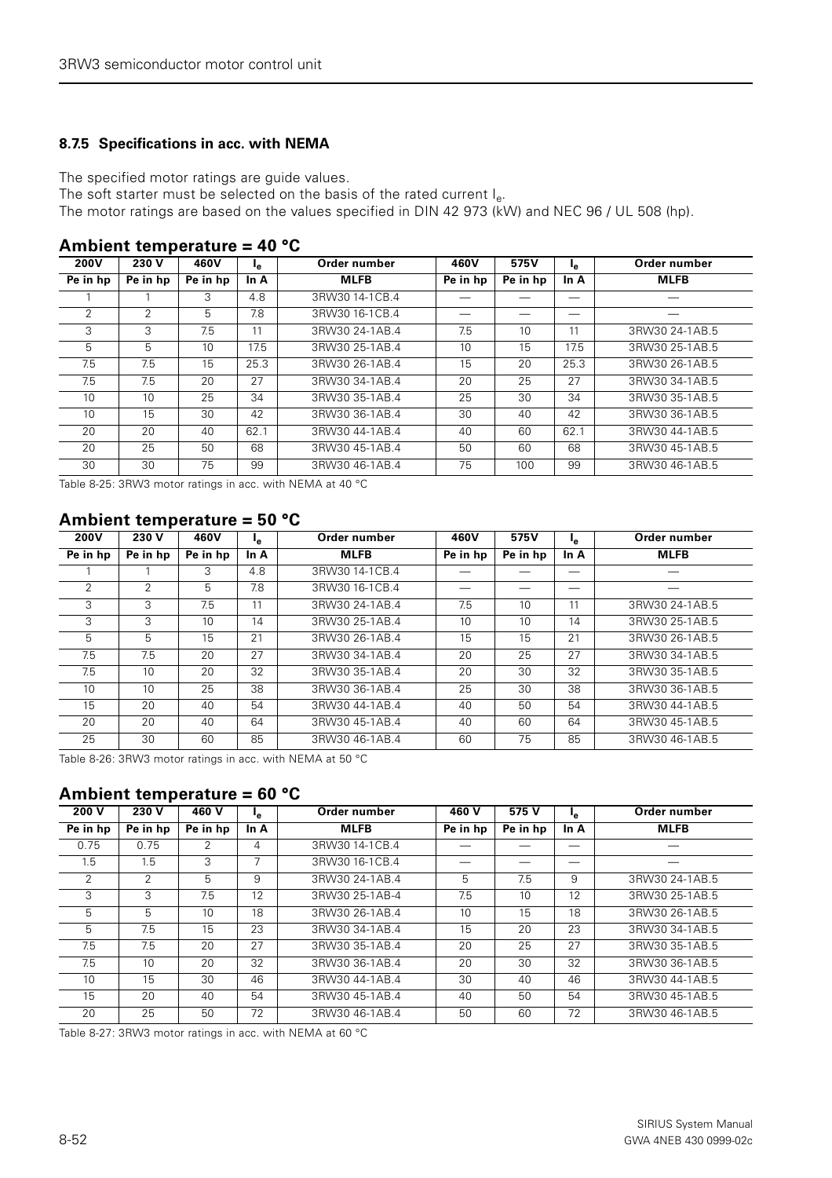### 8.7.5 Specifications in acc. with NEMA

The specified motor ratings are guide values.
The soft starter must be selected on the basis of the rated current $I_e$.
The motor ratings are based on the values specified in DIN 42 973 (kW) and NEC 96 / UL 508 (hp).

## Ambient temperature = 40 °C

| 200V | 230 V | 460V | $I_e$ | Order number | 460V | 575V | $I_e$ | Order number |
|---|---|---|---|---|---|---|---|---|
| Pe in hp | Pe in hp | Pe in hp | In A | MLFB | Pe in hp | Pe in hp | In A | MLFB |
| 1 | 1 | 3 | 4.8 | 3RW30 14-1CB.4 | — | — | — | — |
| 2 | 2 | 5 | 7.8 | 3RW30 16-1CB.4 | — | — | — | — |
| 3 | 3 | 7.5 | 11 | 3RW30 24-1AB.4 | 7.5 | 10 | 11 | 3RW30 24-1AB.5 |
| 5 | 5 | 10 | 17.5 | 3RW30 25-1AB.4 | 10 | 15 | 17.5 | 3RW30 25-1AB.5 |
| 7.5 | 7.5 | 15 | 25.3 | 3RW30 26-1AB.4 | 15 | 20 | 25.3 | 3RW30 26-1AB.5 |
| 7.5 | 7.5 | 20 | 27 | 3RW30 34-1AB.4 | 20 | 25 | 27 | 3RW30 34-1AB.5 |
| 10 | 10 | 25 | 34 | 3RW30 35-1AB.4 | 25 | 30 | 34 | 3RW30 35-1AB.5 |
| 10 | 15 | 30 | 42 | 3RW30 36-1AB.4 | 30 | 40 | 42 | 3RW30 36-1AB.5 |
| 20 | 20 | 40 | 62.1 | 3RW30 44-1AB.4 | 40 | 60 | 62.1 | 3RW30 44-1AB.5 |
| 20 | 25 | 50 | 68 | 3RW30 45-1AB.4 | 50 | 60 | 68 | 3RW30 45-1AB.5 |
| 30 | 30 | 75 | 99 | 3RW30 46-1AB.4 | 75 | 100 | 99 | 3RW30 46-1AB.5 |

Table 8-25: 3RW3 motor ratings in acc. with NEMA at 40 °C

## Ambient temperature = 50 °C

| 200V | 230 V | 460V | $I_e$ | Order number | 460V | 575V | $I_e$ | Order number |
|---|---|---|---|---|---|---|---|---|
| Pe in hp | Pe in hp | Pe in hp | In A | MLFB | Pe in hp | Pe in hp | In A | MLFB |
| 1 | 1 | 3 | 4.8 | 3RW30 14-1CB.4 | — | — | — | — |
| 2 | 2 | 5 | 7.8 | 3RW30 16-1CB.4 | — | — | — | — |
| 3 | 3 | 7.5 | 11 | 3RW30 24-1AB.4 | 7.5 | 10 | 11 | 3RW30 24-1AB.5 |
| 3 | 3 | 10 | 14 | 3RW30 25-1AB.4 | 10 | 10 | 14 | 3RW30 25-1AB.5 |
| 5 | 5 | 15 | 21 | 3RW30 26-1AB.4 | 15 | 15 | 21 | 3RW30 26-1AB.5 |
| 7.5 | 7.5 | 20 | 27 | 3RW30 34-1AB.4 | 20 | 25 | 27 | 3RW30 34-1AB.5 |
| 7.5 | 10 | 20 | 32 | 3RW30 35-1AB.4 | 20 | 30 | 32 | 3RW30 35-1AB.5 |
| 10 | 10 | 25 | 38 | 3RW30 36-1AB.4 | 25 | 30 | 38 | 3RW30 36-1AB.5 |
| 15 | 20 | 40 | 54 | 3RW30 44-1AB.4 | 40 | 50 | 54 | 3RW30 44-1AB.5 |
| 20 | 20 | 40 | 64 | 3RW30 45-1AB.4 | 40 | 60 | 64 | 3RW30 45-1AB.5 |
| 25 | 30 | 60 | 85 | 3RW30 46-1AB.4 | 60 | 75 | 85 | 3RW30 46-1AB.5 |

Table 8-26: 3RW3 motor ratings in acc. with NEMA at 50 °C

## Ambient temperature = 60 °C

| 200 V | 230 V | 460 V | $I_e$ | Order number | 460 V | 575 V | $I_e$ | Order number |
|---|---|---|---|---|---|---|---|---|
| Pe in hp | Pe in hp | Pe in hp | In A | MLFB | Pe in hp | Pe in hp | In A | MLFB |
| 0.75 | 0.75 | 2 | 4 | 3RW30 14-1CB.4 | — | — | — | — |
| 1.5 | 1.5 | 3 | 7 | 3RW30 16-1CB.4 | — | — | — | — |
| 2 | 2 | 5 | 9 | 3RW30 24-1AB.4 | 5 | 7.5 | 9 | 3RW30 24-1AB.5 |
| 3 | 3 | 7.5 | 12 | 3RW30 25-1AB-4 | 7.5 | 10 | 12 | 3RW30 25-1AB.5 |
| 5 | 5 | 10 | 18 | 3RW30 26-1AB.4 | 10 | 15 | 18 | 3RW30 26-1AB.5 |
| 5 | 7.5 | 15 | 23 | 3RW30 34-1AB.4 | 15 | 20 | 23 | 3RW30 34-1AB.5 |
| 7.5 | 7.5 | 20 | 27 | 3RW30 35-1AB.4 | 20 | 25 | 27 | 3RW30 35-1AB.5 |
| 7.5 | 10 | 20 | 32 | 3RW30 36-1AB.4 | 20 | 30 | 32 | 3RW30 36-1AB.5 |
| 10 | 15 | 30 | 46 | 3RW30 44-1AB.4 | 30 | 40 | 46 | 3RW30 44-1AB.5 |
| 15 | 20 | 40 | 54 | 3RW30 45-1AB.4 | 40 | 50 | 54 | 3RW30 45-1AB.5 |
| 20 | 25 | 50 | 72 | 3RW30 46-1AB.4 | 50 | 60 | 72 | 3RW30 46-1AB.5 |

Table 8-27: 3RW3 motor ratings in acc. with NEMA at 60 °C